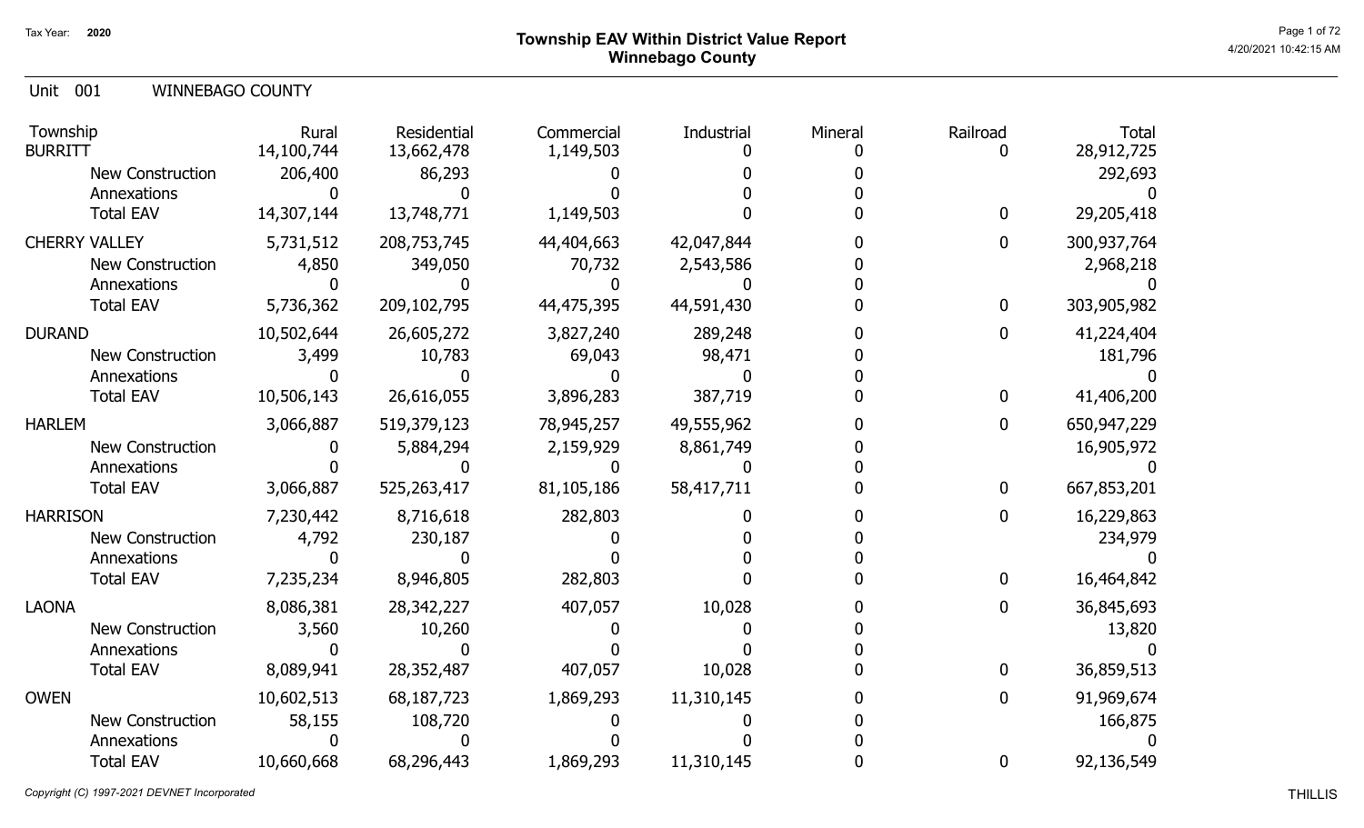# Township EAV Within District Value Report
## Winnebago County

Tax Year: 2020

Unit 001 WINNEBAGO COUNTY

| Township | Rural | Residential | Commercial | Industrial | Mineral | Railroad | Total |
|---|---|---|---|---|---|---|---|
| BURRITT | 14,100,744 | 13,662,478 | 1,149,503 | 0 | 0 | 0 | 28,912,725 |
| New Construction | 206,400 | 86,293 | 0 | 0 | 0 | | 292,693 |
| Annexations | 0 | 0 | 0 | 0 | 0 | | 0 |
| Total EAV | 14,307,144 | 13,748,771 | 1,149,503 | 0 | 0 | 0 | 29,205,418 |
| CHERRY VALLEY | 5,731,512 | 208,753,745 | 44,404,663 | 42,047,844 | 0 | 0 | 300,937,764 |
| New Construction | 4,850 | 349,050 | 70,732 | 2,543,586 | 0 | | 2,968,218 |
| Annexations | 0 | 0 | 0 | 0 | 0 | | 0 |
| Total EAV | 5,736,362 | 209,102,795 | 44,475,395 | 44,591,430 | 0 | 0 | 303,905,982 |
| DURAND | 10,502,644 | 26,605,272 | 3,827,240 | 289,248 | 0 | 0 | 41,224,404 |
| New Construction | 3,499 | 10,783 | 69,043 | 98,471 | 0 | | 181,796 |
| Annexations | 0 | 0 | 0 | 0 | 0 | | 0 |
| Total EAV | 10,506,143 | 26,616,055 | 3,896,283 | 387,719 | 0 | 0 | 41,406,200 |
| HARLEM | 3,066,887 | 519,379,123 | 78,945,257 | 49,555,962 | 0 | 0 | 650,947,229 |
| New Construction | 0 | 5,884,294 | 2,159,929 | 8,861,749 | 0 | | 16,905,972 |
| Annexations | 0 | 0 | 0 | 0 | 0 | | 0 |
| Total EAV | 3,066,887 | 525,263,417 | 81,105,186 | 58,417,711 | 0 | 0 | 667,853,201 |
| HARRISON | 7,230,442 | 8,716,618 | 282,803 | 0 | 0 | 0 | 16,229,863 |
| New Construction | 4,792 | 230,187 | 0 | 0 | 0 | | 234,979 |
| Annexations | 0 | 0 | 0 | 0 | 0 | | 0 |
| Total EAV | 7,235,234 | 8,946,805 | 282,803 | 0 | 0 | 0 | 16,464,842 |
| LAONA | 8,086,381 | 28,342,227 | 407,057 | 10,028 | 0 | 0 | 36,845,693 |
| New Construction | 3,560 | 10,260 | 0 | 0 | 0 | | 13,820 |
| Annexations | 0 | 0 | 0 | 0 | 0 | | 0 |
| Total EAV | 8,089,941 | 28,352,487 | 407,057 | 10,028 | 0 | 0 | 36,859,513 |
| OWEN | 10,602,513 | 68,187,723 | 1,869,293 | 11,310,145 | 0 | 0 | 91,969,674 |
| New Construction | 58,155 | 108,720 | 0 | 0 | 0 | | 166,875 |
| Annexations | 0 | 0 | 0 | 0 | 0 | | 0 |
| Total EAV | 10,660,668 | 68,296,443 | 1,869,293 | 11,310,145 | 0 | 0 | 92,136,549 |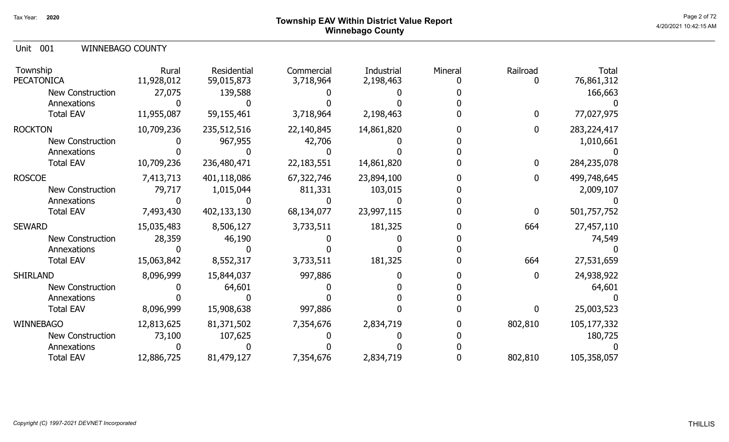# Township EAV Within District Value Report
## Winnebago County

Tax Year: 2020

Unit 001 WINNEBAGO COUNTY

| Township | Rural | Residential | Commercial | Industrial | Mineral | Railroad | Total |
|---|---|---|---|---|---|---|---|
| PECATONICA | 11,928,012 | 59,015,873 | 3,718,964 | 2,198,463 | 0 | 0 | 76,861,312 |
| New Construction | 27,075 | 139,588 | 0 | 0 | 0 | | 166,663 |
| Annexations | 0 | 0 | 0 | 0 | 0 | | 0 |
| Total EAV | 11,955,087 | 59,155,461 | 3,718,964 | 2,198,463 | 0 | 0 | 77,027,975 |
| ROCKTON | 10,709,236 | 235,512,516 | 22,140,845 | 14,861,820 | 0 | 0 | 283,224,417 |
| New Construction | 0 | 967,955 | 42,706 | 0 | 0 | | 1,010,661 |
| Annexations | 0 | 0 | 0 | 0 | 0 | | 0 |
| Total EAV | 10,709,236 | 236,480,471 | 22,183,551 | 14,861,820 | 0 | 0 | 284,235,078 |
| ROSCOE | 7,413,713 | 401,118,086 | 67,322,746 | 23,894,100 | 0 | 0 | 499,748,645 |
| New Construction | 79,717 | 1,015,044 | 811,331 | 103,015 | 0 | | 2,009,107 |
| Annexations | 0 | 0 | 0 | 0 | 0 | | 0 |
| Total EAV | 7,493,430 | 402,133,130 | 68,134,077 | 23,997,115 | 0 | 0 | 501,757,752 |
| SEWARD | 15,035,483 | 8,506,127 | 3,733,511 | 181,325 | 0 | 664 | 27,457,110 |
| New Construction | 28,359 | 46,190 | 0 | 0 | 0 | | 74,549 |
| Annexations | 0 | 0 | 0 | 0 | 0 | | 0 |
| Total EAV | 15,063,842 | 8,552,317 | 3,733,511 | 181,325 | 0 | 664 | 27,531,659 |
| SHIRLAND | 8,096,999 | 15,844,037 | 997,886 | 0 | 0 | 0 | 24,938,922 |
| New Construction | 0 | 64,601 | 0 | 0 | 0 | | 64,601 |
| Annexations | 0 | 0 | 0 | 0 | 0 | | 0 |
| Total EAV | 8,096,999 | 15,908,638 | 997,886 | 0 | 0 | 0 | 25,003,523 |
| WINNEBAGO | 12,813,625 | 81,371,502 | 7,354,676 | 2,834,719 | 0 | 802,810 | 105,177,332 |
| New Construction | 73,100 | 107,625 | 0 | 0 | 0 | | 180,725 |
| Annexations | 0 | 0 | 0 | 0 | 0 | | 0 |
| Total EAV | 12,886,725 | 81,479,127 | 7,354,676 | 2,834,719 | 0 | 802,810 | 105,358,057 |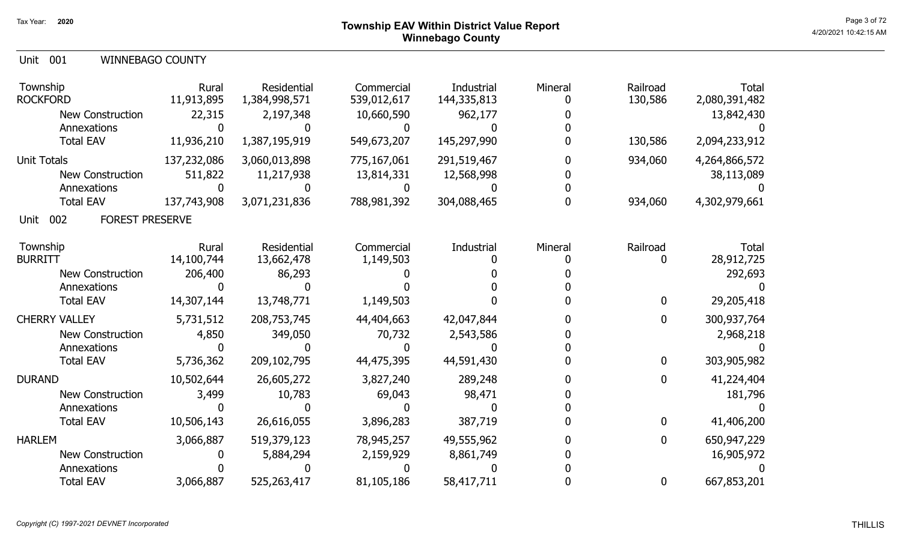# Township EAV Within District Value Report
## Winnebago County

Tax Year: 2020

4/20/2021 10:42:15 AM

### Unit 001 WINNEBAGO COUNTY

| Township | Rural | Residential | Commercial | Industrial | Mineral | Railroad | Total |
|---|---|---|---|---|---|---|---|
| ROCKFORD | 11,913,895 | 1,384,998,571 | 539,012,617 | 144,335,813 | 0 | 130,586 | 2,080,391,482 |
| New Construction | 22,315 | 2,197,348 | 10,660,590 | 962,177 | 0 | | 13,842,430 |
| Annexations | 0 | 0 | 0 | 0 | 0 | | 0 |
| Total EAV | 11,936,210 | 1,387,195,919 | 549,673,207 | 145,297,990 | 0 | 130,586 | 2,094,233,912 |
| Unit Totals | 137,232,086 | 3,060,013,898 | 775,167,061 | 291,519,467 | 0 | 934,060 | 4,264,866,572 |
| New Construction | 511,822 | 11,217,938 | 13,814,331 | 12,568,998 | 0 | | 38,113,089 |
| Annexations | 0 | 0 | 0 | 0 | 0 | | 0 |
| Total EAV | 137,743,908 | 3,071,231,836 | 788,981,392 | 304,088,465 | 0 | 934,060 | 4,302,979,661 |

### Unit 002 FOREST PRESERVE

| Township | Rural | Residential | Commercial | Industrial | Mineral | Railroad | Total |
|---|---|---|---|---|---|---|---|
| BURRITT | 14,100,744 | 13,662,478 | 1,149,503 | 0 | 0 | 0 | 28,912,725 |
| New Construction | 206,400 | 86,293 | 0 | 0 | 0 | | 292,693 |
| Annexations | 0 | 0 | 0 | 0 | 0 | | 0 |
| Total EAV | 14,307,144 | 13,748,771 | 1,149,503 | 0 | 0 | 0 | 29,205,418 |
| CHERRY VALLEY | 5,731,512 | 208,753,745 | 44,404,663 | 42,047,844 | 0 | 0 | 300,937,764 |
| New Construction | 4,850 | 349,050 | 70,732 | 2,543,586 | 0 | | 2,968,218 |
| Annexations | 0 | 0 | 0 | 0 | 0 | | 0 |
| Total EAV | 5,736,362 | 209,102,795 | 44,475,395 | 44,591,430 | 0 | 0 | 303,905,982 |
| DURAND | 10,502,644 | 26,605,272 | 3,827,240 | 289,248 | 0 | 0 | 41,224,404 |
| New Construction | 3,499 | 10,783 | 69,043 | 98,471 | 0 | | 181,796 |
| Annexations | 0 | 0 | 0 | 0 | 0 | | 0 |
| Total EAV | 10,506,143 | 26,616,055 | 3,896,283 | 387,719 | 0 | 0 | 41,406,200 |
| HARLEM | 3,066,887 | 519,379,123 | 78,945,257 | 49,555,962 | 0 | 0 | 650,947,229 |
| New Construction | 0 | 5,884,294 | 2,159,929 | 8,861,749 | 0 | | 16,905,972 |
| Annexations | 0 | 0 | 0 | 0 | 0 | | 0 |
| Total EAV | 3,066,887 | 525,263,417 | 81,105,186 | 58,417,711 | 0 | 0 | 667,853,201 |

*Copyright (C) 1997-2021 DEVNET Incorporated*

THILLIS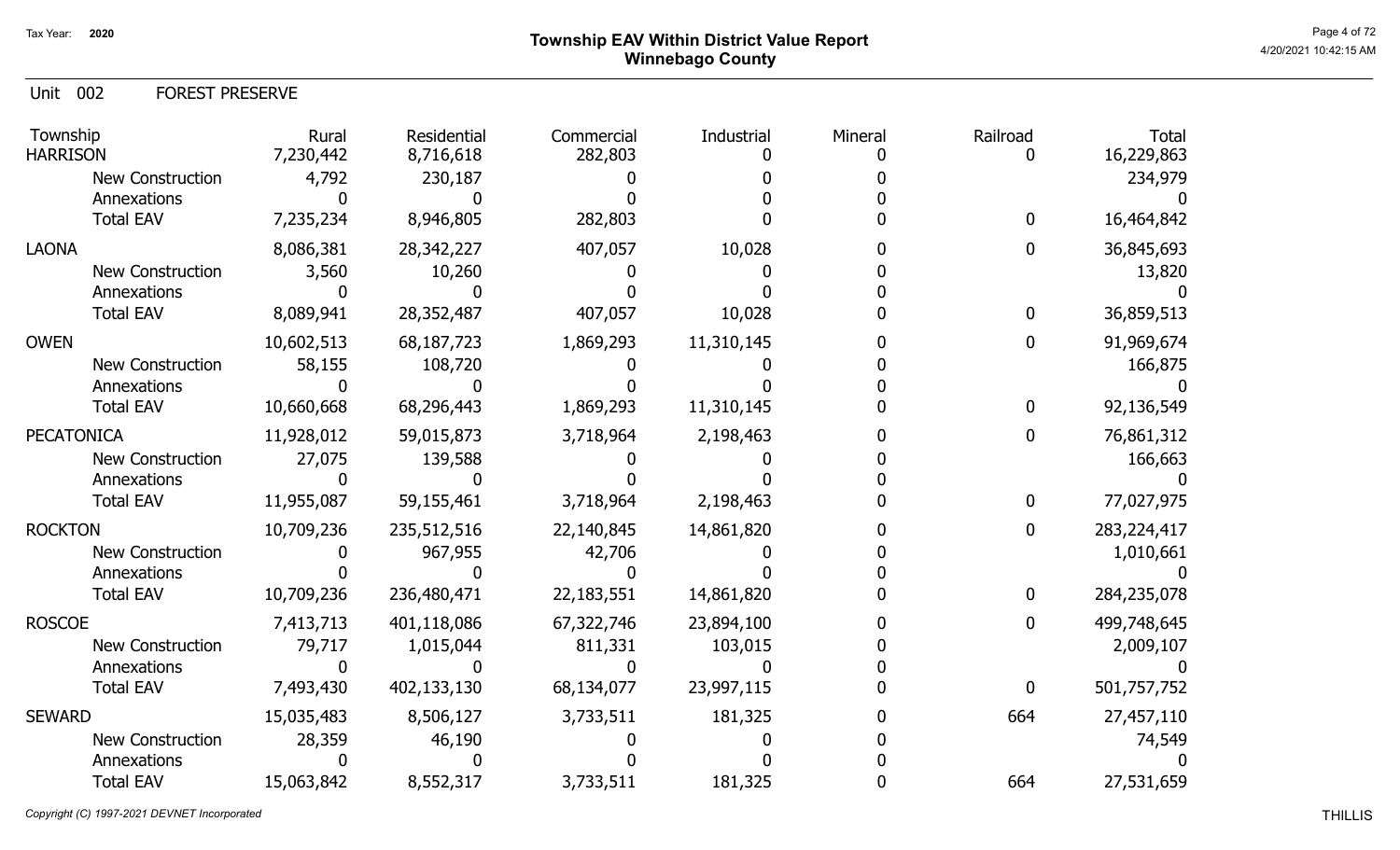# Township EAV Within District Value Report
## Winnebago County

Tax Year: 2020

Unit 002 FOREST PRESERVE

| Township | Rural | Residential | Commercial | Industrial | Mineral | Railroad | Total |
|---|---|---|---|---|---|---|---|
| HARRISON | 7,230,442 | 8,716,618 | 282,803 | 0 | 0 | 0 | 16,229,863 |
| New Construction | 4,792 | 230,187 | 0 | 0 | 0 | | 234,979 |
| Annexations | 0 | 0 | 0 | 0 | 0 | | 0 |
| Total EAV | 7,235,234 | 8,946,805 | 282,803 | 0 | 0 | 0 | 16,464,842 |
| LAONA | 8,086,381 | 28,342,227 | 407,057 | 10,028 | 0 | 0 | 36,845,693 |
| New Construction | 3,560 | 10,260 | 0 | 0 | 0 | | 13,820 |
| Annexations | 0 | 0 | 0 | 0 | 0 | | 0 |
| Total EAV | 8,089,941 | 28,352,487 | 407,057 | 10,028 | 0 | 0 | 36,859,513 |
| OWEN | 10,602,513 | 68,187,723 | 1,869,293 | 11,310,145 | 0 | 0 | 91,969,674 |
| New Construction | 58,155 | 108,720 | 0 | 0 | 0 | | 166,875 |
| Annexations | 0 | 0 | 0 | 0 | 0 | | 0 |
| Total EAV | 10,660,668 | 68,296,443 | 1,869,293 | 11,310,145 | 0 | 0 | 92,136,549 |
| PECATONICA | 11,928,012 | 59,015,873 | 3,718,964 | 2,198,463 | 0 | 0 | 76,861,312 |
| New Construction | 27,075 | 139,588 | 0 | 0 | 0 | | 166,663 |
| Annexations | 0 | 0 | 0 | 0 | 0 | | 0 |
| Total EAV | 11,955,087 | 59,155,461 | 3,718,964 | 2,198,463 | 0 | 0 | 77,027,975 |
| ROCKTON | 10,709,236 | 235,512,516 | 22,140,845 | 14,861,820 | 0 | 0 | 283,224,417 |
| New Construction | 0 | 967,955 | 42,706 | 0 | 0 | | 1,010,661 |
| Annexations | 0 | 0 | 0 | 0 | 0 | | 0 |
| Total EAV | 10,709,236 | 236,480,471 | 22,183,551 | 14,861,820 | 0 | 0 | 284,235,078 |
| ROSCOE | 7,413,713 | 401,118,086 | 67,322,746 | 23,894,100 | 0 | 0 | 499,748,645 |
| New Construction | 79,717 | 1,015,044 | 811,331 | 103,015 | 0 | | 2,009,107 |
| Annexations | 0 | 0 | 0 | 0 | 0 | | 0 |
| Total EAV | 7,493,430 | 402,133,130 | 68,134,077 | 23,997,115 | 0 | 0 | 501,757,752 |
| SEWARD | 15,035,483 | 8,506,127 | 3,733,511 | 181,325 | 0 | 664 | 27,457,110 |
| New Construction | 28,359 | 46,190 | 0 | 0 | 0 | | 74,549 |
| Annexations | 0 | 0 | 0 | 0 | 0 | | 0 |
| Total EAV | 15,063,842 | 8,552,317 | 3,733,511 | 181,325 | 0 | 664 | 27,531,659 |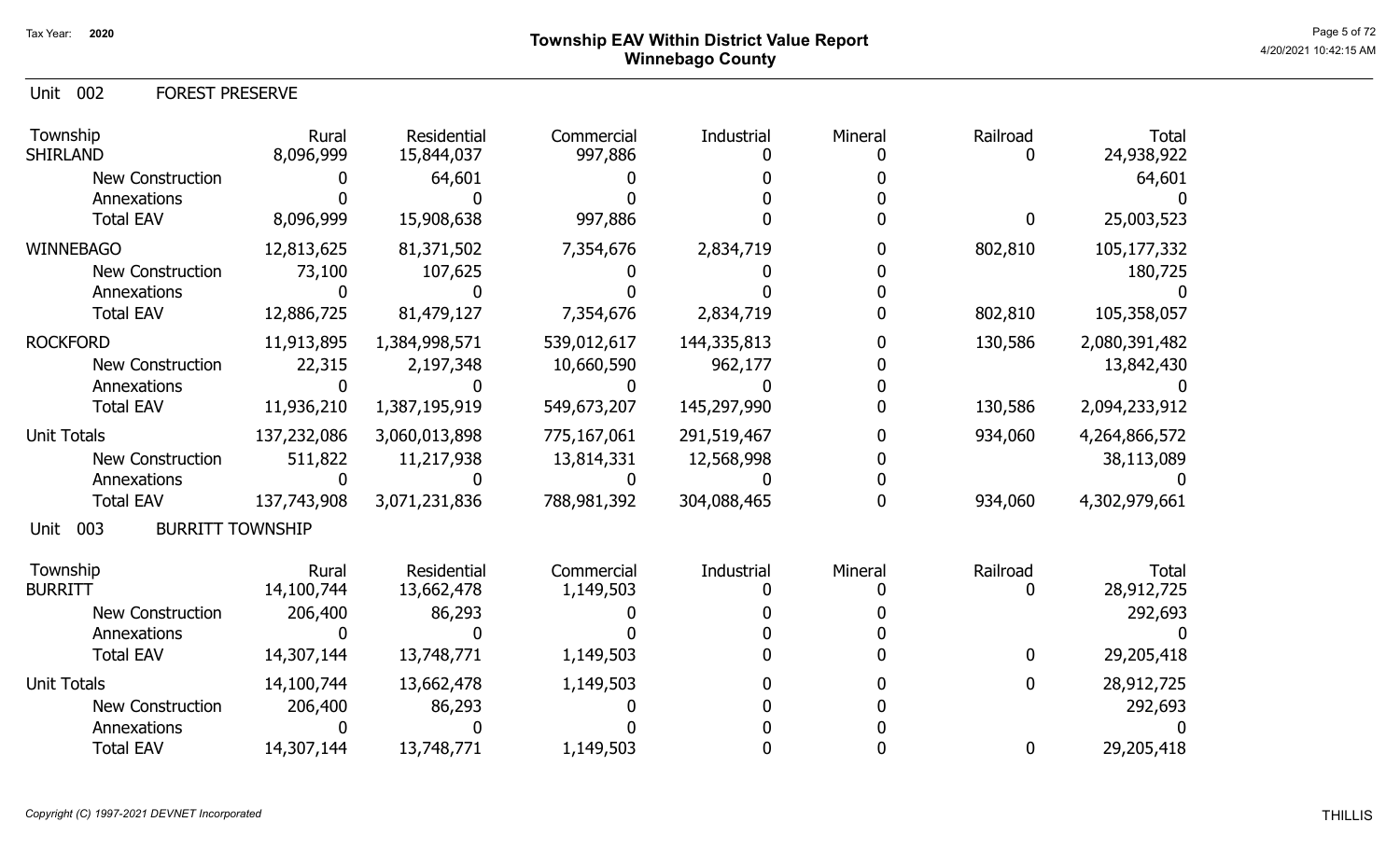Tax Year: 2020

# Township EAV Within District Value Report
## Winnebago County

Unit 002 FOREST PRESERVE

| Township | Rural | Residential | Commercial | Industrial | Mineral | Railroad | Total |
|---|---|---|---|---|---|---|---|
| SHIRLAND | 8,096,999 | 15,844,037 | 997,886 | 0 | 0 | 0 | 24,938,922 |
| New Construction | 0 | 64,601 | 0 | 0 | 0 | | 64,601 |
| Annexations | 0 | 0 | 0 | 0 | 0 | | 0 |
| Total EAV | 8,096,999 | 15,908,638 | 997,886 | 0 | 0 | 0 | 25,003,523 |
| WINNEBAGO | 12,813,625 | 81,371,502 | 7,354,676 | 2,834,719 | 0 | 802,810 | 105,177,332 |
| New Construction | 73,100 | 107,625 | 0 | 0 | 0 | | 180,725 |
| Annexations | 0 | 0 | 0 | 0 | 0 | | 0 |
| Total EAV | 12,886,725 | 81,479,127 | 7,354,676 | 2,834,719 | 0 | 802,810 | 105,358,057 |
| ROCKFORD | 11,913,895 | 1,384,998,571 | 539,012,617 | 144,335,813 | 0 | 130,586 | 2,080,391,482 |
| New Construction | 22,315 | 2,197,348 | 10,660,590 | 962,177 | 0 | | 13,842,430 |
| Annexations | 0 | 0 | 0 | 0 | 0 | | 0 |
| Total EAV | 11,936,210 | 1,387,195,919 | 549,673,207 | 145,297,990 | 0 | 130,586 | 2,094,233,912 |
| Unit Totals | 137,232,086 | 3,060,013,898 | 775,167,061 | 291,519,467 | 0 | 934,060 | 4,264,866,572 |
| New Construction | 511,822 | 11,217,938 | 13,814,331 | 12,568,998 | 0 | | 38,113,089 |
| Annexations | 0 | 0 | 0 | 0 | 0 | | 0 |
| Total EAV | 137,743,908 | 3,071,231,836 | 788,981,392 | 304,088,465 | 0 | 934,060 | 4,302,979,661 |

Unit 003 BURRITT TOWNSHIP

| Township | Rural | Residential | Commercial | Industrial | Mineral | Railroad | Total |
|---|---|---|---|---|---|---|---|
| BURRITT | 14,100,744 | 13,662,478 | 1,149,503 | 0 | 0 | 0 | 28,912,725 |
| New Construction | 206,400 | 86,293 | 0 | 0 | 0 | | 292,693 |
| Annexations | 0 | 0 | 0 | 0 | 0 | | 0 |
| Total EAV | 14,307,144 | 13,748,771 | 1,149,503 | 0 | 0 | 0 | 29,205,418 |
| Unit Totals | 14,100,744 | 13,662,478 | 1,149,503 | 0 | 0 | 0 | 28,912,725 |
| New Construction | 206,400 | 86,293 | 0 | 0 | 0 | | 292,693 |
| Annexations | 0 | 0 | 0 | 0 | 0 | | 0 |
| Total EAV | 14,307,144 | 13,748,771 | 1,149,503 | 0 | 0 | 0 | 29,205,418 |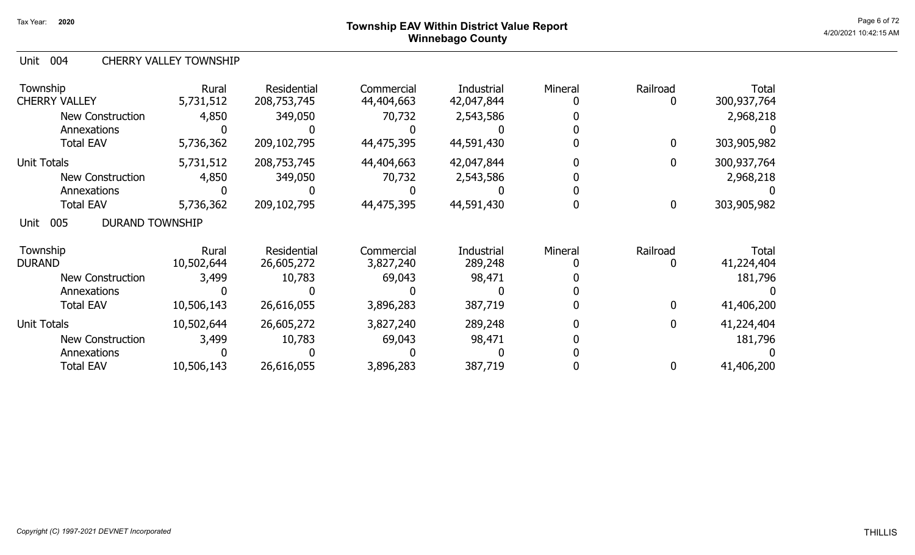# Township EAV Within District Value Report
## Winnebago County

Tax Year: 2020

### Unit 004 CHERRY VALLEY TOWNSHIP

| Township | Rural | Residential | Commercial | Industrial | Mineral | Railroad | Total |
|---|---|---|---|---|---|---|---|
| CHERRY VALLEY | 5,731,512 | 208,753,745 | 44,404,663 | 42,047,844 | 0 | 0 | 300,937,764 |
| New Construction | 4,850 | 349,050 | 70,732 | 2,543,586 | 0 | | 2,968,218 |
| Annexations | 0 | 0 | 0 | 0 | 0 | | 0 |
| Total EAV | 5,736,362 | 209,102,795 | 44,475,395 | 44,591,430 | 0 | 0 | 303,905,982 |
| Unit Totals | 5,731,512 | 208,753,745 | 44,404,663 | 42,047,844 | 0 | 0 | 300,937,764 |
| New Construction | 4,850 | 349,050 | 70,732 | 2,543,586 | 0 | | 2,968,218 |
| Annexations | 0 | 0 | 0 | 0 | 0 | | 0 |
| Total EAV | 5,736,362 | 209,102,795 | 44,475,395 | 44,591,430 | 0 | 0 | 303,905,982 |

### Unit 005 DURAND TOWNSHIP

| Township | Rural | Residential | Commercial | Industrial | Mineral | Railroad | Total |
|---|---|---|---|---|---|---|---|
| DURAND | 10,502,644 | 26,605,272 | 3,827,240 | 289,248 | 0 | 0 | 41,224,404 |
| New Construction | 3,499 | 10,783 | 69,043 | 98,471 | 0 | | 181,796 |
| Annexations | 0 | 0 | 0 | 0 | 0 | | 0 |
| Total EAV | 10,506,143 | 26,616,055 | 3,896,283 | 387,719 | 0 | 0 | 41,406,200 |
| Unit Totals | 10,502,644 | 26,605,272 | 3,827,240 | 289,248 | 0 | 0 | 41,224,404 |
| New Construction | 3,499 | 10,783 | 69,043 | 98,471 | 0 | | 181,796 |
| Annexations | 0 | 0 | 0 | 0 | 0 | | 0 |
| Total EAV | 10,506,143 | 26,616,055 | 3,896,283 | 387,719 | 0 | 0 | 41,406,200 |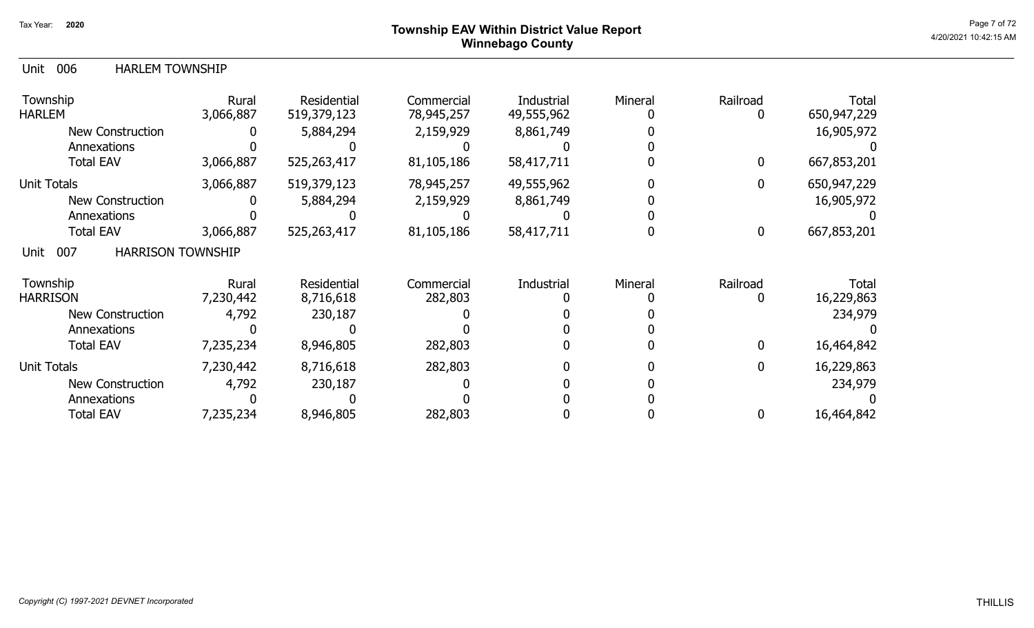# Township EAV Within District Value Report
## Winnebago County

Tax Year: 2020

Unit 006 HARLEM TOWNSHIP

| Township | Rural | Residential | Commercial | Industrial | Mineral | Railroad | Total |
|---|---|---|---|---|---|---|---|
| HARLEM | 3,066,887 | 519,379,123 | 78,945,257 | 49,555,962 | 0 | 0 | 650,947,229 |
| New Construction | 0 | 5,884,294 | 2,159,929 | 8,861,749 | 0 | | 16,905,972 |
| Annexations | 0 | 0 | 0 | 0 | 0 | | 0 |
| Total EAV | 3,066,887 | 525,263,417 | 81,105,186 | 58,417,711 | 0 | 0 | 667,853,201 |
| Unit Totals | 3,066,887 | 519,379,123 | 78,945,257 | 49,555,962 | 0 | 0 | 650,947,229 |
| New Construction | 0 | 5,884,294 | 2,159,929 | 8,861,749 | 0 | | 16,905,972 |
| Annexations | 0 | 0 | 0 | 0 | 0 | | 0 |
| Total EAV | 3,066,887 | 525,263,417 | 81,105,186 | 58,417,711 | 0 | 0 | 667,853,201 |

Unit 007 HARRISON TOWNSHIP

| Township | Rural | Residential | Commercial | Industrial | Mineral | Railroad | Total |
|---|---|---|---|---|---|---|---|
| HARRISON | 7,230,442 | 8,716,618 | 282,803 | 0 | 0 | 0 | 16,229,863 |
| New Construction | 4,792 | 230,187 | 0 | 0 | 0 | | 234,979 |
| Annexations | 0 | 0 | 0 | 0 | 0 | | 0 |
| Total EAV | 7,235,234 | 8,946,805 | 282,803 | 0 | 0 | 0 | 16,464,842 |
| Unit Totals | 7,230,442 | 8,716,618 | 282,803 | 0 | 0 | 0 | 16,229,863 |
| New Construction | 4,792 | 230,187 | 0 | 0 | 0 | | 234,979 |
| Annexations | 0 | 0 | 0 | 0 | 0 | | 0 |
| Total EAV | 7,235,234 | 8,946,805 | 282,803 | 0 | 0 | 0 | 16,464,842 |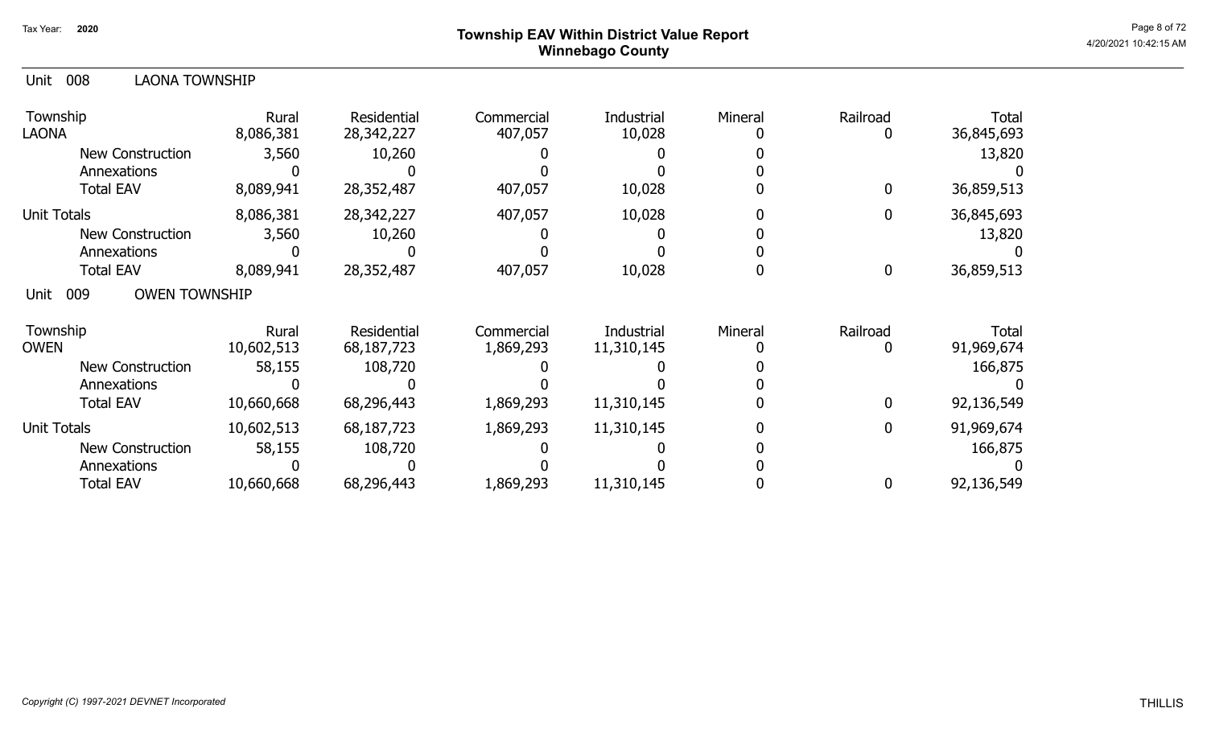# Township EAV Within District Value Report
## Winnebago County

Tax Year: 2020

4/20/2021 10:42:15 AM

### Unit 008 LAONA TOWNSHIP

| Township | Rural | Residential | Commercial | Industrial | Mineral | Railroad | Total |
|---|---|---|---|---|---|---|---|
| LAONA | 8,086,381 | 28,342,227 | 407,057 | 10,028 | 0 | 0 | 36,845,693 |
| New Construction | 3,560 | 10,260 | 0 | 0 | 0 | | 13,820 |
| Annexations | 0 | 0 | 0 | 0 | 0 | | 0 |
| Total EAV | 8,089,941 | 28,352,487 | 407,057 | 10,028 | 0 | 0 | 36,859,513 |
| Unit Totals | 8,086,381 | 28,342,227 | 407,057 | 10,028 | 0 | 0 | 36,845,693 |
| New Construction | 3,560 | 10,260 | 0 | 0 | 0 | | 13,820 |
| Annexations | 0 | 0 | 0 | 0 | 0 | | 0 |
| Total EAV | 8,089,941 | 28,352,487 | 407,057 | 10,028 | 0 | 0 | 36,859,513 |

### Unit 009 OWEN TOWNSHIP

| Township | Rural | Residential | Commercial | Industrial | Mineral | Railroad | Total |
|---|---|---|---|---|---|---|---|
| OWEN | 10,602,513 | 68,187,723 | 1,869,293 | 11,310,145 | 0 | 0 | 91,969,674 |
| New Construction | 58,155 | 108,720 | 0 | 0 | 0 | | 166,875 |
| Annexations | 0 | 0 | 0 | 0 | 0 | | 0 |
| Total EAV | 10,660,668 | 68,296,443 | 1,869,293 | 11,310,145 | 0 | 0 | 92,136,549 |
| Unit Totals | 10,602,513 | 68,187,723 | 1,869,293 | 11,310,145 | 0 | 0 | 91,969,674 |
| New Construction | 58,155 | 108,720 | 0 | 0 | 0 | | 166,875 |
| Annexations | 0 | 0 | 0 | 0 | 0 | | 0 |
| Total EAV | 10,660,668 | 68,296,443 | 1,869,293 | 11,310,145 | 0 | 0 | 92,136,549 |

*Copyright (C) 1997-2021 DEVNET Incorporated*

THILLIS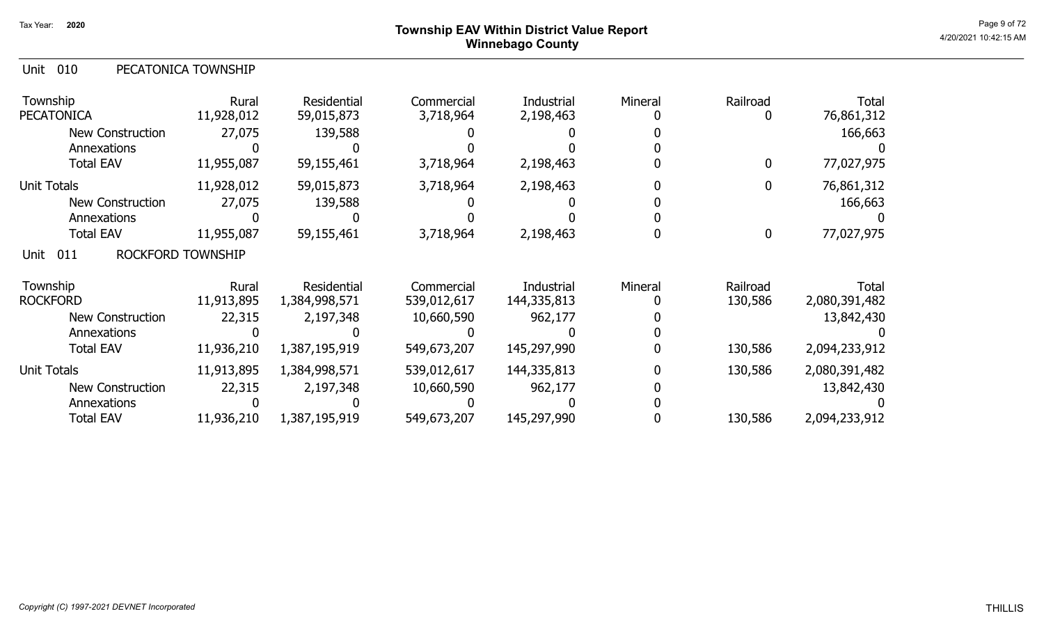# Township EAV Within District Value Report
## Winnebago County

Tax Year: 2020

4/20/2021 10:42:15 AM

### Unit 010 PECATONICA TOWNSHIP

| Township | Rural | Residential | Commercial | Industrial | Mineral | Railroad | Total |
|---|---|---|---|---|---|---|---|
| PECATONICA | 11,928,012 | 59,015,873 | 3,718,964 | 2,198,463 | 0 | 0 | 76,861,312 |
| New Construction | 27,075 | 139,588 | 0 | 0 | 0 | | 166,663 |
| Annexations | 0 | 0 | 0 | 0 | 0 | | 0 |
| Total EAV | 11,955,087 | 59,155,461 | 3,718,964 | 2,198,463 | 0 | 0 | 77,027,975 |
| Unit Totals | 11,928,012 | 59,015,873 | 3,718,964 | 2,198,463 | 0 | 0 | 76,861,312 |
| New Construction | 27,075 | 139,588 | 0 | 0 | 0 | | 166,663 |
| Annexations | 0 | 0 | 0 | 0 | 0 | | 0 |
| Total EAV | 11,955,087 | 59,155,461 | 3,718,964 | 2,198,463 | 0 | 0 | 77,027,975 |

### Unit 011 ROCKFORD TOWNSHIP

| Township | Rural | Residential | Commercial | Industrial | Mineral | Railroad | Total |
|---|---|---|---|---|---|---|---|
| ROCKFORD | 11,913,895 | 1,384,998,571 | 539,012,617 | 144,335,813 | 0 | 130,586 | 2,080,391,482 |
| New Construction | 22,315 | 2,197,348 | 10,660,590 | 962,177 | 0 | | 13,842,430 |
| Annexations | 0 | 0 | 0 | 0 | 0 | | 0 |
| Total EAV | 11,936,210 | 1,387,195,919 | 549,673,207 | 145,297,990 | 0 | 130,586 | 2,094,233,912 |
| Unit Totals | 11,913,895 | 1,384,998,571 | 539,012,617 | 144,335,813 | 0 | 130,586 | 2,080,391,482 |
| New Construction | 22,315 | 2,197,348 | 10,660,590 | 962,177 | 0 | | 13,842,430 |
| Annexations | 0 | 0 | 0 | 0 | 0 | | 0 |
| Total EAV | 11,936,210 | 1,387,195,919 | 549,673,207 | 145,297,990 | 0 | 130,586 | 2,094,233,912 |

*Copyright (C) 1997-2021 DEVNET Incorporated* THILLIS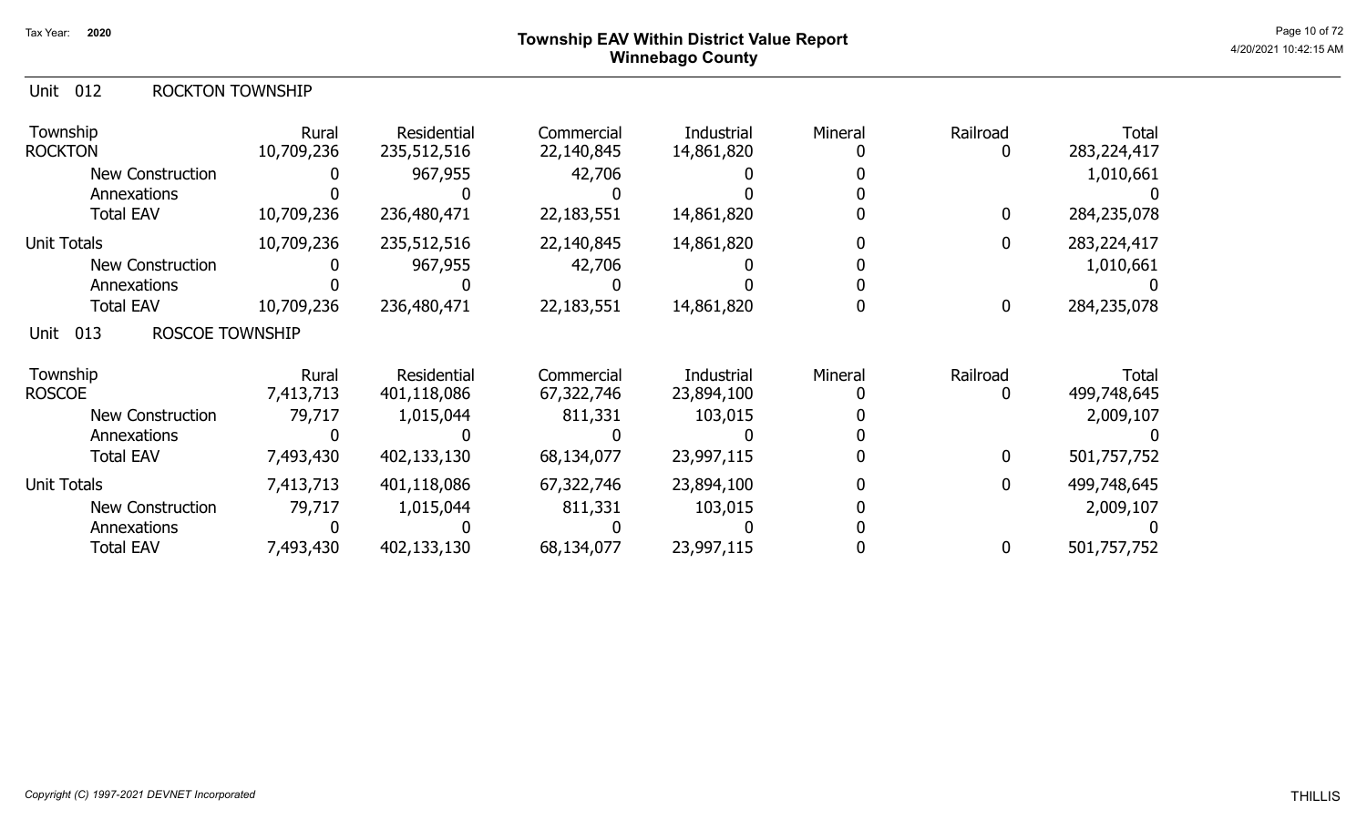# Township EAV Within District Value Report
## Winnebago County

Tax Year: 2020

### Unit 012 ROCKTON TOWNSHIP

| Township | Rural | Residential | Commercial | Industrial | Mineral | Railroad | Total |
|---|---|---|---|---|---|---|---|
| ROCKTON | 10,709,236 | 235,512,516 | 22,140,845 | 14,861,820 | 0 | 0 | 283,224,417 |
| New Construction | 0 | 967,955 | 42,706 | 0 | 0 | | 1,010,661 |
| Annexations | 0 | 0 | 0 | 0 | 0 | | 0 |
| Total EAV | 10,709,236 | 236,480,471 | 22,183,551 | 14,861,820 | 0 | 0 | 284,235,078 |
| Unit Totals | 10,709,236 | 235,512,516 | 22,140,845 | 14,861,820 | 0 | 0 | 283,224,417 |
| New Construction | 0 | 967,955 | 42,706 | 0 | 0 | | 1,010,661 |
| Annexations | 0 | 0 | 0 | 0 | 0 | | 0 |
| Total EAV | 10,709,236 | 236,480,471 | 22,183,551 | 14,861,820 | 0 | 0 | 284,235,078 |

### Unit 013 ROSCOE TOWNSHIP

| Township | Rural | Residential | Commercial | Industrial | Mineral | Railroad | Total |
|---|---|---|---|---|---|---|---|
| ROSCOE | 7,413,713 | 401,118,086 | 67,322,746 | 23,894,100 | 0 | 0 | 499,748,645 |
| New Construction | 79,717 | 1,015,044 | 811,331 | 103,015 | 0 | | 2,009,107 |
| Annexations | 0 | 0 | 0 | 0 | 0 | | 0 |
| Total EAV | 7,493,430 | 402,133,130 | 68,134,077 | 23,997,115 | 0 | 0 | 501,757,752 |
| Unit Totals | 7,413,713 | 401,118,086 | 67,322,746 | 23,894,100 | 0 | 0 | 499,748,645 |
| New Construction | 79,717 | 1,015,044 | 811,331 | 103,015 | 0 | | 2,009,107 |
| Annexations | 0 | 0 | 0 | 0 | 0 | | 0 |
| Total EAV | 7,493,430 | 402,133,130 | 68,134,077 | 23,997,115 | 0 | 0 | 501,757,752 |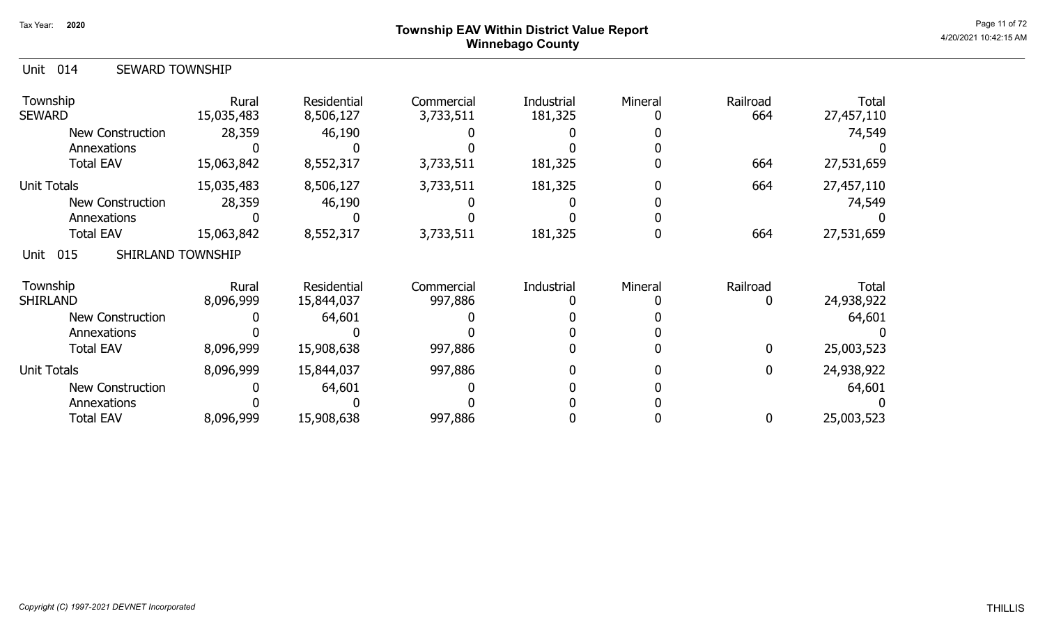# Township EAV Within District Value Report
## Winnebago County

Tax Year: 2020

### Unit 014 SEWARD TOWNSHIP

| Township | Rural | Residential | Commercial | Industrial | Mineral | Railroad | Total |
|---|---|---|---|---|---|---|---|
| SEWARD | 15,035,483 | 8,506,127 | 3,733,511 | 181,325 | 0 | 664 | 27,457,110 |
| New Construction | 28,359 | 46,190 | 0 | 0 | 0 | | 74,549 |
| Annexations | 0 | 0 | 0 | 0 | 0 | | 0 |
| Total EAV | 15,063,842 | 8,552,317 | 3,733,511 | 181,325 | 0 | 664 | 27,531,659 |
| Unit Totals | 15,035,483 | 8,506,127 | 3,733,511 | 181,325 | 0 | 664 | 27,457,110 |
| New Construction | 28,359 | 46,190 | 0 | 0 | 0 | | 74,549 |
| Annexations | 0 | 0 | 0 | 0 | 0 | | 0 |
| Total EAV | 15,063,842 | 8,552,317 | 3,733,511 | 181,325 | 0 | 664 | 27,531,659 |

### Unit 015 SHIRLAND TOWNSHIP

| Township | Rural | Residential | Commercial | Industrial | Mineral | Railroad | Total |
|---|---|---|---|---|---|---|---|
| SHIRLAND | 8,096,999 | 15,844,037 | 997,886 | 0 | 0 | 0 | 24,938,922 |
| New Construction | 0 | 64,601 | 0 | 0 | 0 | | 64,601 |
| Annexations | 0 | 0 | 0 | 0 | 0 | | 0 |
| Total EAV | 8,096,999 | 15,908,638 | 997,886 | 0 | 0 | 0 | 25,003,523 |
| Unit Totals | 8,096,999 | 15,844,037 | 997,886 | 0 | 0 | 0 | 24,938,922 |
| New Construction | 0 | 64,601 | 0 | 0 | 0 | | 64,601 |
| Annexations | 0 | 0 | 0 | 0 | 0 | | 0 |
| Total EAV | 8,096,999 | 15,908,638 | 997,886 | 0 | 0 | 0 | 25,003,523 |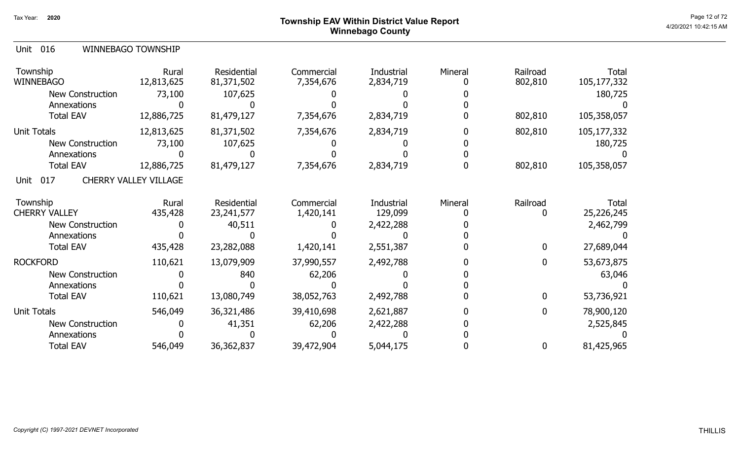# Township EAV Within District Value Report
## Winnebago County

Tax Year: 2020

### Unit 016 WINNEBAGO TOWNSHIP

| Township | Rural | Residential | Commercial | Industrial | Mineral | Railroad | Total |
|---|---|---|---|---|---|---|---|
| WINNEBAGO | 12,813,625 | 81,371,502 | 7,354,676 | 2,834,719 | 0 | 802,810 | 105,177,332 |
| New Construction | 73,100 | 107,625 | 0 | 0 | 0 | | 180,725 |
| Annexations | 0 | 0 | 0 | 0 | 0 | | 0 |
| Total EAV | 12,886,725 | 81,479,127 | 7,354,676 | 2,834,719 | 0 | 802,810 | 105,358,057 |
| Unit Totals | 12,813,625 | 81,371,502 | 7,354,676 | 2,834,719 | 0 | 802,810 | 105,177,332 |
| New Construction | 73,100 | 107,625 | 0 | 0 | 0 | | 180,725 |
| Annexations | 0 | 0 | 0 | 0 | 0 | | 0 |
| Total EAV | 12,886,725 | 81,479,127 | 7,354,676 | 2,834,719 | 0 | 802,810 | 105,358,057 |

### Unit 017 CHERRY VALLEY VILLAGE

| Township | Rural | Residential | Commercial | Industrial | Mineral | Railroad | Total |
|---|---|---|---|---|---|---|---|
| CHERRY VALLEY | 435,428 | 23,241,577 | 1,420,141 | 129,099 | 0 | 0 | 25,226,245 |
| New Construction | 0 | 40,511 | 0 | 2,422,288 | 0 | | 2,462,799 |
| Annexations | 0 | 0 | 0 | 0 | 0 | | 0 |
| Total EAV | 435,428 | 23,282,088 | 1,420,141 | 2,551,387 | 0 | 0 | 27,689,044 |
| ROCKFORD | 110,621 | 13,079,909 | 37,990,557 | 2,492,788 | 0 | 0 | 53,673,875 |
| New Construction | 0 | 840 | 62,206 | 0 | 0 | | 63,046 |
| Annexations | 0 | 0 | 0 | 0 | 0 | | 0 |
| Total EAV | 110,621 | 13,080,749 | 38,052,763 | 2,492,788 | 0 | 0 | 53,736,921 |
| Unit Totals | 546,049 | 36,321,486 | 39,410,698 | 2,621,887 | 0 | 0 | 78,900,120 |
| New Construction | 0 | 41,351 | 62,206 | 2,422,288 | 0 | | 2,525,845 |
| Annexations | 0 | 0 | 0 | 0 | 0 | | 0 |
| Total EAV | 546,049 | 36,362,837 | 39,472,904 | 5,044,175 | 0 | 0 | 81,425,965 |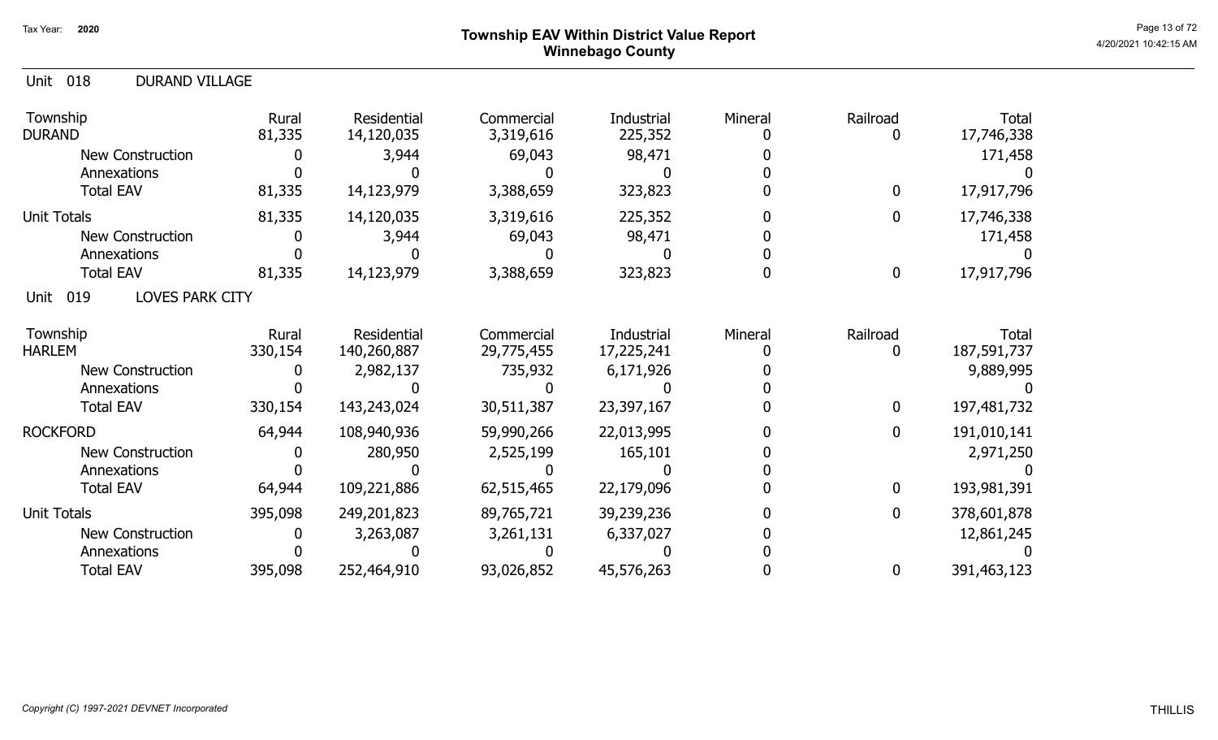Tax Year: 2020

# Township EAV Within District Value Report
## Winnebago County

### Unit 018 DURAND VILLAGE

| Township | Rural | Residential | Commercial | Industrial | Mineral | Railroad | Total |
|---|---|---|---|---|---|---|---|
| DURAND | 81,335 | 14,120,035 | 3,319,616 | 225,352 | 0 | 0 | 17,746,338 |
| New Construction | 0 | 3,944 | 69,043 | 98,471 | 0 | | 171,458 |
| Annexations | 0 | 0 | 0 | 0 | 0 | | 0 |
| Total EAV | 81,335 | 14,123,979 | 3,388,659 | 323,823 | 0 | 0 | 17,917,796 |
| Unit Totals | 81,335 | 14,120,035 | 3,319,616 | 225,352 | 0 | 0 | 17,746,338 |
| New Construction | 0 | 3,944 | 69,043 | 98,471 | 0 | | 171,458 |
| Annexations | 0 | 0 | 0 | 0 | 0 | | 0 |
| Total EAV | 81,335 | 14,123,979 | 3,388,659 | 323,823 | 0 | 0 | 17,917,796 |

### Unit 019 LOVES PARK CITY

| Township | Rural | Residential | Commercial | Industrial | Mineral | Railroad | Total |
|---|---|---|---|---|---|---|---|
| HARLEM | 330,154 | 140,260,887 | 29,775,455 | 17,225,241 | 0 | 0 | 187,591,737 |
| New Construction | 0 | 2,982,137 | 735,932 | 6,171,926 | 0 | | 9,889,995 |
| Annexations | 0 | 0 | 0 | 0 | 0 | | 0 |
| Total EAV | 330,154 | 143,243,024 | 30,511,387 | 23,397,167 | 0 | 0 | 197,481,732 |
| ROCKFORD | 64,944 | 108,940,936 | 59,990,266 | 22,013,995 | 0 | 0 | 191,010,141 |
| New Construction | 0 | 280,950 | 2,525,199 | 165,101 | 0 | | 2,971,250 |
| Annexations | 0 | 0 | 0 | 0 | 0 | | 0 |
| Total EAV | 64,944 | 109,221,886 | 62,515,465 | 22,179,096 | 0 | 0 | 193,981,391 |
| Unit Totals | 395,098 | 249,201,823 | 89,765,721 | 39,239,236 | 0 | 0 | 378,601,878 |
| New Construction | 0 | 3,263,087 | 3,261,131 | 6,337,027 | 0 | | 12,861,245 |
| Annexations | 0 | 0 | 0 | 0 | 0 | | 0 |
| Total EAV | 395,098 | 252,464,910 | 93,026,852 | 45,576,263 | 0 | 0 | 391,463,123 |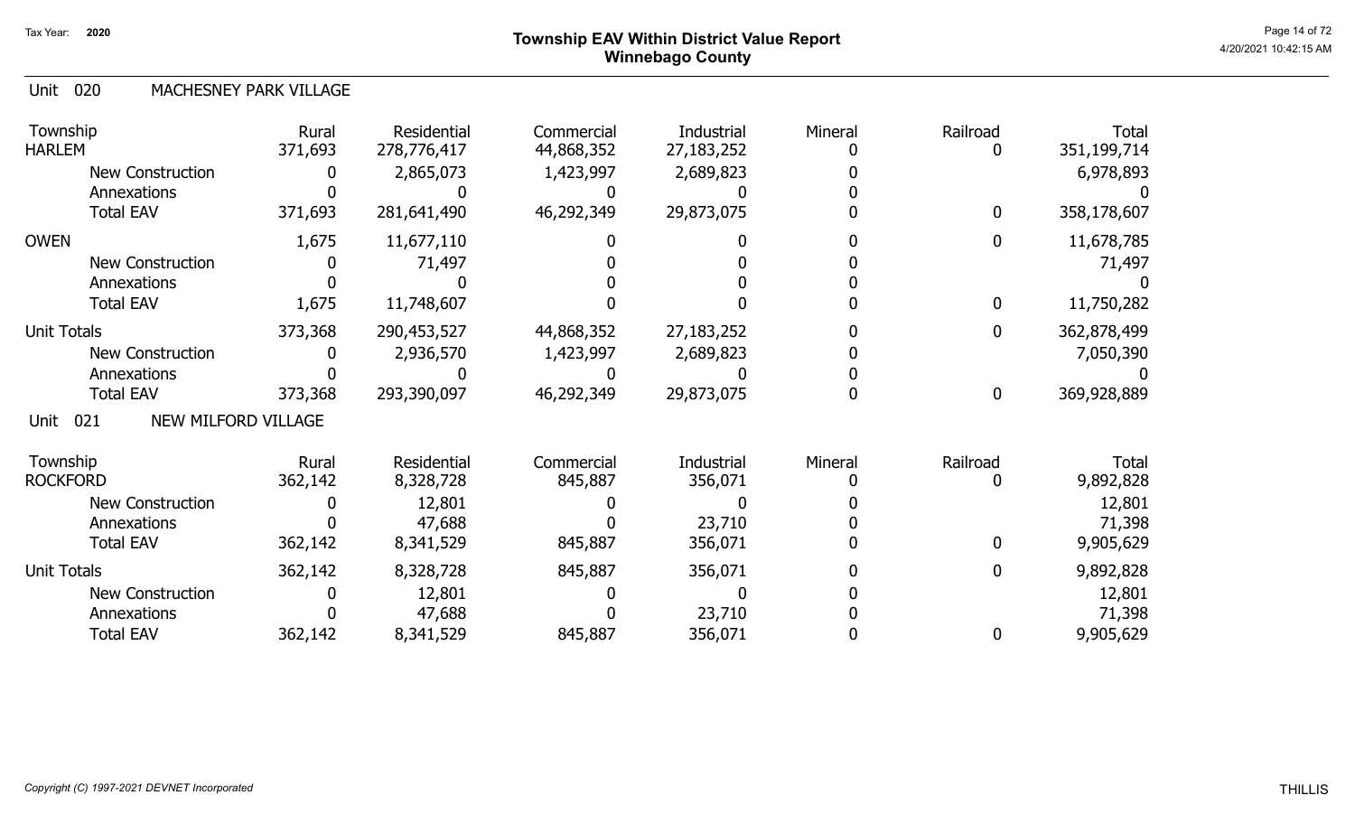# Township EAV Within District Value Report
## Winnebago County

Tax Year: 2020

4/20/2021 10:42:15 AM

### Unit 020 MACHESNEY PARK VILLAGE

| Township | Rural | Residential | Commercial | Industrial | Mineral | Railroad | Total |
|---|---|---|---|---|---|---|---|
| HARLEM | 371,693 | 278,776,417 | 44,868,352 | 27,183,252 | 0 | 0 | 351,199,714 |
| New Construction | 0 | 2,865,073 | 1,423,997 | 2,689,823 | 0 | | 6,978,893 |
| Annexations | 0 | 0 | 0 | 0 | 0 | | 0 |
| Total EAV | 371,693 | 281,641,490 | 46,292,349 | 29,873,075 | 0 | 0 | 358,178,607 |
| OWEN | 1,675 | 11,677,110 | 0 | 0 | 0 | 0 | 11,678,785 |
| New Construction | 0 | 71,497 | 0 | 0 | 0 | | 71,497 |
| Annexations | 0 | 0 | 0 | 0 | 0 | | 0 |
| Total EAV | 1,675 | 11,748,607 | 0 | 0 | 0 | 0 | 11,750,282 |
| Unit Totals | 373,368 | 290,453,527 | 44,868,352 | 27,183,252 | 0 | 0 | 362,878,499 |
| New Construction | 0 | 2,936,570 | 1,423,997 | 2,689,823 | 0 | | 7,050,390 |
| Annexations | 0 | 0 | 0 | 0 | 0 | | 0 |
| Total EAV | 373,368 | 293,390,097 | 46,292,349 | 29,873,075 | 0 | 0 | 369,928,889 |

### Unit 021 NEW MILFORD VILLAGE

| Township | Rural | Residential | Commercial | Industrial | Mineral | Railroad | Total |
|---|---|---|---|---|---|---|---|
| ROCKFORD | 362,142 | 8,328,728 | 845,887 | 356,071 | 0 | 0 | 9,892,828 |
| New Construction | 0 | 12,801 | 0 | 0 | 0 | | 12,801 |
| Annexations | 0 | 47,688 | 0 | 23,710 | 0 | | 71,398 |
| Total EAV | 362,142 | 8,341,529 | 845,887 | 356,071 | 0 | 0 | 9,905,629 |
| Unit Totals | 362,142 | 8,328,728 | 845,887 | 356,071 | 0 | 0 | 9,892,828 |
| New Construction | 0 | 12,801 | 0 | 0 | 0 | | 12,801 |
| Annexations | 0 | 47,688 | 0 | 23,710 | 0 | | 71,398 |
| Total EAV | 362,142 | 8,341,529 | 845,887 | 356,071 | 0 | 0 | 9,905,629 |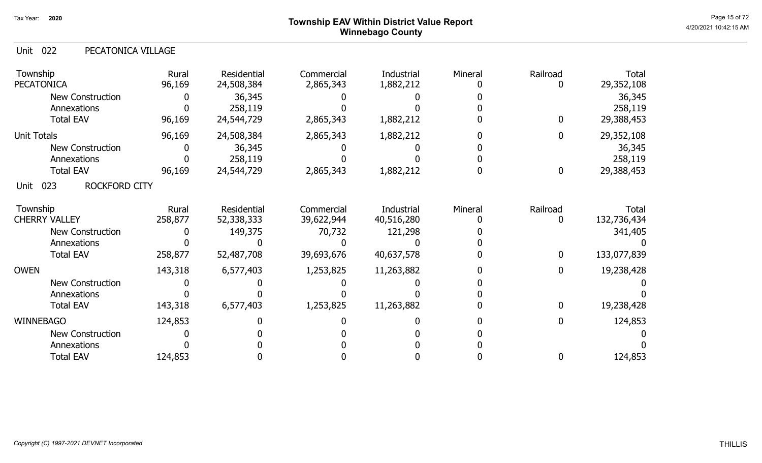# Township EAV Within District Value Report
## Winnebago County

Tax Year: 2020

4/20/2021 10:42:15 AM

### Unit 022 PECATONICA VILLAGE

| Township | Rural | Residential | Commercial | Industrial | Mineral | Railroad | Total |
|---|---|---|---|---|---|---|---|
| PECATONICA | 96,169 | 24,508,384 | 2,865,343 | 1,882,212 | 0 | 0 | 29,352,108 |
| New Construction | 0 | 36,345 | 0 | 0 | 0 | | 36,345 |
| Annexations | 0 | 258,119 | 0 | 0 | 0 | | 258,119 |
| Total EAV | 96,169 | 24,544,729 | 2,865,343 | 1,882,212 | 0 | 0 | 29,388,453 |
| Unit Totals | 96,169 | 24,508,384 | 2,865,343 | 1,882,212 | 0 | 0 | 29,352,108 |
| New Construction | 0 | 36,345 | 0 | 0 | 0 | | 36,345 |
| Annexations | 0 | 258,119 | 0 | 0 | 0 | | 258,119 |
| Total EAV | 96,169 | 24,544,729 | 2,865,343 | 1,882,212 | 0 | 0 | 29,388,453 |

### Unit 023 ROCKFORD CITY

| Township | Rural | Residential | Commercial | Industrial | Mineral | Railroad | Total |
|---|---|---|---|---|---|---|---|
| CHERRY VALLEY | 258,877 | 52,338,333 | 39,622,944 | 40,516,280 | 0 | 0 | 132,736,434 |
| New Construction | 0 | 149,375 | 70,732 | 121,298 | 0 | | 341,405 |
| Annexations | 0 | 0 | 0 | 0 | 0 | | 0 |
| Total EAV | 258,877 | 52,487,708 | 39,693,676 | 40,637,578 | 0 | 0 | 133,077,839 |
| OWEN | 143,318 | 6,577,403 | 1,253,825 | 11,263,882 | 0 | 0 | 19,238,428 |
| New Construction | 0 | 0 | 0 | 0 | 0 | | 0 |
| Annexations | 0 | 0 | 0 | 0 | 0 | | 0 |
| Total EAV | 143,318 | 6,577,403 | 1,253,825 | 11,263,882 | 0 | 0 | 19,238,428 |
| WINNEBAGO | 124,853 | 0 | 0 | 0 | 0 | 0 | 124,853 |
| New Construction | 0 | 0 | 0 | 0 | 0 | | 0 |
| Annexations | 0 | 0 | 0 | 0 | 0 | | 0 |
| Total EAV | 124,853 | 0 | 0 | 0 | 0 | 0 | 124,853 |

*Copyright (C) 1997-2021 DEVNET Incorporated*

THILLIS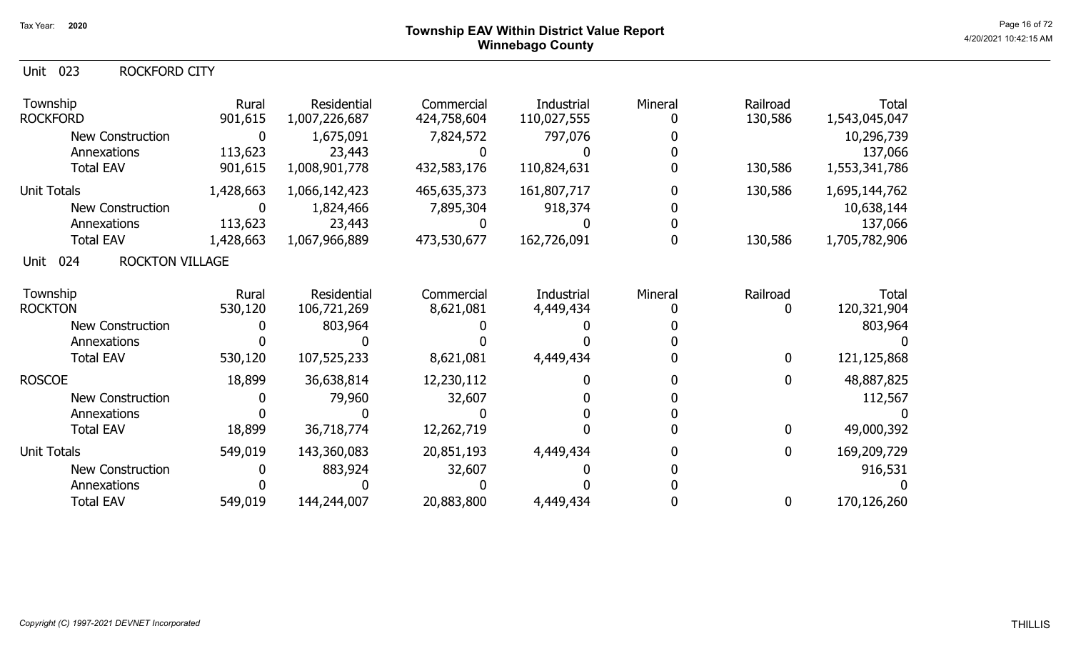# Township EAV Within District Value Report
## Winnebago County

Tax Year: 2020

Unit 023 ROCKFORD CITY

| Township | Rural | Residential | Commercial | Industrial | Mineral | Railroad | Total |
|---|---|---|---|---|---|---|---|
| ROCKFORD | 901,615 | 1,007,226,687 | 424,758,604 | 110,027,555 | 0 | 130,586 | 1,543,045,047 |
| New Construction | 0 | 1,675,091 | 7,824,572 | 797,076 | 0 | | 10,296,739 |
| Annexations | 113,623 | 23,443 | 0 | 0 | 0 | | 137,066 |
| Total EAV | 901,615 | 1,008,901,778 | 432,583,176 | 110,824,631 | 0 | 130,586 | 1,553,341,786 |
| Unit Totals | 1,428,663 | 1,066,142,423 | 465,635,373 | 161,807,717 | 0 | 130,586 | 1,695,144,762 |
| New Construction | 0 | 1,824,466 | 7,895,304 | 918,374 | 0 | | 10,638,144 |
| Annexations | 113,623 | 23,443 | 0 | 0 | 0 | | 137,066 |
| Total EAV | 1,428,663 | 1,067,966,889 | 473,530,677 | 162,726,091 | 0 | 130,586 | 1,705,782,906 |

Unit 024 ROCKTON VILLAGE

| Township | Rural | Residential | Commercial | Industrial | Mineral | Railroad | Total |
|---|---|---|---|---|---|---|---|
| ROCKTON | 530,120 | 106,721,269 | 8,621,081 | 4,449,434 | 0 | 0 | 120,321,904 |
| New Construction | 0 | 803,964 | 0 | 0 | 0 | | 803,964 |
| Annexations | 0 | 0 | 0 | 0 | 0 | | 0 |
| Total EAV | 530,120 | 107,525,233 | 8,621,081 | 4,449,434 | 0 | 0 | 121,125,868 |
| ROSCOE | 18,899 | 36,638,814 | 12,230,112 | 0 | 0 | 0 | 48,887,825 |
| New Construction | 0 | 79,960 | 32,607 | 0 | 0 | | 112,567 |
| Annexations | 0 | 0 | 0 | 0 | 0 | | 0 |
| Total EAV | 18,899 | 36,718,774 | 12,262,719 | 0 | 0 | 0 | 49,000,392 |
| Unit Totals | 549,019 | 143,360,083 | 20,851,193 | 4,449,434 | 0 | 0 | 169,209,729 |
| New Construction | 0 | 883,924 | 32,607 | 0 | 0 | | 916,531 |
| Annexations | 0 | 0 | 0 | 0 | 0 | | 0 |
| Total EAV | 549,019 | 144,244,007 | 20,883,800 | 4,449,434 | 0 | 0 | 170,126,260 |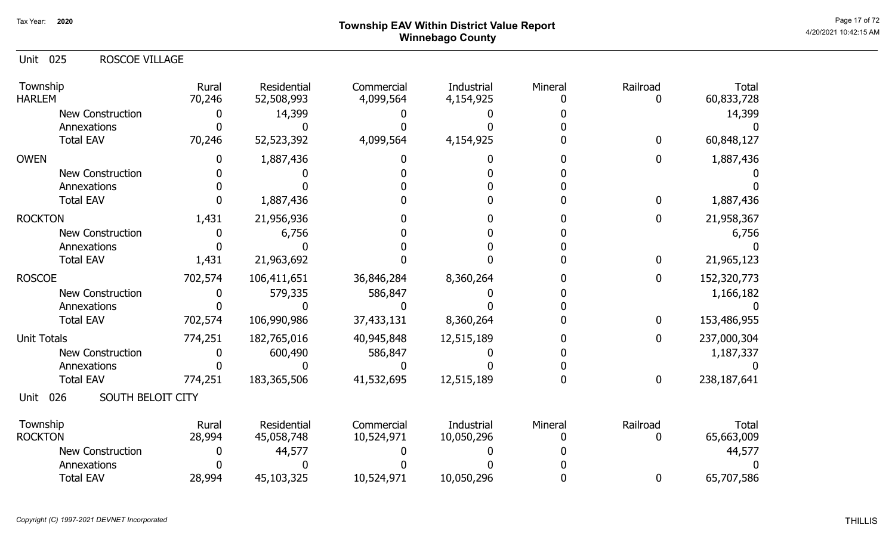# Township EAV Within District Value Report
## Winnebago County

Tax Year: 2020

### Unit 025 ROSCOE VILLAGE

| Township | Rural | Residential | Commercial | Industrial | Mineral | Railroad | Total |
|---|---|---|---|---|---|---|---|
| HARLEM | 70,246 | 52,508,993 | 4,099,564 | 4,154,925 | 0 | 0 | 60,833,728 |
| New Construction | 0 | 14,399 | 0 | 0 | 0 | | 14,399 |
| Annexations | 0 | 0 | 0 | 0 | 0 | | 0 |
| Total EAV | 70,246 | 52,523,392 | 4,099,564 | 4,154,925 | 0 | 0 | 60,848,127 |
| OWEN | 0 | 1,887,436 | 0 | 0 | 0 | 0 | 1,887,436 |
| New Construction | 0 | 0 | 0 | 0 | 0 | | 0 |
| Annexations | 0 | 0 | 0 | 0 | 0 | | 0 |
| Total EAV | 0 | 1,887,436 | 0 | 0 | 0 | 0 | 1,887,436 |
| ROCKTON | 1,431 | 21,956,936 | 0 | 0 | 0 | 0 | 21,958,367 |
| New Construction | 0 | 6,756 | 0 | 0 | 0 | | 6,756 |
| Annexations | 0 | 0 | 0 | 0 | 0 | | 0 |
| Total EAV | 1,431 | 21,963,692 | 0 | 0 | 0 | 0 | 21,965,123 |
| ROSCOE | 702,574 | 106,411,651 | 36,846,284 | 8,360,264 | 0 | 0 | 152,320,773 |
| New Construction | 0 | 579,335 | 586,847 | 0 | 0 | | 1,166,182 |
| Annexations | 0 | 0 | 0 | 0 | 0 | | 0 |
| Total EAV | 702,574 | 106,990,986 | 37,433,131 | 8,360,264 | 0 | 0 | 153,486,955 |
| Unit Totals | 774,251 | 182,765,016 | 40,945,848 | 12,515,189 | 0 | 0 | 237,000,304 |
| New Construction | 0 | 600,490 | 586,847 | 0 | 0 | | 1,187,337 |
| Annexations | 0 | 0 | 0 | 0 | 0 | | 0 |
| Total EAV | 774,251 | 183,365,506 | 41,532,695 | 12,515,189 | 0 | 0 | 238,187,641 |

### Unit 026 SOUTH BELOIT CITY

| Township | Rural | Residential | Commercial | Industrial | Mineral | Railroad | Total |
|---|---|---|---|---|---|---|---|
| ROCKTON | 28,994 | 45,058,748 | 10,524,971 | 10,050,296 | 0 | 0 | 65,663,009 |
| New Construction | 0 | 44,577 | 0 | 0 | 0 | | 44,577 |
| Annexations | 0 | 0 | 0 | 0 | 0 | | 0 |
| Total EAV | 28,994 | 45,103,325 | 10,524,971 | 10,050,296 | 0 | 0 | 65,707,586 |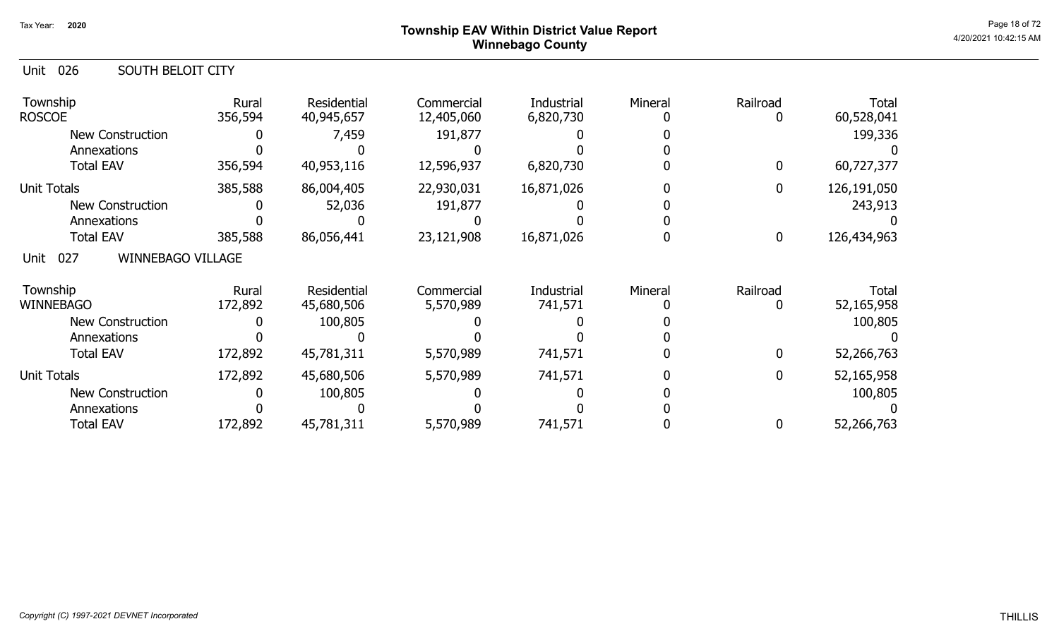# Township EAV Within District Value Report
## Winnebago County

Tax Year: 2020

### Unit 026 SOUTH BELOIT CITY

| Township | Rural | Residential | Commercial | Industrial | Mineral | Railroad | Total |
|---|---|---|---|---|---|---|---|
| ROSCOE | 356,594 | 40,945,657 | 12,405,060 | 6,820,730 | 0 | 0 | 60,528,041 |
| New Construction | 0 | 7,459 | 191,877 | 0 | 0 | | 199,336 |
| Annexations | 0 | 0 | 0 | 0 | 0 | | 0 |
| Total EAV | 356,594 | 40,953,116 | 12,596,937 | 6,820,730 | 0 | 0 | 60,727,377 |
| Unit Totals | 385,588 | 86,004,405 | 22,930,031 | 16,871,026 | 0 | 0 | 126,191,050 |
| New Construction | 0 | 52,036 | 191,877 | 0 | 0 | | 243,913 |
| Annexations | 0 | 0 | 0 | 0 | 0 | | 0 |
| Total EAV | 385,588 | 86,056,441 | 23,121,908 | 16,871,026 | 0 | 0 | 126,434,963 |

### Unit 027 WINNEBAGO VILLAGE

| Township | Rural | Residential | Commercial | Industrial | Mineral | Railroad | Total |
|---|---|---|---|---|---|---|---|
| WINNEBAGO | 172,892 | 45,680,506 | 5,570,989 | 741,571 | 0 | 0 | 52,165,958 |
| New Construction | 0 | 100,805 | 0 | 0 | 0 | | 100,805 |
| Annexations | 0 | 0 | 0 | 0 | 0 | | 0 |
| Total EAV | 172,892 | 45,781,311 | 5,570,989 | 741,571 | 0 | 0 | 52,266,763 |
| Unit Totals | 172,892 | 45,680,506 | 5,570,989 | 741,571 | 0 | 0 | 52,165,958 |
| New Construction | 0 | 100,805 | 0 | 0 | 0 | | 100,805 |
| Annexations | 0 | 0 | 0 | 0 | 0 | | 0 |
| Total EAV | 172,892 | 45,781,311 | 5,570,989 | 741,571 | 0 | 0 | 52,266,763 |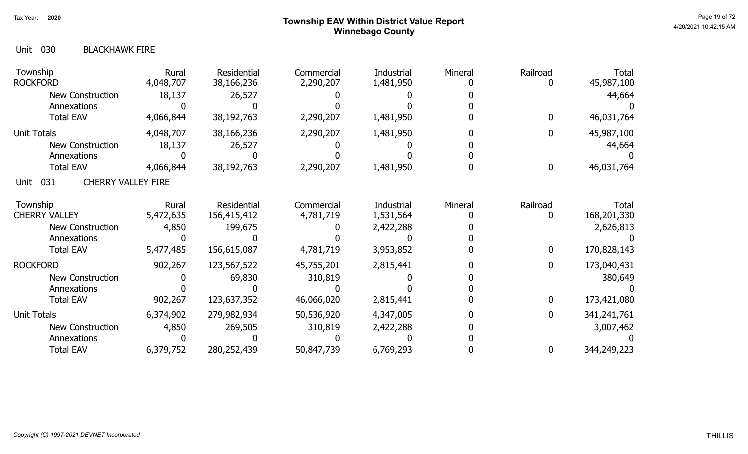# Township EAV Within District Value Report
## Winnebago County

Tax Year: 2020

### Unit 030 BLACKHAWK FIRE

| Township | Rural | Residential | Commercial | Industrial | Mineral | Railroad | Total |
|---|---|---|---|---|---|---|---|
| ROCKFORD | 4,048,707 | 38,166,236 | 2,290,207 | 1,481,950 | 0 | 0 | 45,987,100 |
| New Construction | 18,137 | 26,527 | 0 | 0 | 0 | | 44,664 |
| Annexations | 0 | 0 | 0 | 0 | 0 | | 0 |
| Total EAV | 4,066,844 | 38,192,763 | 2,290,207 | 1,481,950 | 0 | 0 | 46,031,764 |
| Unit Totals | 4,048,707 | 38,166,236 | 2,290,207 | 1,481,950 | 0 | 0 | 45,987,100 |
| New Construction | 18,137 | 26,527 | 0 | 0 | 0 | | 44,664 |
| Annexations | 0 | 0 | 0 | 0 | 0 | | 0 |
| Total EAV | 4,066,844 | 38,192,763 | 2,290,207 | 1,481,950 | 0 | 0 | 46,031,764 |

### Unit 031 CHERRY VALLEY FIRE

| Township | Rural | Residential | Commercial | Industrial | Mineral | Railroad | Total |
|---|---|---|---|---|---|---|---|
| CHERRY VALLEY | 5,472,635 | 156,415,412 | 4,781,719 | 1,531,564 | 0 | 0 | 168,201,330 |
| New Construction | 4,850 | 199,675 | 0 | 2,422,288 | 0 | | 2,626,813 |
| Annexations | 0 | 0 | 0 | 0 | 0 | | 0 |
| Total EAV | 5,477,485 | 156,615,087 | 4,781,719 | 3,953,852 | 0 | 0 | 170,828,143 |
| ROCKFORD | 902,267 | 123,567,522 | 45,755,201 | 2,815,441 | 0 | 0 | 173,040,431 |
| New Construction | 0 | 69,830 | 310,819 | 0 | 0 | | 380,649 |
| Annexations | 0 | 0 | 0 | 0 | 0 | | 0 |
| Total EAV | 902,267 | 123,637,352 | 46,066,020 | 2,815,441 | 0 | 0 | 173,421,080 |
| Unit Totals | 6,374,902 | 279,982,934 | 50,536,920 | 4,347,005 | 0 | 0 | 341,241,761 |
| New Construction | 4,850 | 269,505 | 310,819 | 2,422,288 | 0 | | 3,007,462 |
| Annexations | 0 | 0 | 0 | 0 | 0 | | 0 |
| Total EAV | 6,379,752 | 280,252,439 | 50,847,739 | 6,769,293 | 0 | 0 | 344,249,223 |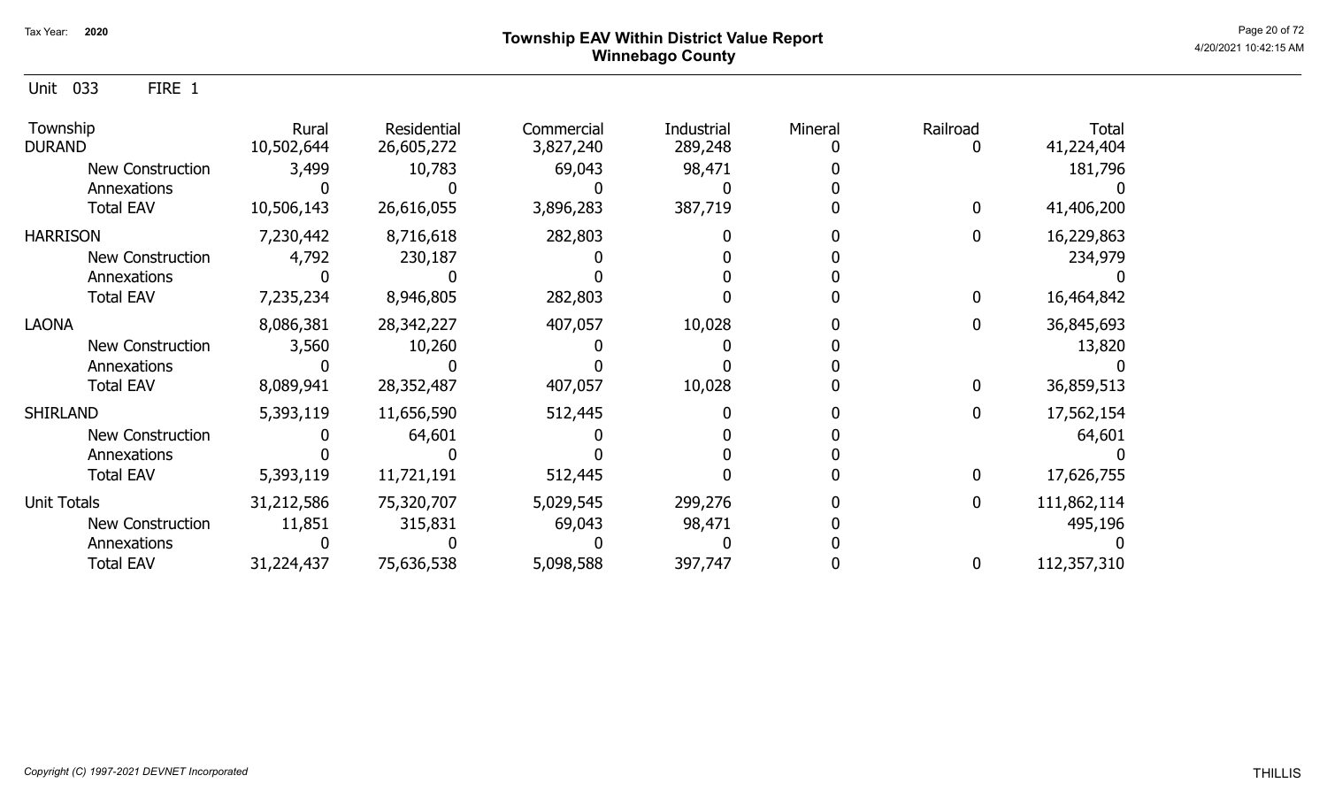# Township EAV Within District Value Report
## Winnebago County

Tax Year: 2020

Unit 033 FIRE 1

| Township | Rural | Residential | Commercial | Industrial | Mineral | Railroad | Total |
|---|---|---|---|---|---|---|---|
| DURAND | 10,502,644 | 26,605,272 | 3,827,240 | 289,248 | 0 | 0 | 41,224,404 |
| New Construction | 3,499 | 10,783 | 69,043 | 98,471 | 0 | | 181,796 |
| Annexations | 0 | 0 | 0 | 0 | 0 | | 0 |
| Total EAV | 10,506,143 | 26,616,055 | 3,896,283 | 387,719 | 0 | 0 | 41,406,200 |
| HARRISON | 7,230,442 | 8,716,618 | 282,803 | 0 | 0 | 0 | 16,229,863 |
| New Construction | 4,792 | 230,187 | 0 | 0 | 0 | | 234,979 |
| Annexations | 0 | 0 | 0 | 0 | 0 | | 0 |
| Total EAV | 7,235,234 | 8,946,805 | 282,803 | 0 | 0 | 0 | 16,464,842 |
| LAONA | 8,086,381 | 28,342,227 | 407,057 | 10,028 | 0 | 0 | 36,845,693 |
| New Construction | 3,560 | 10,260 | 0 | 0 | 0 | | 13,820 |
| Annexations | 0 | 0 | 0 | 0 | 0 | | 0 |
| Total EAV | 8,089,941 | 28,352,487 | 407,057 | 10,028 | 0 | 0 | 36,859,513 |
| SHIRLAND | 5,393,119 | 11,656,590 | 512,445 | 0 | 0 | 0 | 17,562,154 |
| New Construction | 0 | 64,601 | 0 | 0 | 0 | | 64,601 |
| Annexations | 0 | 0 | 0 | 0 | 0 | | 0 |
| Total EAV | 5,393,119 | 11,721,191 | 512,445 | 0 | 0 | 0 | 17,626,755 |
| Unit Totals | 31,212,586 | 75,320,707 | 5,029,545 | 299,276 | 0 | 0 | 111,862,114 |
| New Construction | 11,851 | 315,831 | 69,043 | 98,471 | 0 | | 495,196 |
| Annexations | 0 | 0 | 0 | 0 | 0 | | 0 |
| Total EAV | 31,224,437 | 75,636,538 | 5,098,588 | 397,747 | 0 | 0 | 112,357,310 |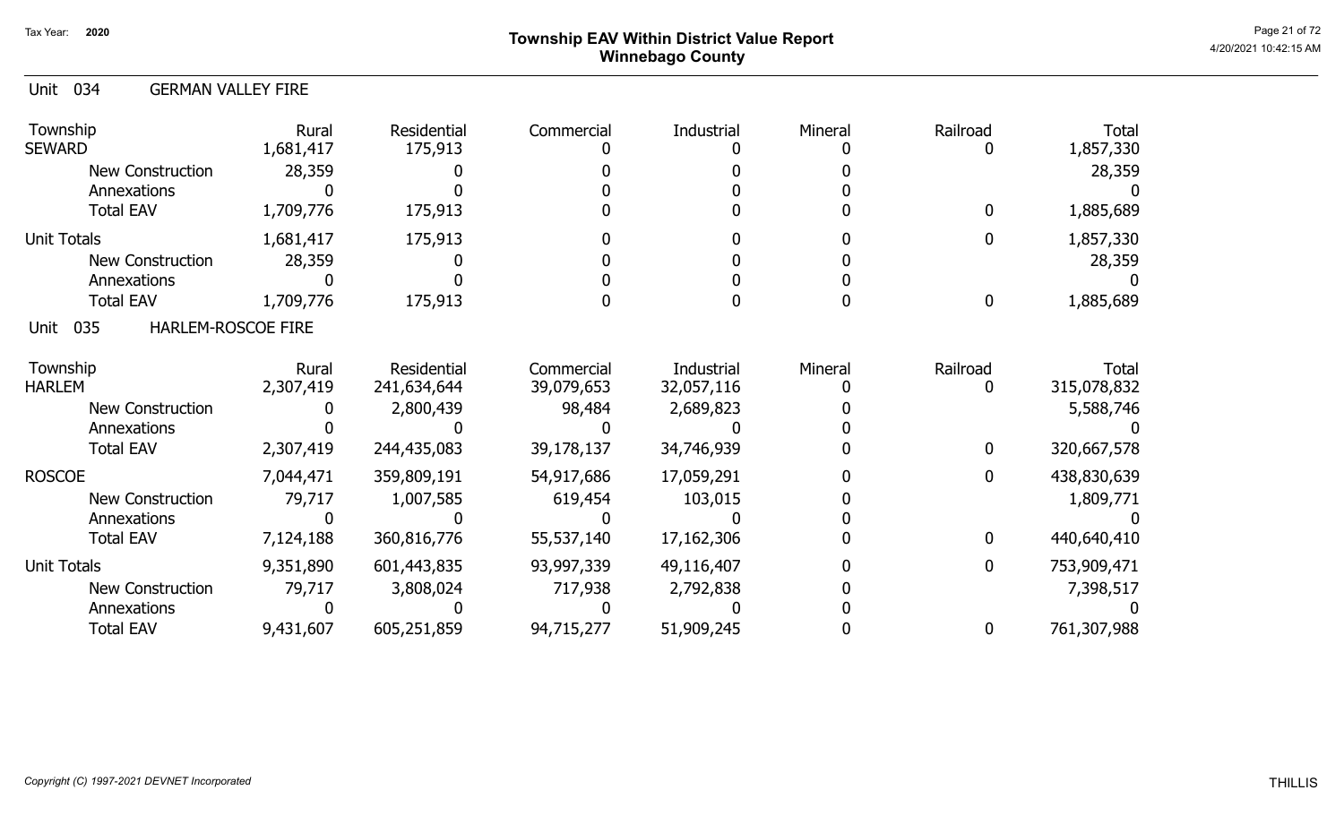# Township EAV Within District Value Report
## Winnebago County

Tax Year: 2020

4/20/2021 10:42:15 AM

### Unit 034 GERMAN VALLEY FIRE

| Township | Rural | Residential | Commercial | Industrial | Mineral | Railroad | Total |
|---|---|---|---|---|---|---|---|
| SEWARD | 1,681,417 | 175,913 | 0 | 0 | 0 | 0 | 1,857,330 |
| New Construction | 28,359 | 0 | 0 | 0 | 0 | | 28,359 |
| Annexations | 0 | 0 | 0 | 0 | 0 | | 0 |
| Total EAV | 1,709,776 | 175,913 | 0 | 0 | 0 | 0 | 1,885,689 |
| Unit Totals | 1,681,417 | 175,913 | 0 | 0 | 0 | 0 | 1,857,330 |
| New Construction | 28,359 | 0 | 0 | 0 | 0 | | 28,359 |
| Annexations | 0 | 0 | 0 | 0 | 0 | | 0 |
| Total EAV | 1,709,776 | 175,913 | 0 | 0 | 0 | 0 | 1,885,689 |

### Unit 035 HARLEM-ROSCOE FIRE

| Township | Rural | Residential | Commercial | Industrial | Mineral | Railroad | Total |
|---|---|---|---|---|---|---|---|
| HARLEM | 2,307,419 | 241,634,644 | 39,079,653 | 32,057,116 | 0 | 0 | 315,078,832 |
| New Construction | 0 | 2,800,439 | 98,484 | 2,689,823 | 0 | | 5,588,746 |
| Annexations | 0 | 0 | 0 | 0 | 0 | | 0 |
| Total EAV | 2,307,419 | 244,435,083 | 39,178,137 | 34,746,939 | 0 | 0 | 320,667,578 |
| ROSCOE | 7,044,471 | 359,809,191 | 54,917,686 | 17,059,291 | 0 | 0 | 438,830,639 |
| New Construction | 79,717 | 1,007,585 | 619,454 | 103,015 | 0 | | 1,809,771 |
| Annexations | 0 | 0 | 0 | 0 | 0 | | 0 |
| Total EAV | 7,124,188 | 360,816,776 | 55,537,140 | 17,162,306 | 0 | 0 | 440,640,410 |
| Unit Totals | 9,351,890 | 601,443,835 | 93,997,339 | 49,116,407 | 0 | 0 | 753,909,471 |
| New Construction | 79,717 | 3,808,024 | 717,938 | 2,792,838 | 0 | | 7,398,517 |
| Annexations | 0 | 0 | 0 | 0 | 0 | | 0 |
| Total EAV | 9,431,607 | 605,251,859 | 94,715,277 | 51,909,245 | 0 | 0 | 761,307,988 |

*Copyright (C) 1997-2021 DEVNET Incorporated*

THILLIS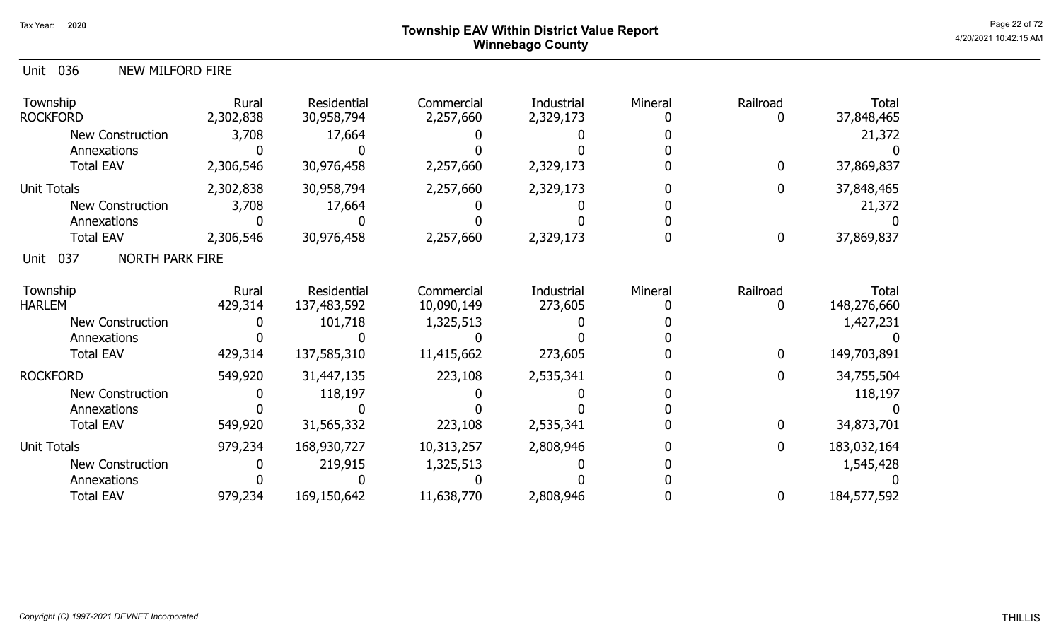# Township EAV Within District Value Report
## Winnebago County

Tax Year: 2020

### Unit 036 NEW MILFORD FIRE

| Township | Rural | Residential | Commercial | Industrial | Mineral | Railroad | Total |
|---|---|---|---|---|---|---|---|
| ROCKFORD | 2,302,838 | 30,958,794 | 2,257,660 | 2,329,173 | 0 | 0 | 37,848,465 |
| New Construction | 3,708 | 17,664 | 0 | 0 | 0 | | 21,372 |
| Annexations | 0 | 0 | 0 | 0 | 0 | | 0 |
| Total EAV | 2,306,546 | 30,976,458 | 2,257,660 | 2,329,173 | 0 | 0 | 37,869,837 |
| Unit Totals | 2,302,838 | 30,958,794 | 2,257,660 | 2,329,173 | 0 | 0 | 37,848,465 |
| New Construction | 3,708 | 17,664 | 0 | 0 | 0 | | 21,372 |
| Annexations | 0 | 0 | 0 | 0 | 0 | | 0 |
| Total EAV | 2,306,546 | 30,976,458 | 2,257,660 | 2,329,173 | 0 | 0 | 37,869,837 |

### Unit 037 NORTH PARK FIRE

| Township | Rural | Residential | Commercial | Industrial | Mineral | Railroad | Total |
|---|---|---|---|---|---|---|---|
| HARLEM | 429,314 | 137,483,592 | 10,090,149 | 273,605 | 0 | 0 | 148,276,660 |
| New Construction | 0 | 101,718 | 1,325,513 | 0 | 0 | | 1,427,231 |
| Annexations | 0 | 0 | 0 | 0 | 0 | | 0 |
| Total EAV | 429,314 | 137,585,310 | 11,415,662 | 273,605 | 0 | 0 | 149,703,891 |
| ROCKFORD | 549,920 | 31,447,135 | 223,108 | 2,535,341 | 0 | 0 | 34,755,504 |
| New Construction | 0 | 118,197 | 0 | 0 | 0 | | 118,197 |
| Annexations | 0 | 0 | 0 | 0 | 0 | | 0 |
| Total EAV | 549,920 | 31,565,332 | 223,108 | 2,535,341 | 0 | 0 | 34,873,701 |
| Unit Totals | 979,234 | 168,930,727 | 10,313,257 | 2,808,946 | 0 | 0 | 183,032,164 |
| New Construction | 0 | 219,915 | 1,325,513 | 0 | 0 | | 1,545,428 |
| Annexations | 0 | 0 | 0 | 0 | 0 | | 0 |
| Total EAV | 979,234 | 169,150,642 | 11,638,770 | 2,808,946 | 0 | 0 | 184,577,592 |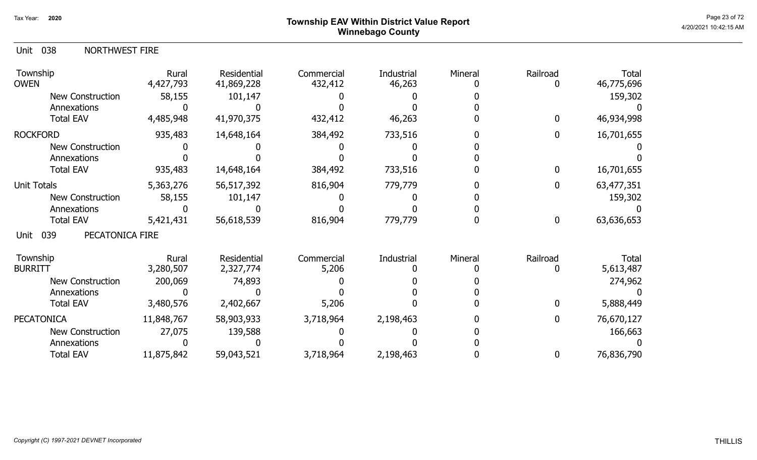# Township EAV Within District Value Report
## Winnebago County

Tax Year: 2020

### Unit 038 NORTHWEST FIRE

| Township | Rural | Residential | Commercial | Industrial | Mineral | Railroad | Total |
|---|---|---|---|---|---|---|---|
| OWEN | 4,427,793 | 41,869,228 | 432,412 | 46,263 | 0 | 0 | 46,775,696 |
| New Construction | 58,155 | 101,147 | 0 | 0 | 0 | | 159,302 |
| Annexations | 0 | 0 | 0 | 0 | 0 | | 0 |
| Total EAV | 4,485,948 | 41,970,375 | 432,412 | 46,263 | 0 | 0 | 46,934,998 |
| ROCKFORD | 935,483 | 14,648,164 | 384,492 | 733,516 | 0 | 0 | 16,701,655 |
| New Construction | 0 | 0 | 0 | 0 | 0 | | 0 |
| Annexations | 0 | 0 | 0 | 0 | 0 | | 0 |
| Total EAV | 935,483 | 14,648,164 | 384,492 | 733,516 | 0 | 0 | 16,701,655 |
| Unit Totals | 5,363,276 | 56,517,392 | 816,904 | 779,779 | 0 | 0 | 63,477,351 |
| New Construction | 58,155 | 101,147 | 0 | 0 | 0 | | 159,302 |
| Annexations | 0 | 0 | 0 | 0 | 0 | | 0 |
| Total EAV | 5,421,431 | 56,618,539 | 816,904 | 779,779 | 0 | 0 | 63,636,653 |

### Unit 039 PECATONICA FIRE

| Township | Rural | Residential | Commercial | Industrial | Mineral | Railroad | Total |
|---|---|---|---|---|---|---|---|
| BURRITT | 3,280,507 | 2,327,774 | 5,206 | 0 | 0 | 0 | 5,613,487 |
| New Construction | 200,069 | 74,893 | 0 | 0 | 0 | | 274,962 |
| Annexations | 0 | 0 | 0 | 0 | 0 | | 0 |
| Total EAV | 3,480,576 | 2,402,667 | 5,206 | 0 | 0 | 0 | 5,888,449 |
| PECATONICA | 11,848,767 | 58,903,933 | 3,718,964 | 2,198,463 | 0 | 0 | 76,670,127 |
| New Construction | 27,075 | 139,588 | 0 | 0 | 0 | | 166,663 |
| Annexations | 0 | 0 | 0 | 0 | 0 | | 0 |
| Total EAV | 11,875,842 | 59,043,521 | 3,718,964 | 2,198,463 | 0 | 0 | 76,836,790 |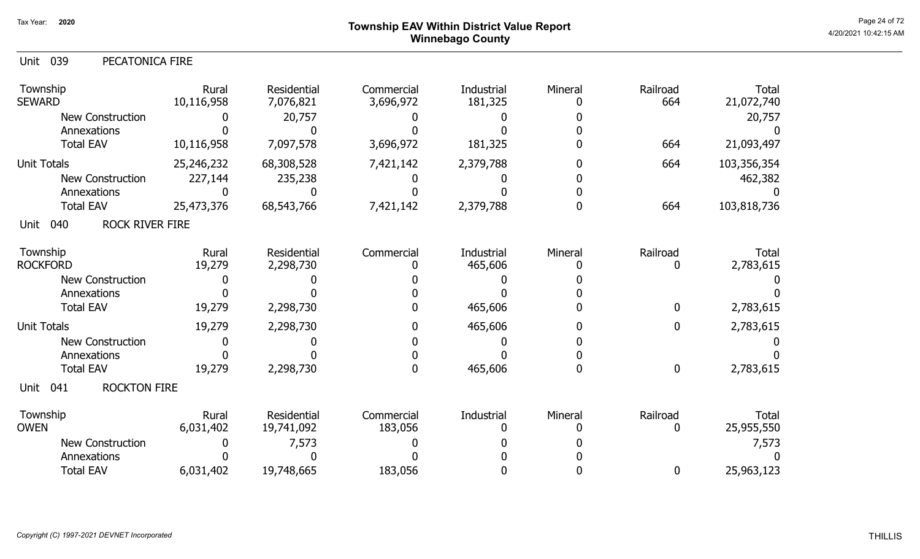Tax Year: 2020

# Township EAV Within District Value Report
## Winnebago County

### Unit 039 PECATONICA FIRE

| Township | Rural | Residential | Commercial | Industrial | Mineral | Railroad | Total |
|---|---|---|---|---|---|---|---|
| SEWARD | 10,116,958 | 7,076,821 | 3,696,972 | 181,325 | 0 | 664 | 21,072,740 |
| New Construction | 0 | 20,757 | 0 | 0 | 0 | | 20,757 |
| Annexations | 0 | 0 | 0 | 0 | 0 | | 0 |
| Total EAV | 10,116,958 | 7,097,578 | 3,696,972 | 181,325 | 0 | 664 | 21,093,497 |
| Unit Totals | 25,246,232 | 68,308,528 | 7,421,142 | 2,379,788 | 0 | 664 | 103,356,354 |
| New Construction | 227,144 | 235,238 | 0 | 0 | 0 | | 462,382 |
| Annexations | 0 | 0 | 0 | 0 | 0 | | 0 |
| Total EAV | 25,473,376 | 68,543,766 | 7,421,142 | 2,379,788 | 0 | 664 | 103,818,736 |

### Unit 040 ROCK RIVER FIRE

| Township | Rural | Residential | Commercial | Industrial | Mineral | Railroad | Total |
|---|---|---|---|---|---|---|---|
| ROCKFORD | 19,279 | 2,298,730 | 0 | 465,606 | 0 | 0 | 2,783,615 |
| New Construction | 0 | 0 | 0 | 0 | 0 | | 0 |
| Annexations | 0 | 0 | 0 | 0 | 0 | | 0 |
| Total EAV | 19,279 | 2,298,730 | 0 | 465,606 | 0 | 0 | 2,783,615 |
| Unit Totals | 19,279 | 2,298,730 | 0 | 465,606 | 0 | 0 | 2,783,615 |
| New Construction | 0 | 0 | 0 | 0 | 0 | | 0 |
| Annexations | 0 | 0 | 0 | 0 | 0 | | 0 |
| Total EAV | 19,279 | 2,298,730 | 0 | 465,606 | 0 | 0 | 2,783,615 |

### Unit 041 ROCKTON FIRE

| Township | Rural | Residential | Commercial | Industrial | Mineral | Railroad | Total |
|---|---|---|---|---|---|---|---|
| OWEN | 6,031,402 | 19,741,092 | 183,056 | 0 | 0 | 0 | 25,955,550 |
| New Construction | 0 | 7,573 | 0 | 0 | 0 | | 7,573 |
| Annexations | 0 | 0 | 0 | 0 | 0 | | 0 |
| Total EAV | 6,031,402 | 19,748,665 | 183,056 | 0 | 0 | 0 | 25,963,123 |

*Copyright (C) 1997-2021 DEVNET Incorporated*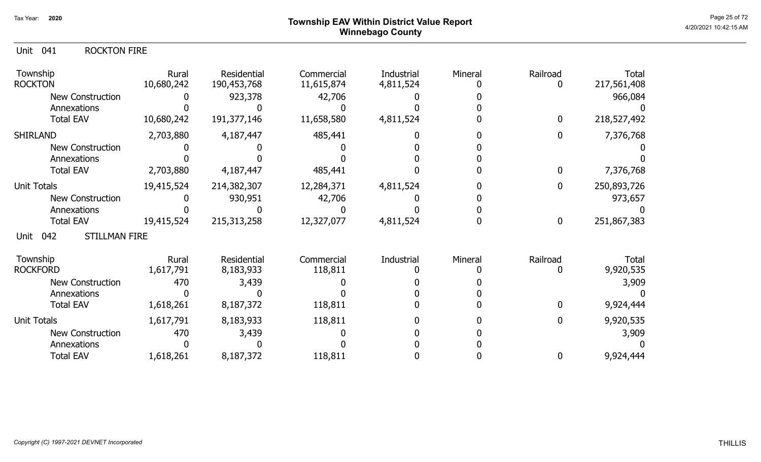# Township EAV Within District Value Report
## Winnebago County

Tax Year: 2020

Unit 041 ROCKTON FIRE

| Township | Rural | Residential | Commercial | Industrial | Mineral | Railroad | Total |
|---|---|---|---|---|---|---|---|
| ROCKTON | 10,680,242 | 190,453,768 | 11,615,874 | 4,811,524 | 0 | 0 | 217,561,408 |
| New Construction | 0 | 923,378 | 42,706 | 0 | 0 | | 966,084 |
| Annexations | 0 | 0 | 0 | 0 | 0 | | 0 |
| Total EAV | 10,680,242 | 191,377,146 | 11,658,580 | 4,811,524 | 0 | 0 | 218,527,492 |
| SHIRLAND | 2,703,880 | 4,187,447 | 485,441 | 0 | 0 | 0 | 7,376,768 |
| New Construction | 0 | 0 | 0 | 0 | 0 | | 0 |
| Annexations | 0 | 0 | 0 | 0 | 0 | | 0 |
| Total EAV | 2,703,880 | 4,187,447 | 485,441 | 0 | 0 | 0 | 7,376,768 |
| Unit Totals | 19,415,524 | 214,382,307 | 12,284,371 | 4,811,524 | 0 | 0 | 250,893,726 |
| New Construction | 0 | 930,951 | 42,706 | 0 | 0 | | 973,657 |
| Annexations | 0 | 0 | 0 | 0 | 0 | | 0 |
| Total EAV | 19,415,524 | 215,313,258 | 12,327,077 | 4,811,524 | 0 | 0 | 251,867,383 |

Unit 042 STILLMAN FIRE

| Township | Rural | Residential | Commercial | Industrial | Mineral | Railroad | Total |
|---|---|---|---|---|---|---|---|
| ROCKFORD | 1,617,791 | 8,183,933 | 118,811 | 0 | 0 | 0 | 9,920,535 |
| New Construction | 470 | 3,439 | 0 | 0 | 0 | | 3,909 |
| Annexations | 0 | 0 | 0 | 0 | 0 | | 0 |
| Total EAV | 1,618,261 | 8,187,372 | 118,811 | 0 | 0 | 0 | 9,924,444 |
| Unit Totals | 1,617,791 | 8,183,933 | 118,811 | 0 | 0 | 0 | 9,920,535 |
| New Construction | 470 | 3,439 | 0 | 0 | 0 | | 3,909 |
| Annexations | 0 | 0 | 0 | 0 | 0 | | 0 |
| Total EAV | 1,618,261 | 8,187,372 | 118,811 | 0 | 0 | 0 | 9,924,444 |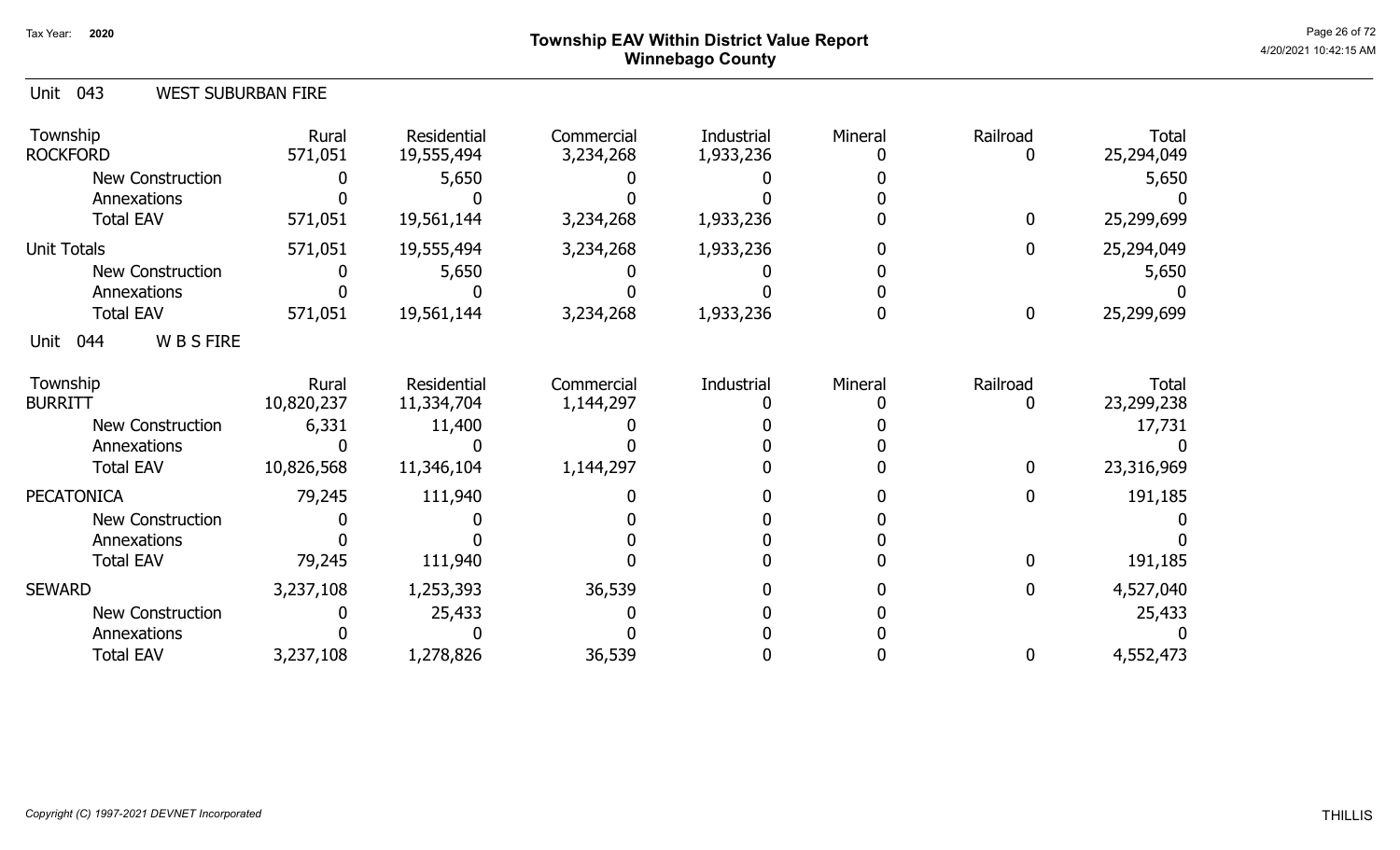## Township EAV Within District Value Report
## Winnebago County

Tax Year: 2020

### Unit 043 WEST SUBURBAN FIRE

| Township | Rural | Residential | Commercial | Industrial | Mineral | Railroad | Total |
|---|---|---|---|---|---|---|---|
| ROCKFORD | 571,051 | 19,555,494 | 3,234,268 | 1,933,236 | 0 | 0 | 25,294,049 |
| New Construction | 0 | 5,650 | 0 | 0 | 0 | | 5,650 |
| Annexations | 0 | 0 | 0 | 0 | 0 | | 0 |
| Total EAV | 571,051 | 19,561,144 | 3,234,268 | 1,933,236 | 0 | 0 | 25,299,699 |
| Unit Totals | 571,051 | 19,555,494 | 3,234,268 | 1,933,236 | 0 | 0 | 25,294,049 |
| New Construction | 0 | 5,650 | 0 | 0 | 0 | | 5,650 |
| Annexations | 0 | 0 | 0 | 0 | 0 | | 0 |
| Total EAV | 571,051 | 19,561,144 | 3,234,268 | 1,933,236 | 0 | 0 | 25,299,699 |

### Unit 044 W B S FIRE

| Township | Rural | Residential | Commercial | Industrial | Mineral | Railroad | Total |
|---|---|---|---|---|---|---|---|
| BURRITT | 10,820,237 | 11,334,704 | 1,144,297 | 0 | 0 | 0 | 23,299,238 |
| New Construction | 6,331 | 11,400 | 0 | 0 | 0 | | 17,731 |
| Annexations | 0 | 0 | 0 | 0 | 0 | | 0 |
| Total EAV | 10,826,568 | 11,346,104 | 1,144,297 | 0 | 0 | 0 | 23,316,969 |
| PECATONICA | 79,245 | 111,940 | 0 | 0 | 0 | 0 | 191,185 |
| New Construction | 0 | 0 | 0 | 0 | 0 | | 0 |
| Annexations | 0 | 0 | 0 | 0 | 0 | | 0 |
| Total EAV | 79,245 | 111,940 | 0 | 0 | 0 | 0 | 191,185 |
| SEWARD | 3,237,108 | 1,253,393 | 36,539 | 0 | 0 | 0 | 4,527,040 |
| New Construction | 0 | 25,433 | 0 | 0 | 0 | | 25,433 |
| Annexations | 0 | 0 | 0 | 0 | 0 | | 0 |
| Total EAV | 3,237,108 | 1,278,826 | 36,539 | 0 | 0 | 0 | 4,552,473 |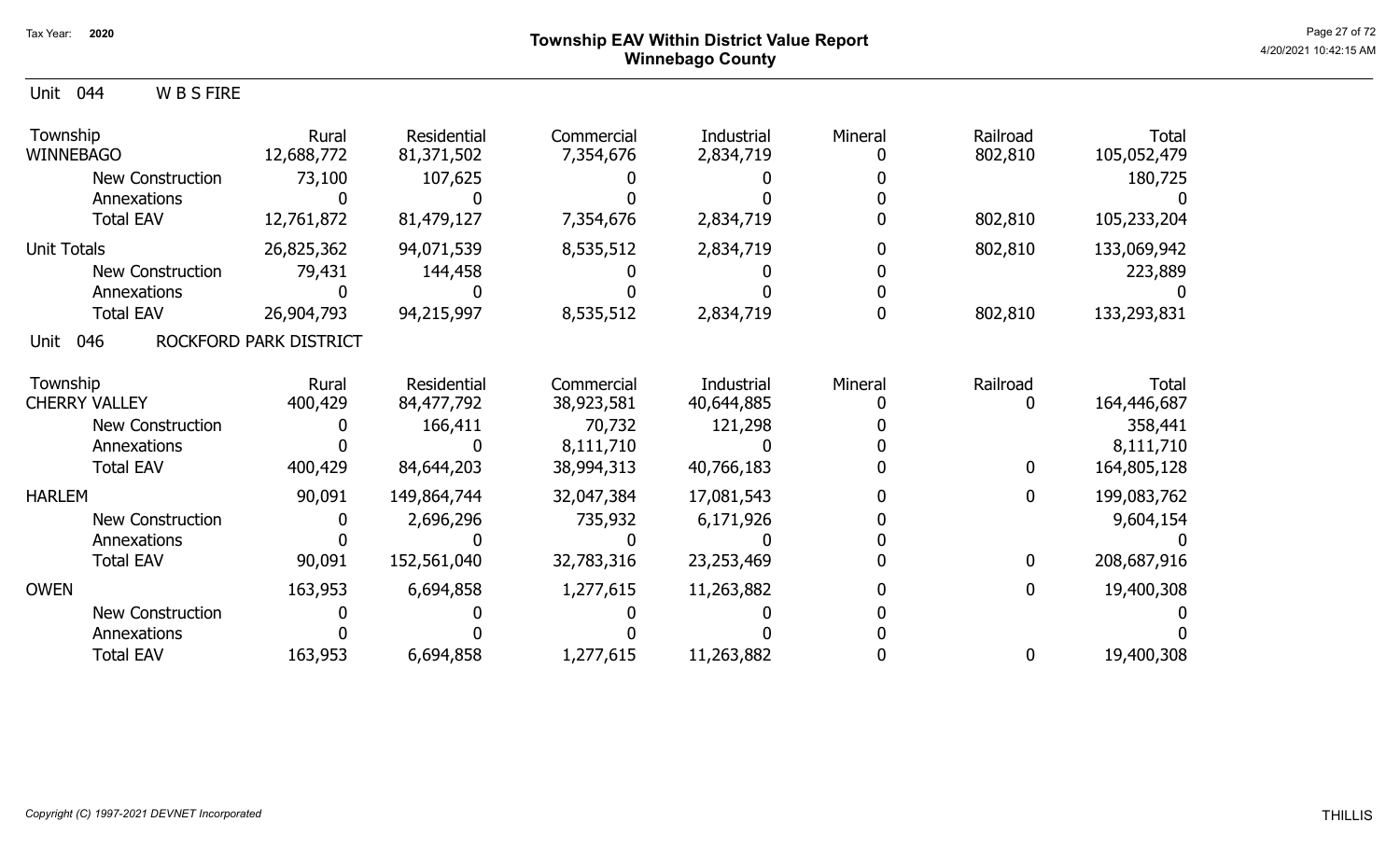Tax Year: **2020**

# Township EAV Within District Value Report
## Winnebago County

Unit 044 W B S FIRE

| Township | Rural | Residential | Commercial | Industrial | Mineral | Railroad | Total |
|---|---|---|---|---|---|---|---|
| WINNEBAGO | 12,688,772 | 81,371,502 | 7,354,676 | 2,834,719 | 0 | 802,810 | 105,052,479 |
| New Construction | 73,100 | 107,625 | 0 | 0 | 0 | | 180,725 |
| Annexations | 0 | 0 | 0 | 0 | 0 | | 0 |
| Total EAV | 12,761,872 | 81,479,127 | 7,354,676 | 2,834,719 | 0 | 802,810 | 105,233,204 |
| Unit Totals | 26,825,362 | 94,071,539 | 8,535,512 | 2,834,719 | 0 | 802,810 | 133,069,942 |
| New Construction | 79,431 | 144,458 | 0 | 0 | 0 | | 223,889 |
| Annexations | 0 | 0 | 0 | 0 | 0 | | 0 |
| Total EAV | 26,904,793 | 94,215,997 | 8,535,512 | 2,834,719 | 0 | 802,810 | 133,293,831 |

Unit 046 ROCKFORD PARK DISTRICT

| Township | Rural | Residential | Commercial | Industrial | Mineral | Railroad | Total |
|---|---|---|---|---|---|---|---|
| CHERRY VALLEY | 400,429 | 84,477,792 | 38,923,581 | 40,644,885 | 0 | 0 | 164,446,687 |
| New Construction | 0 | 166,411 | 70,732 | 121,298 | 0 | | 358,441 |
| Annexations | 0 | 0 | 8,111,710 | 0 | 0 | | 8,111,710 |
| Total EAV | 400,429 | 84,644,203 | 38,994,313 | 40,766,183 | 0 | 0 | 164,805,128 |
| HARLEM | 90,091 | 149,864,744 | 32,047,384 | 17,081,543 | 0 | 0 | 199,083,762 |
| New Construction | 0 | 2,696,296 | 735,932 | 6,171,926 | 0 | | 9,604,154 |
| Annexations | 0 | 0 | 0 | 0 | 0 | | 0 |
| Total EAV | 90,091 | 152,561,040 | 32,783,316 | 23,253,469 | 0 | 0 | 208,687,916 |
| OWEN | 163,953 | 6,694,858 | 1,277,615 | 11,263,882 | 0 | 0 | 19,400,308 |
| New Construction | 0 | 0 | 0 | 0 | 0 | | 0 |
| Annexations | 0 | 0 | 0 | 0 | 0 | | 0 |
| Total EAV | 163,953 | 6,694,858 | 1,277,615 | 11,263,882 | 0 | 0 | 19,400,308 |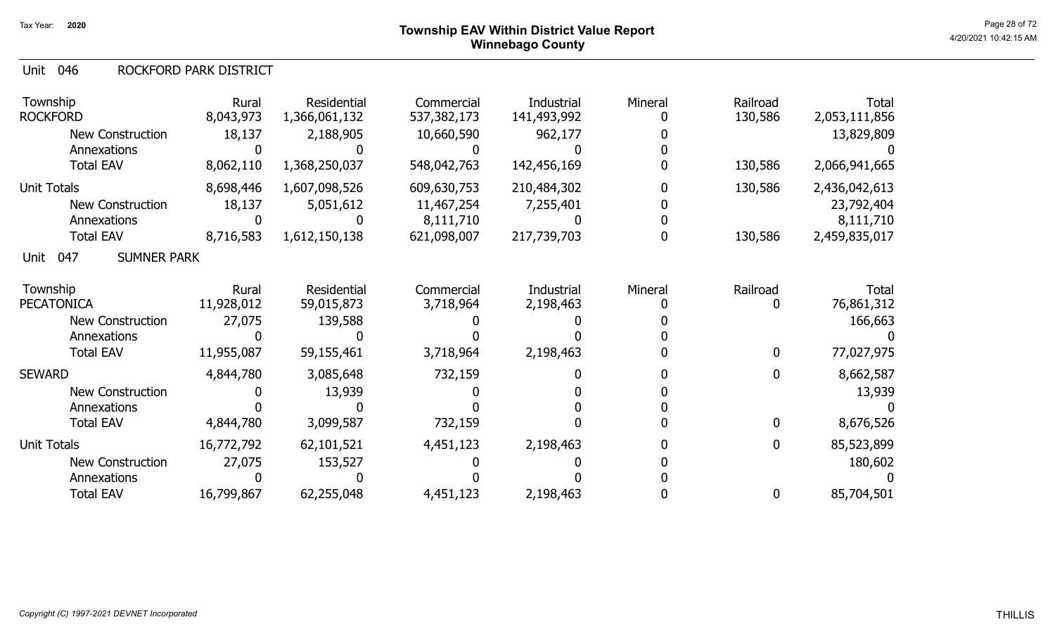Tax Year: **2020**

# Township EAV Within District Value Report
## Winnebago County

Unit 046 ROCKFORD PARK DISTRICT

| Township | Rural | Residential | Commercial | Industrial | Mineral | Railroad | Total |
|---|---|---|---|---|---|---|---|
| ROCKFORD | 8,043,973 | 1,366,061,132 | 537,382,173 | 141,493,992 | 0 | 130,586 | 2,053,111,856 |
| New Construction | 18,137 | 2,188,905 | 10,660,590 | 962,177 | 0 | | 13,829,809 |
| Annexations | 0 | 0 | 0 | 0 | 0 | | 0 |
| Total EAV | 8,062,110 | 1,368,250,037 | 548,042,763 | 142,456,169 | 0 | 130,586 | 2,066,941,665 |
| Unit Totals | 8,698,446 | 1,607,098,526 | 609,630,753 | 210,484,302 | 0 | 130,586 | 2,436,042,613 |
| New Construction | 18,137 | 5,051,612 | 11,467,254 | 7,255,401 | 0 | | 23,792,404 |
| Annexations | 0 | 0 | 8,111,710 | 0 | 0 | | 8,111,710 |
| Total EAV | 8,716,583 | 1,612,150,138 | 621,098,007 | 217,739,703 | 0 | 130,586 | 2,459,835,017 |

Unit 047 SUMNER PARK

| Township | Rural | Residential | Commercial | Industrial | Mineral | Railroad | Total |
|---|---|---|---|---|---|---|---|
| PECATONICA | 11,928,012 | 59,015,873 | 3,718,964 | 2,198,463 | 0 | 0 | 76,861,312 |
| New Construction | 27,075 | 139,588 | 0 | 0 | 0 | | 166,663 |
| Annexations | 0 | 0 | 0 | 0 | 0 | | 0 |
| Total EAV | 11,955,087 | 59,155,461 | 3,718,964 | 2,198,463 | 0 | 0 | 77,027,975 |
| SEWARD | 4,844,780 | 3,085,648 | 732,159 | 0 | 0 | 0 | 8,662,587 |
| New Construction | 0 | 13,939 | 0 | 0 | 0 | | 13,939 |
| Annexations | 0 | 0 | 0 | 0 | 0 | | 0 |
| Total EAV | 4,844,780 | 3,099,587 | 732,159 | 0 | 0 | 0 | 8,676,526 |
| Unit Totals | 16,772,792 | 62,101,521 | 4,451,123 | 2,198,463 | 0 | 0 | 85,523,899 |
| New Construction | 27,075 | 153,527 | 0 | 0 | 0 | | 180,602 |
| Annexations | 0 | 0 | 0 | 0 | 0 | | 0 |
| Total EAV | 16,799,867 | 62,255,048 | 4,451,123 | 2,198,463 | 0 | 0 | 85,704,501 |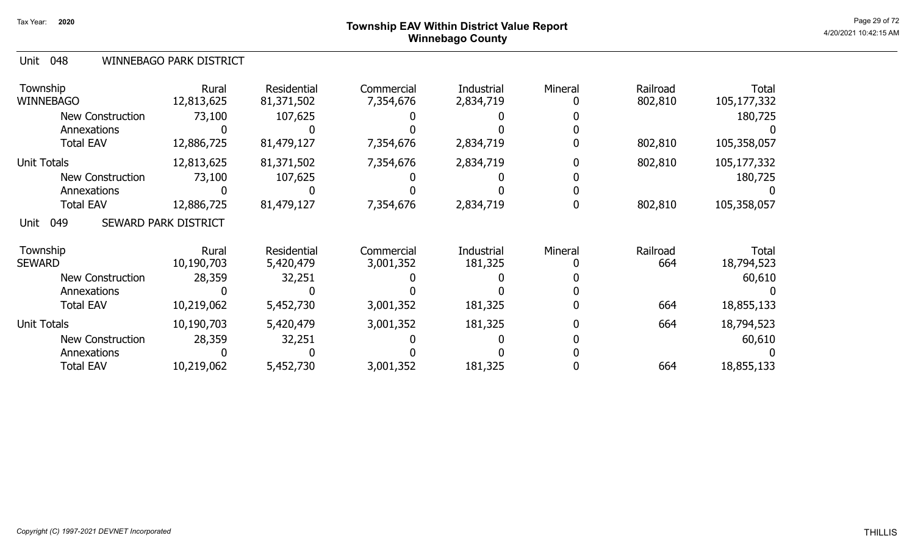# Township EAV Within District Value Report
## Winnebago County

Tax Year: 2020

4/20/2021 10:42:15 AM

### Unit 048 WINNEBAGO PARK DISTRICT

| Township | Rural | Residential | Commercial | Industrial | Mineral | Railroad | Total |
|---|---|---|---|---|---|---|---|
| WINNEBAGO | 12,813,625 | 81,371,502 | 7,354,676 | 2,834,719 | 0 | 802,810 | 105,177,332 |
| New Construction | 73,100 | 107,625 | 0 | 0 | 0 | | 180,725 |
| Annexations | 0 | 0 | 0 | 0 | 0 | | 0 |
| Total EAV | 12,886,725 | 81,479,127 | 7,354,676 | 2,834,719 | 0 | 802,810 | 105,358,057 |
| Unit Totals | 12,813,625 | 81,371,502 | 7,354,676 | 2,834,719 | 0 | 802,810 | 105,177,332 |
| New Construction | 73,100 | 107,625 | 0 | 0 | 0 | | 180,725 |
| Annexations | 0 | 0 | 0 | 0 | 0 | | 0 |
| Total EAV | 12,886,725 | 81,479,127 | 7,354,676 | 2,834,719 | 0 | 802,810 | 105,358,057 |

### Unit 049 SEWARD PARK DISTRICT

| Township | Rural | Residential | Commercial | Industrial | Mineral | Railroad | Total |
|---|---|---|---|---|---|---|---|
| SEWARD | 10,190,703 | 5,420,479 | 3,001,352 | 181,325 | 0 | 664 | 18,794,523 |
| New Construction | 28,359 | 32,251 | 0 | 0 | 0 | | 60,610 |
| Annexations | 0 | 0 | 0 | 0 | 0 | | 0 |
| Total EAV | 10,219,062 | 5,452,730 | 3,001,352 | 181,325 | 0 | 664 | 18,855,133 |
| Unit Totals | 10,190,703 | 5,420,479 | 3,001,352 | 181,325 | 0 | 664 | 18,794,523 |
| New Construction | 28,359 | 32,251 | 0 | 0 | 0 | | 60,610 |
| Annexations | 0 | 0 | 0 | 0 | 0 | | 0 |
| Total EAV | 10,219,062 | 5,452,730 | 3,001,352 | 181,325 | 0 | 664 | 18,855,133 |

*Copyright (C) 1997-2021 DEVNET Incorporated*

THILLIS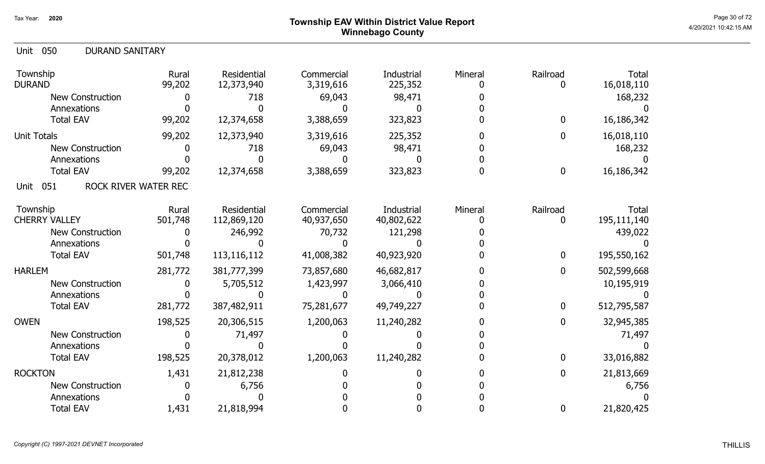# Township EAV Within District Value Report
## Winnebago County

Tax Year: 2020

## Unit 050 DURAND SANITARY

| Township | Rural | Residential | Commercial | Industrial | Mineral | Railroad | Total |
|---|---|---|---|---|---|---|---|
| DURAND | 99,202 | 12,373,940 | 3,319,616 | 225,352 | 0 | 0 | 16,018,110 |
| New Construction | 0 | 718 | 69,043 | 98,471 | 0 | | 168,232 |
| Annexations | 0 | 0 | 0 | 0 | 0 | | 0 |
| Total EAV | 99,202 | 12,374,658 | 3,388,659 | 323,823 | 0 | 0 | 16,186,342 |
| Unit Totals | 99,202 | 12,373,940 | 3,319,616 | 225,352 | 0 | 0 | 16,018,110 |
| New Construction | 0 | 718 | 69,043 | 98,471 | 0 | | 168,232 |
| Annexations | 0 | 0 | 0 | 0 | 0 | | 0 |
| Total EAV | 99,202 | 12,374,658 | 3,388,659 | 323,823 | 0 | 0 | 16,186,342 |

## Unit 051 ROCK RIVER WATER REC

| Township | Rural | Residential | Commercial | Industrial | Mineral | Railroad | Total |
|---|---|---|---|---|---|---|---|
| CHERRY VALLEY | 501,748 | 112,869,120 | 40,937,650 | 40,802,622 | 0 | 0 | 195,111,140 |
| New Construction | 0 | 246,992 | 70,732 | 121,298 | 0 | | 439,022 |
| Annexations | 0 | 0 | 0 | 0 | 0 | | 0 |
| Total EAV | 501,748 | 113,116,112 | 41,008,382 | 40,923,920 | 0 | 0 | 195,550,162 |
| HARLEM | 281,772 | 381,777,399 | 73,857,680 | 46,682,817 | 0 | 0 | 502,599,668 |
| New Construction | 0 | 5,705,512 | 1,423,997 | 3,066,410 | 0 | | 10,195,919 |
| Annexations | 0 | 0 | 0 | 0 | 0 | | 0 |
| Total EAV | 281,772 | 387,482,911 | 75,281,677 | 49,749,227 | 0 | 0 | 512,795,587 |
| OWEN | 198,525 | 20,306,515 | 1,200,063 | 11,240,282 | 0 | 0 | 32,945,385 |
| New Construction | 0 | 71,497 | 0 | 0 | 0 | | 71,497 |
| Annexations | 0 | 0 | 0 | 0 | 0 | | 0 |
| Total EAV | 198,525 | 20,378,012 | 1,200,063 | 11,240,282 | 0 | 0 | 33,016,882 |
| ROCKTON | 1,431 | 21,812,238 | 0 | 0 | 0 | 0 | 21,813,669 |
| New Construction | 0 | 6,756 | 0 | 0 | 0 | | 6,756 |
| Annexations | 0 | 0 | 0 | 0 | 0 | | 0 |
| Total EAV | 1,431 | 21,818,994 | 0 | 0 | 0 | 0 | 21,820,425 |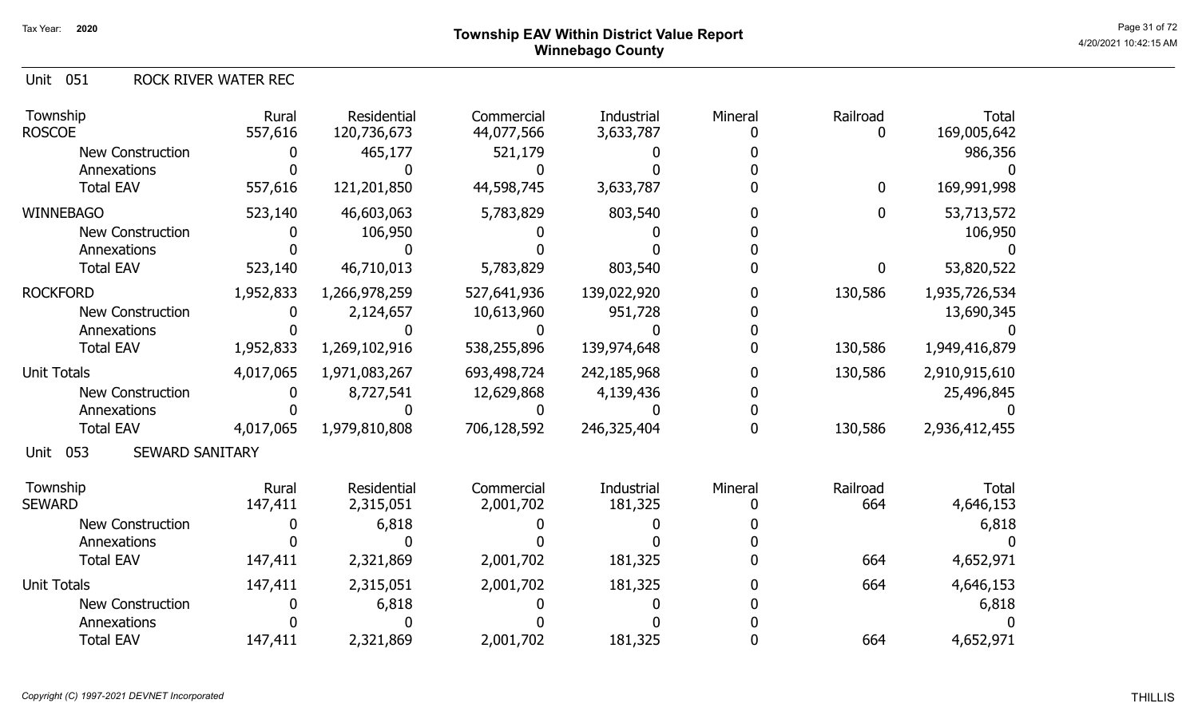# Township EAV Within District Value Report
## Winnebago County

Tax Year: 2020

4/20/2021 10:42:15 AM

### Unit 051 ROCK RIVER WATER REC

| Township | Rural | Residential | Commercial | Industrial | Mineral | Railroad | Total |
|---|---|---|---|---|---|---|---|
| ROSCOE | 557,616 | 120,736,673 | 44,077,566 | 3,633,787 | 0 | 0 | 169,005,642 |
| New Construction | 0 | 465,177 | 521,179 | 0 | 0 | | 986,356 |
| Annexations | 0 | 0 | 0 | 0 | 0 | | 0 |
| Total EAV | 557,616 | 121,201,850 | 44,598,745 | 3,633,787 | 0 | 0 | 169,991,998 |
| WINNEBAGO | 523,140 | 46,603,063 | 5,783,829 | 803,540 | 0 | 0 | 53,713,572 |
| New Construction | 0 | 106,950 | 0 | 0 | 0 | | 106,950 |
| Annexations | 0 | 0 | 0 | 0 | 0 | | 0 |
| Total EAV | 523,140 | 46,710,013 | 5,783,829 | 803,540 | 0 | 0 | 53,820,522 |
| ROCKFORD | 1,952,833 | 1,266,978,259 | 527,641,936 | 139,022,920 | 0 | 130,586 | 1,935,726,534 |
| New Construction | 0 | 2,124,657 | 10,613,960 | 951,728 | 0 | | 13,690,345 |
| Annexations | 0 | 0 | 0 | 0 | 0 | | 0 |
| Total EAV | 1,952,833 | 1,269,102,916 | 538,255,896 | 139,974,648 | 0 | 130,586 | 1,949,416,879 |
| Unit Totals | 4,017,065 | 1,971,083,267 | 693,498,724 | 242,185,968 | 0 | 130,586 | 2,910,915,610 |
| New Construction | 0 | 8,727,541 | 12,629,868 | 4,139,436 | 0 | | 25,496,845 |
| Annexations | 0 | 0 | 0 | 0 | 0 | | 0 |
| Total EAV | 4,017,065 | 1,979,810,808 | 706,128,592 | 246,325,404 | 0 | 130,586 | 2,936,412,455 |

### Unit 053 SEWARD SANITARY

| Township | Rural | Residential | Commercial | Industrial | Mineral | Railroad | Total |
|---|---|---|---|---|---|---|---|
| SEWARD | 147,411 | 2,315,051 | 2,001,702 | 181,325 | 0 | 664 | 4,646,153 |
| New Construction | 0 | 6,818 | 0 | 0 | 0 | | 6,818 |
| Annexations | 0 | 0 | 0 | 0 | 0 | | 0 |
| Total EAV | 147,411 | 2,321,869 | 2,001,702 | 181,325 | 0 | 664 | 4,652,971 |
| Unit Totals | 147,411 | 2,315,051 | 2,001,702 | 181,325 | 0 | 664 | 4,646,153 |
| New Construction | 0 | 6,818 | 0 | 0 | 0 | | 6,818 |
| Annexations | 0 | 0 | 0 | 0 | 0 | | 0 |
| Total EAV | 147,411 | 2,321,869 | 2,001,702 | 181,325 | 0 | 664 | 4,652,971 |

*Copyright (C) 1997-2021 DEVNET Incorporated*

THILLIS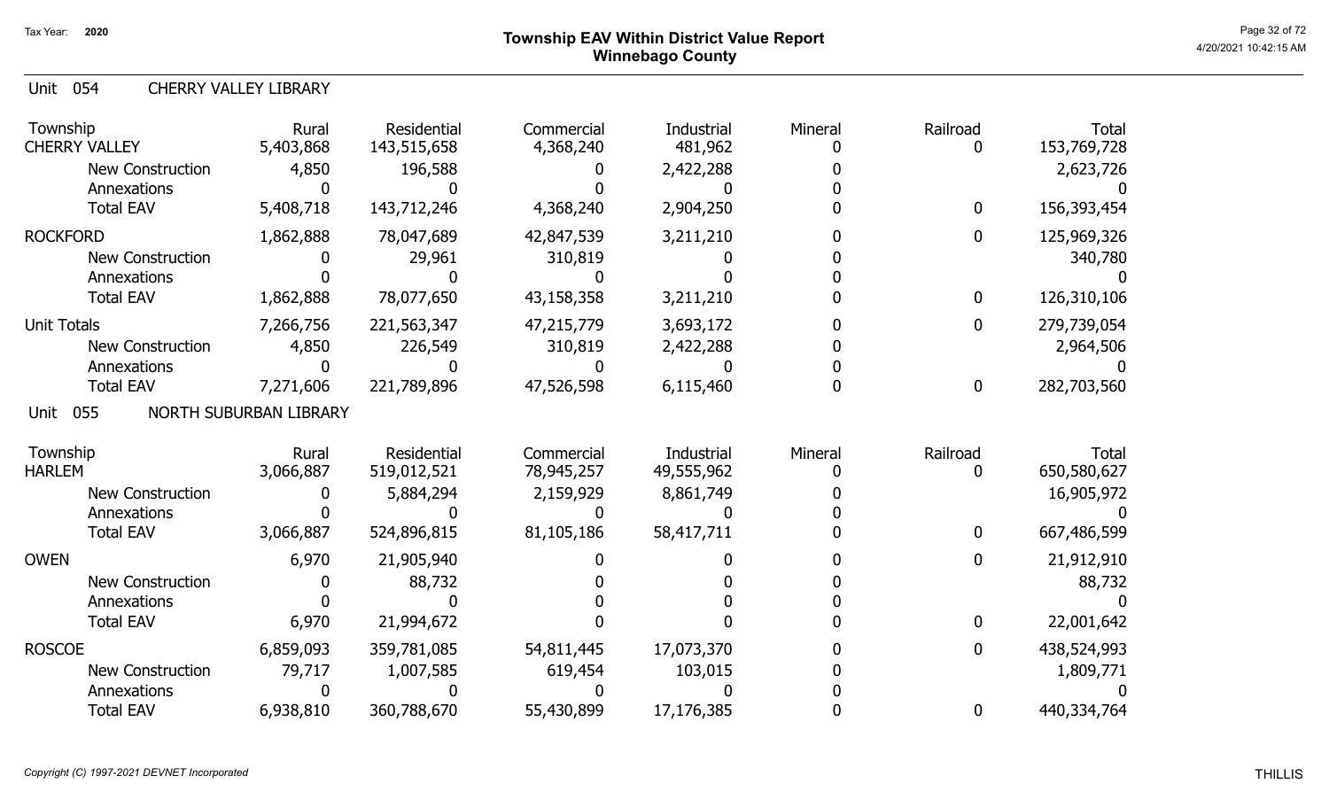# Township EAV Within District Value Report
## Winnebago County

Tax Year: 2020

4/20/2021 10:42:15 AM

### Unit 054 CHERRY VALLEY LIBRARY

| Township | Rural | Residential | Commercial | Industrial | Mineral | Railroad | Total |
|---|---|---|---|---|---|---|---|
| CHERRY VALLEY | 5,403,868 | 143,515,658 | 4,368,240 | 481,962 | 0 | 0 | 153,769,728 |
| New Construction | 4,850 | 196,588 | 0 | 2,422,288 | 0 | | 2,623,726 |
| Annexations | 0 | 0 | 0 | 0 | 0 | | 0 |
| Total EAV | 5,408,718 | 143,712,246 | 4,368,240 | 2,904,250 | 0 | 0 | 156,393,454 |
| ROCKFORD | 1,862,888 | 78,047,689 | 42,847,539 | 3,211,210 | 0 | 0 | 125,969,326 |
| New Construction | 0 | 29,961 | 310,819 | 0 | 0 | | 340,780 |
| Annexations | 0 | 0 | 0 | 0 | 0 | | 0 |
| Total EAV | 1,862,888 | 78,077,650 | 43,158,358 | 3,211,210 | 0 | 0 | 126,310,106 |
| Unit Totals | 7,266,756 | 221,563,347 | 47,215,779 | 3,693,172 | 0 | 0 | 279,739,054 |
| New Construction | 4,850 | 226,549 | 310,819 | 2,422,288 | 0 | | 2,964,506 |
| Annexations | 0 | 0 | 0 | 0 | 0 | | 0 |
| Total EAV | 7,271,606 | 221,789,896 | 47,526,598 | 6,115,460 | 0 | 0 | 282,703,560 |

### Unit 055 NORTH SUBURBAN LIBRARY

| Township | Rural | Residential | Commercial | Industrial | Mineral | Railroad | Total |
|---|---|---|---|---|---|---|---|
| HARLEM | 3,066,887 | 519,012,521 | 78,945,257 | 49,555,962 | 0 | 0 | 650,580,627 |
| New Construction | 0 | 5,884,294 | 2,159,929 | 8,861,749 | 0 | | 16,905,972 |
| Annexations | 0 | 0 | 0 | 0 | 0 | | 0 |
| Total EAV | 3,066,887 | 524,896,815 | 81,105,186 | 58,417,711 | 0 | 0 | 667,486,599 |
| OWEN | 6,970 | 21,905,940 | 0 | 0 | 0 | 0 | 21,912,910 |
| New Construction | 0 | 88,732 | 0 | 0 | 0 | | 88,732 |
| Annexations | 0 | 0 | 0 | 0 | 0 | | 0 |
| Total EAV | 6,970 | 21,994,672 | 0 | 0 | 0 | 0 | 22,001,642 |
| ROSCOE | 6,859,093 | 359,781,085 | 54,811,445 | 17,073,370 | 0 | 0 | 438,524,993 |
| New Construction | 79,717 | 1,007,585 | 619,454 | 103,015 | 0 | | 1,809,771 |
| Annexations | 0 | 0 | 0 | 0 | 0 | | 0 |
| Total EAV | 6,938,810 | 360,788,670 | 55,430,899 | 17,176,385 | 0 | 0 | 440,334,764 |

*Copyright (C) 1997-2021 DEVNET Incorporated* THILLIS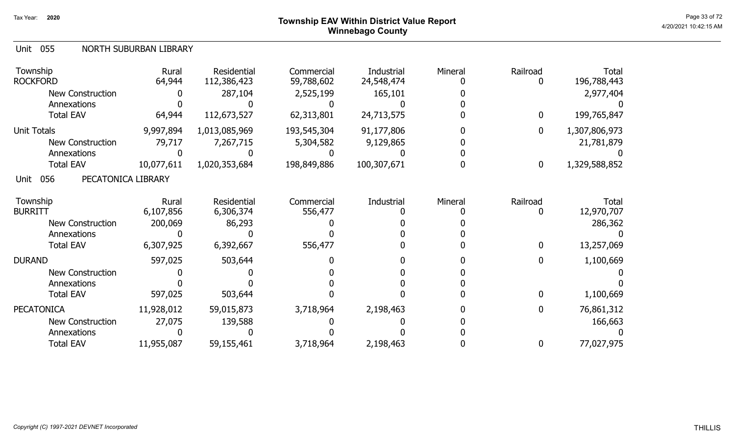Tax Year: 2020

# Township EAV Within District Value Report
## Winnebago County

Unit 055 NORTH SUBURBAN LIBRARY

| Township | Rural | Residential | Commercial | Industrial | Mineral | Railroad | Total |
|---|---|---|---|---|---|---|---|
| ROCKFORD | 64,944 | 112,386,423 | 59,788,602 | 24,548,474 | 0 | 0 | 196,788,443 |
| New Construction | 0 | 287,104 | 2,525,199 | 165,101 | 0 | | 2,977,404 |
| Annexations | 0 | 0 | 0 | 0 | 0 | | 0 |
| Total EAV | 64,944 | 112,673,527 | 62,313,801 | 24,713,575 | 0 | 0 | 199,765,847 |
| Unit Totals | 9,997,894 | 1,013,085,969 | 193,545,304 | 91,177,806 | 0 | 0 | 1,307,806,973 |
| New Construction | 79,717 | 7,267,715 | 5,304,582 | 9,129,865 | 0 | | 21,781,879 |
| Annexations | 0 | 0 | 0 | 0 | 0 | | 0 |
| Total EAV | 10,077,611 | 1,020,353,684 | 198,849,886 | 100,307,671 | 0 | 0 | 1,329,588,852 |

Unit 056 PECATONICA LIBRARY

| Township | Rural | Residential | Commercial | Industrial | Mineral | Railroad | Total |
|---|---|---|---|---|---|---|---|
| BURRITT | 6,107,856 | 6,306,374 | 556,477 | 0 | 0 | 0 | 12,970,707 |
| New Construction | 200,069 | 86,293 | 0 | 0 | 0 | | 286,362 |
| Annexations | 0 | 0 | 0 | 0 | 0 | | 0 |
| Total EAV | 6,307,925 | 6,392,667 | 556,477 | 0 | 0 | 0 | 13,257,069 |
| DURAND | 597,025 | 503,644 | 0 | 0 | 0 | 0 | 1,100,669 |
| New Construction | 0 | 0 | 0 | 0 | 0 | | 0 |
| Annexations | 0 | 0 | 0 | 0 | 0 | | 0 |
| Total EAV | 597,025 | 503,644 | 0 | 0 | 0 | 0 | 1,100,669 |
| PECATONICA | 11,928,012 | 59,015,873 | 3,718,964 | 2,198,463 | 0 | 0 | 76,861,312 |
| New Construction | 27,075 | 139,588 | 0 | 0 | 0 | | 166,663 |
| Annexations | 0 | 0 | 0 | 0 | 0 | | 0 |
| Total EAV | 11,955,087 | 59,155,461 | 3,718,964 | 2,198,463 | 0 | 0 | 77,027,975 |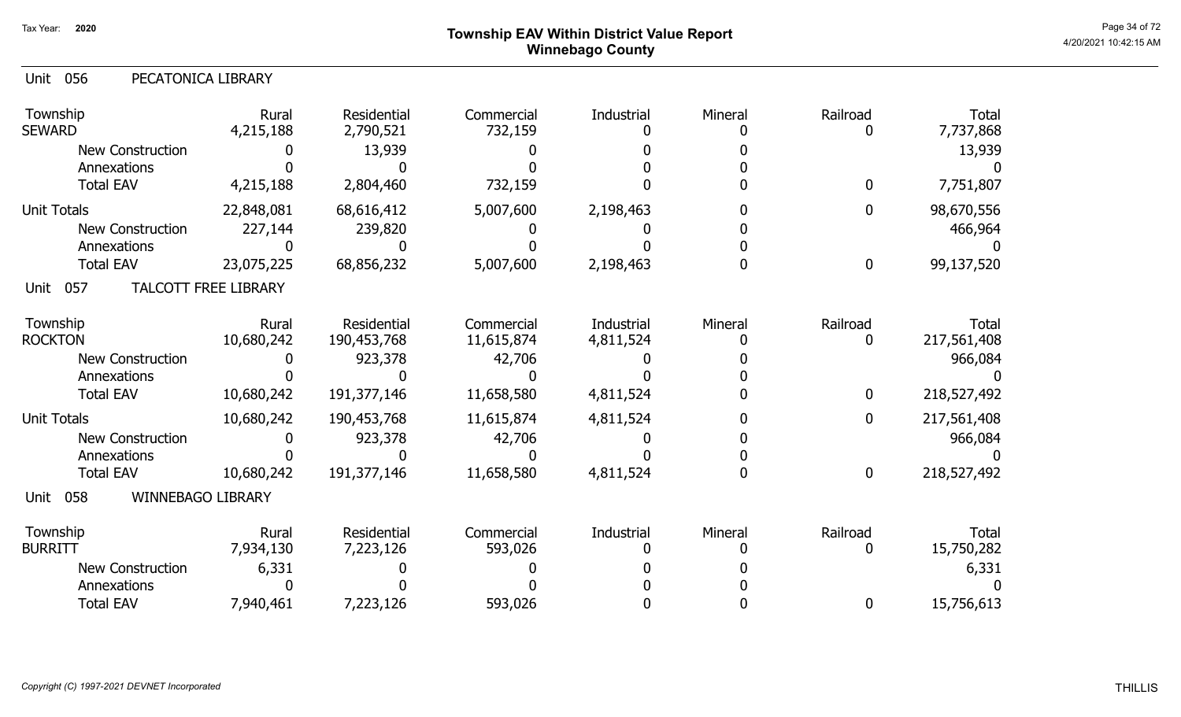## Township EAV Within District Value Report
## Winnebago County

Tax Year: 2020

### Unit 056 PECATONICA LIBRARY

| Township | Rural | Residential | Commercial | Industrial | Mineral | Railroad | Total |
|---|---|---|---|---|---|---|---|
| SEWARD | 4,215,188 | 2,790,521 | 732,159 | 0 | 0 | 0 | 7,737,868 |
| New Construction | 0 | 13,939 | 0 | 0 | 0 | | 13,939 |
| Annexations | 0 | 0 | 0 | 0 | 0 | | 0 |
| Total EAV | 4,215,188 | 2,804,460 | 732,159 | 0 | 0 | 0 | 7,751,807 |
| Unit Totals | 22,848,081 | 68,616,412 | 5,007,600 | 2,198,463 | 0 | 0 | 98,670,556 |
| New Construction | 227,144 | 239,820 | 0 | 0 | 0 | | 466,964 |
| Annexations | 0 | 0 | 0 | 0 | 0 | | 0 |
| Total EAV | 23,075,225 | 68,856,232 | 5,007,600 | 2,198,463 | 0 | 0 | 99,137,520 |

### Unit 057 TALCOTT FREE LIBRARY

| Township | Rural | Residential | Commercial | Industrial | Mineral | Railroad | Total |
|---|---|---|---|---|---|---|---|
| ROCKTON | 10,680,242 | 190,453,768 | 11,615,874 | 4,811,524 | 0 | 0 | 217,561,408 |
| New Construction | 0 | 923,378 | 42,706 | 0 | 0 | | 966,084 |
| Annexations | 0 | 0 | 0 | 0 | 0 | | 0 |
| Total EAV | 10,680,242 | 191,377,146 | 11,658,580 | 4,811,524 | 0 | 0 | 218,527,492 |
| Unit Totals | 10,680,242 | 190,453,768 | 11,615,874 | 4,811,524 | 0 | 0 | 217,561,408 |
| New Construction | 0 | 923,378 | 42,706 | 0 | 0 | | 966,084 |
| Annexations | 0 | 0 | 0 | 0 | 0 | | 0 |
| Total EAV | 10,680,242 | 191,377,146 | 11,658,580 | 4,811,524 | 0 | 0 | 218,527,492 |

### Unit 058 WINNEBAGO LIBRARY

| Township | Rural | Residential | Commercial | Industrial | Mineral | Railroad | Total |
|---|---|---|---|---|---|---|---|
| BURRITT | 7,934,130 | 7,223,126 | 593,026 | 0 | 0 | 0 | 15,750,282 |
| New Construction | 6,331 | 0 | 0 | 0 | 0 | | 6,331 |
| Annexations | 0 | 0 | 0 | 0 | 0 | | 0 |
| Total EAV | 7,940,461 | 7,223,126 | 593,026 | 0 | 0 | 0 | 15,756,613 |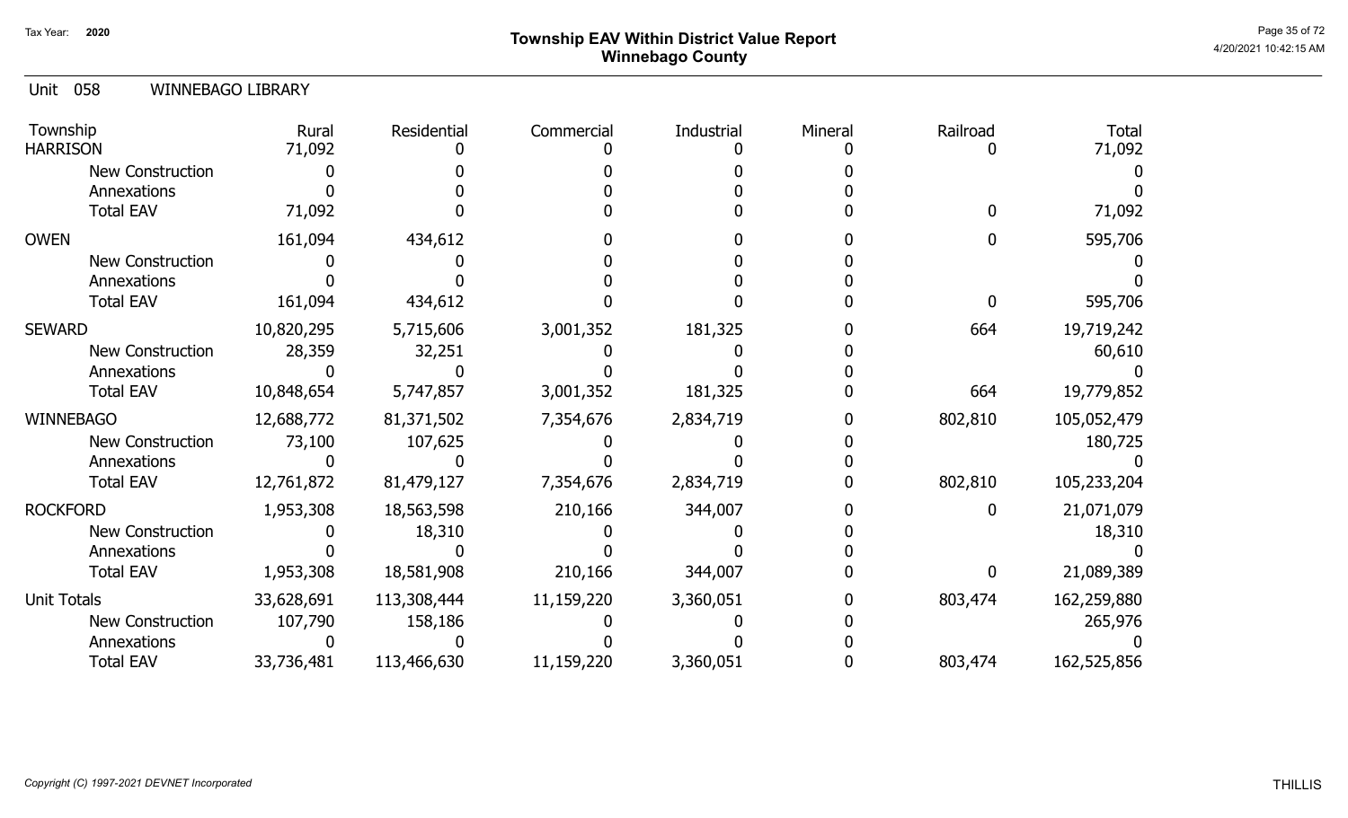# Township EAV Within District Value Report
## Winnebago County

Tax Year: 2020

Unit 058 WINNEBAGO LIBRARY

| Township | Rural | Residential | Commercial | Industrial | Mineral | Railroad | Total |
|---|---|---|---|---|---|---|---|
| HARRISON | 71,092 | 0 | 0 | 0 | 0 | 0 | 71,092 |
| New Construction | 0 | 0 | 0 | 0 | 0 | | 0 |
| Annexations | 0 | 0 | 0 | 0 | 0 | | 0 |
| Total EAV | 71,092 | 0 | 0 | 0 | 0 | 0 | 71,092 |
| OWEN | 161,094 | 434,612 | 0 | 0 | 0 | 0 | 595,706 |
| New Construction | 0 | 0 | 0 | 0 | 0 | | 0 |
| Annexations | 0 | 0 | 0 | 0 | 0 | | 0 |
| Total EAV | 161,094 | 434,612 | 0 | 0 | 0 | 0 | 595,706 |
| SEWARD | 10,820,295 | 5,715,606 | 3,001,352 | 181,325 | 0 | 664 | 19,719,242 |
| New Construction | 28,359 | 32,251 | 0 | 0 | 0 | | 60,610 |
| Annexations | 0 | 0 | 0 | 0 | 0 | | 0 |
| Total EAV | 10,848,654 | 5,747,857 | 3,001,352 | 181,325 | 0 | 664 | 19,779,852 |
| WINNEBAGO | 12,688,772 | 81,371,502 | 7,354,676 | 2,834,719 | 0 | 802,810 | 105,052,479 |
| New Construction | 73,100 | 107,625 | 0 | 0 | 0 | | 180,725 |
| Annexations | 0 | 0 | 0 | 0 | 0 | | 0 |
| Total EAV | 12,761,872 | 81,479,127 | 7,354,676 | 2,834,719 | 0 | 802,810 | 105,233,204 |
| ROCKFORD | 1,953,308 | 18,563,598 | 210,166 | 344,007 | 0 | 0 | 21,071,079 |
| New Construction | 0 | 18,310 | 0 | 0 | 0 | | 18,310 |
| Annexations | 0 | 0 | 0 | 0 | 0 | | 0 |
| Total EAV | 1,953,308 | 18,581,908 | 210,166 | 344,007 | 0 | 0 | 21,089,389 |
| Unit Totals | 33,628,691 | 113,308,444 | 11,159,220 | 3,360,051 | 0 | 803,474 | 162,259,880 |
| New Construction | 107,790 | 158,186 | 0 | 0 | 0 | | 265,976 |
| Annexations | 0 | 0 | 0 | 0 | 0 | | 0 |
| Total EAV | 33,736,481 | 113,466,630 | 11,159,220 | 3,360,051 | 0 | 803,474 | 162,525,856 |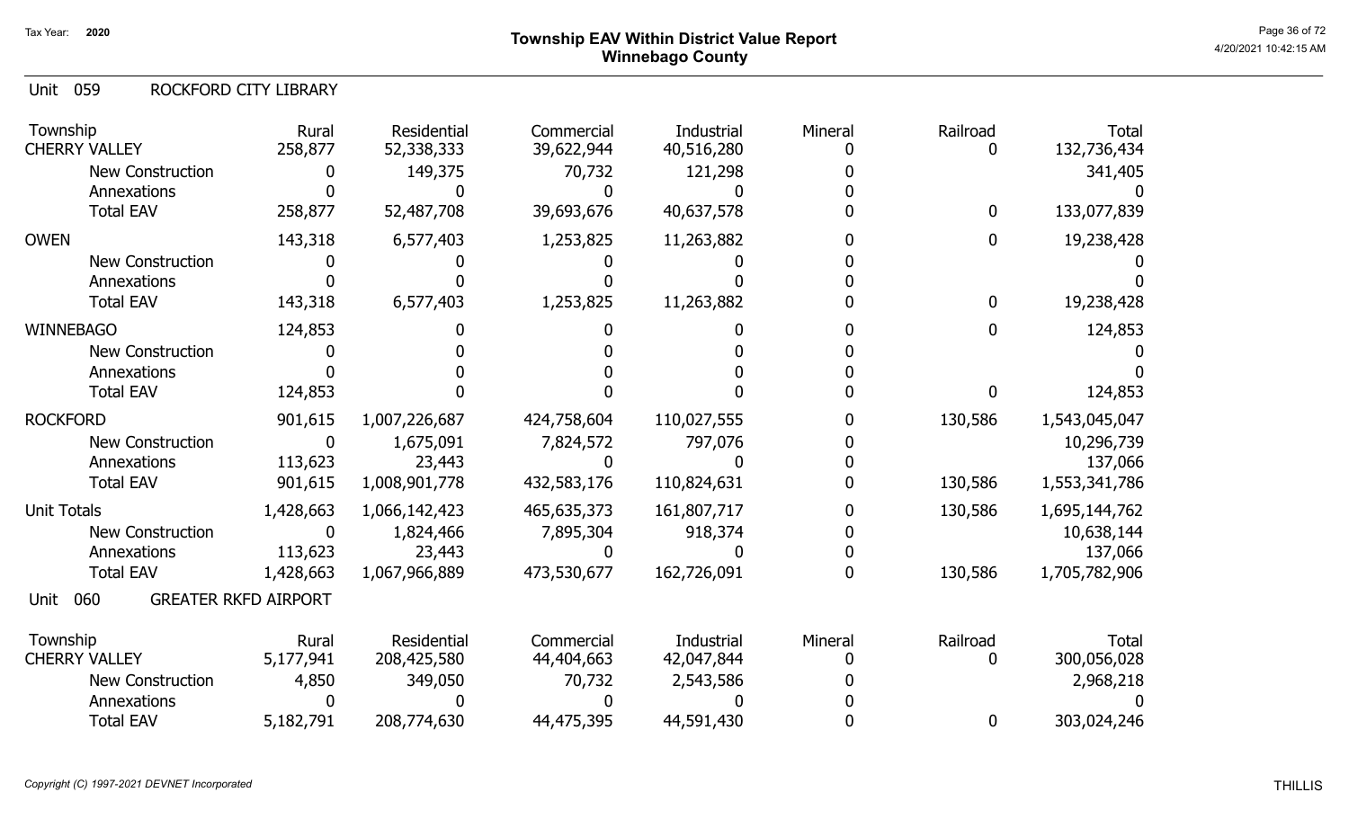Tax Year: **2020**

# Township EAV Within District Value Report
## Winnebago County

### Unit 059 ROCKFORD CITY LIBRARY

| Township | Rural | Residential | Commercial | Industrial | Mineral | Railroad | Total |
|---|---|---|---|---|---|---|---|
| CHERRY VALLEY | 258,877 | 52,338,333 | 39,622,944 | 40,516,280 | 0 | 0 | 132,736,434 |
| New Construction | 0 | 149,375 | 70,732 | 121,298 | 0 | | 341,405 |
| Annexations | 0 | 0 | 0 | 0 | 0 | | 0 |
| Total EAV | 258,877 | 52,487,708 | 39,693,676 | 40,637,578 | 0 | 0 | 133,077,839 |
| OWEN | 143,318 | 6,577,403 | 1,253,825 | 11,263,882 | 0 | 0 | 19,238,428 |
| New Construction | 0 | 0 | 0 | 0 | 0 | | 0 |
| Annexations | 0 | 0 | 0 | 0 | 0 | | 0 |
| Total EAV | 143,318 | 6,577,403 | 1,253,825 | 11,263,882 | 0 | 0 | 19,238,428 |
| WINNEBAGO | 124,853 | 0 | 0 | 0 | 0 | 0 | 124,853 |
| New Construction | 0 | 0 | 0 | 0 | 0 | | 0 |
| Annexations | 0 | 0 | 0 | 0 | 0 | | 0 |
| Total EAV | 124,853 | 0 | 0 | 0 | 0 | 0 | 124,853 |
| ROCKFORD | 901,615 | 1,007,226,687 | 424,758,604 | 110,027,555 | 0 | 130,586 | 1,543,045,047 |
| New Construction | 0 | 1,675,091 | 7,824,572 | 797,076 | 0 | | 10,296,739 |
| Annexations | 113,623 | 23,443 | 0 | 0 | 0 | | 137,066 |
| Total EAV | 901,615 | 1,008,901,778 | 432,583,176 | 110,824,631 | 0 | 130,586 | 1,553,341,786 |
| Unit Totals | 1,428,663 | 1,066,142,423 | 465,635,373 | 161,807,717 | 0 | 130,586 | 1,695,144,762 |
| New Construction | 0 | 1,824,466 | 7,895,304 | 918,374 | 0 | | 10,638,144 |
| Annexations | 113,623 | 23,443 | 0 | 0 | 0 | | 137,066 |
| Total EAV | 1,428,663 | 1,067,966,889 | 473,530,677 | 162,726,091 | 0 | 130,586 | 1,705,782,906 |

### Unit 060 GREATER RKFD AIRPORT

| Township | Rural | Residential | Commercial | Industrial | Mineral | Railroad | Total |
|---|---|---|---|---|---|---|---|
| CHERRY VALLEY | 5,177,941 | 208,425,580 | 44,404,663 | 42,047,844 | 0 | 0 | 300,056,028 |
| New Construction | 4,850 | 349,050 | 70,732 | 2,543,586 | 0 | | 2,968,218 |
| Annexations | 0 | 0 | 0 | 0 | 0 | | 0 |
| Total EAV | 5,182,791 | 208,774,630 | 44,475,395 | 44,591,430 | 0 | 0 | 303,024,246 |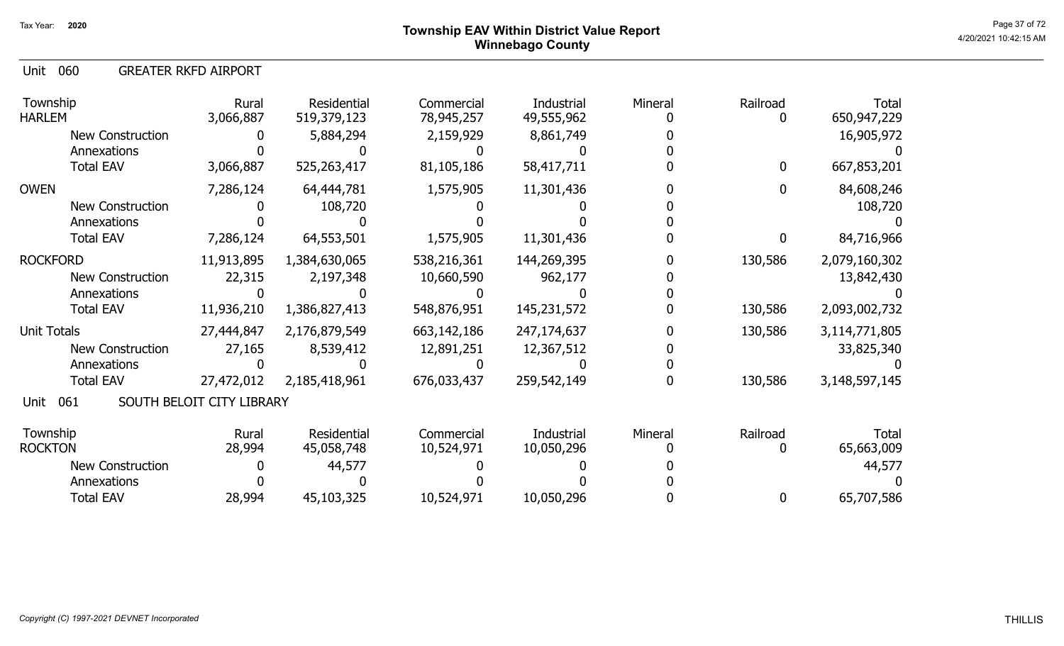# Township EAV Within District Value Report
## Winnebago County

Tax Year: 2020

### Unit 060 GREATER RKFD AIRPORT

| Township | Rural | Residential | Commercial | Industrial | Mineral | Railroad | Total |
|---|---|---|---|---|---|---|---|
| HARLEM | 3,066,887 | 519,379,123 | 78,945,257 | 49,555,962 | 0 | 0 | 650,947,229 |
| New Construction | 0 | 5,884,294 | 2,159,929 | 8,861,749 | 0 | | 16,905,972 |
| Annexations | 0 | 0 | 0 | 0 | 0 | | 0 |
| Total EAV | 3,066,887 | 525,263,417 | 81,105,186 | 58,417,711 | 0 | 0 | 667,853,201 |
| OWEN | 7,286,124 | 64,444,781 | 1,575,905 | 11,301,436 | 0 | 0 | 84,608,246 |
| New Construction | 0 | 108,720 | 0 | 0 | 0 | | 108,720 |
| Annexations | 0 | 0 | 0 | 0 | 0 | | 0 |
| Total EAV | 7,286,124 | 64,553,501 | 1,575,905 | 11,301,436 | 0 | 0 | 84,716,966 |
| ROCKFORD | 11,913,895 | 1,384,630,065 | 538,216,361 | 144,269,395 | 0 | 130,586 | 2,079,160,302 |
| New Construction | 22,315 | 2,197,348 | 10,660,590 | 962,177 | 0 | | 13,842,430 |
| Annexations | 0 | 0 | 0 | 0 | 0 | | 0 |
| Total EAV | 11,936,210 | 1,386,827,413 | 548,876,951 | 145,231,572 | 0 | 130,586 | 2,093,002,732 |
| Unit Totals | 27,444,847 | 2,176,879,549 | 663,142,186 | 247,174,637 | 0 | 130,586 | 3,114,771,805 |
| New Construction | 27,165 | 8,539,412 | 12,891,251 | 12,367,512 | 0 | | 33,825,340 |
| Annexations | 0 | 0 | 0 | 0 | 0 | | 0 |
| Total EAV | 27,472,012 | 2,185,418,961 | 676,033,437 | 259,542,149 | 0 | 130,586 | 3,148,597,145 |

### Unit 061 SOUTH BELOIT CITY LIBRARY

| Township | Rural | Residential | Commercial | Industrial | Mineral | Railroad | Total |
|---|---|---|---|---|---|---|---|
| ROCKTON | 28,994 | 45,058,748 | 10,524,971 | 10,050,296 | 0 | 0 | 65,663,009 |
| New Construction | 0 | 44,577 | 0 | 0 | 0 | | 44,577 |
| Annexations | 0 | 0 | 0 | 0 | 0 | | 0 |
| Total EAV | 28,994 | 45,103,325 | 10,524,971 | 10,050,296 | 0 | 0 | 65,707,586 |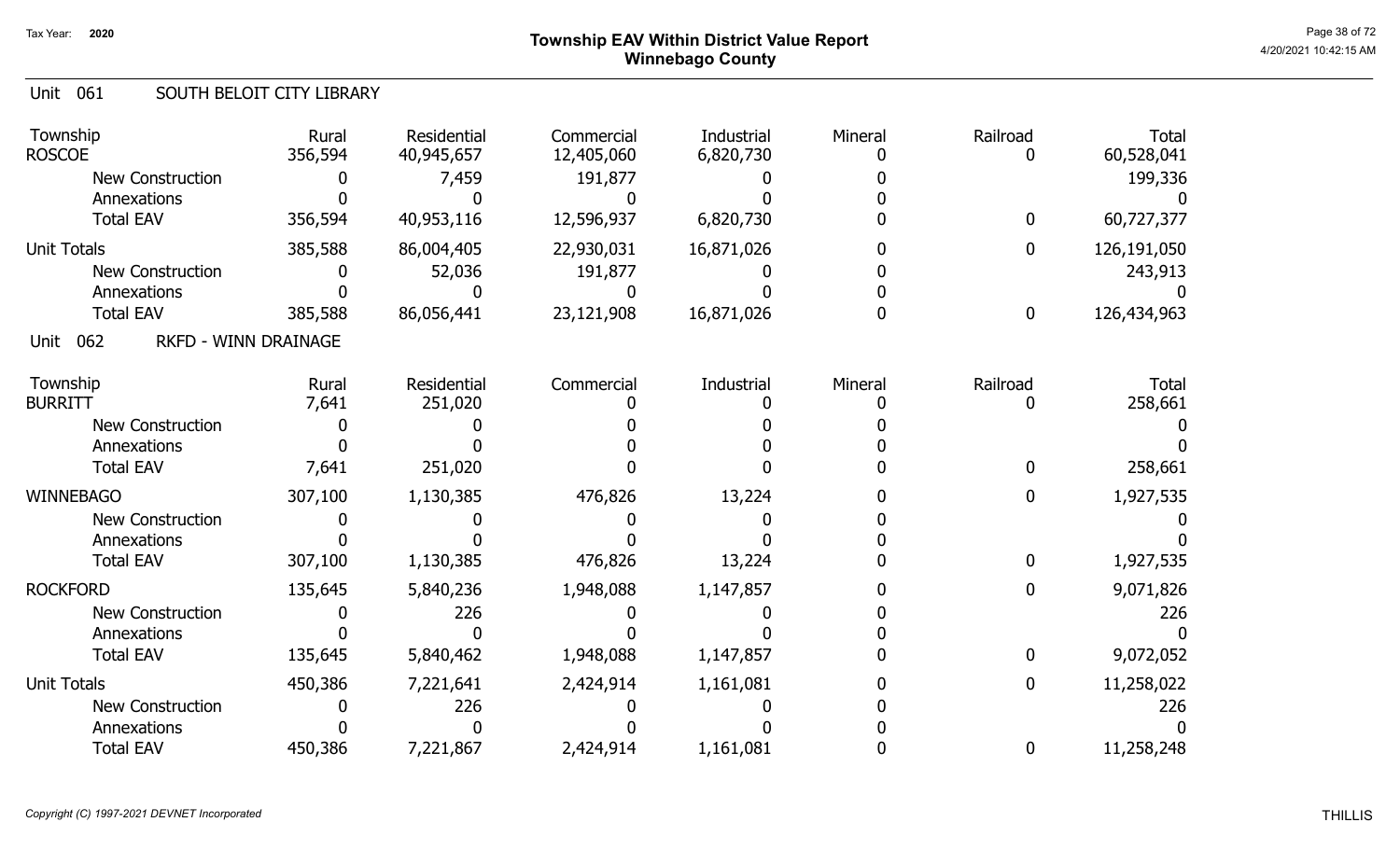## Township EAV Within District Value Report
## Winnebago County

Tax Year: 2020

### Unit 061 SOUTH BELOIT CITY LIBRARY

| Township | Rural | Residential | Commercial | Industrial | Mineral | Railroad | Total |
|---|---|---|---|---|---|---|---|
| ROSCOE | 356,594 | 40,945,657 | 12,405,060 | 6,820,730 | 0 | 0 | 60,528,041 |
| New Construction | 0 | 7,459 | 191,877 | 0 | 0 | | 199,336 |
| Annexations | 0 | 0 | 0 | 0 | 0 | | 0 |
| Total EAV | 356,594 | 40,953,116 | 12,596,937 | 6,820,730 | 0 | 0 | 60,727,377 |
| Unit Totals | 385,588 | 86,004,405 | 22,930,031 | 16,871,026 | 0 | 0 | 126,191,050 |
| New Construction | 0 | 52,036 | 191,877 | 0 | 0 | | 243,913 |
| Annexations | 0 | 0 | 0 | 0 | 0 | | 0 |
| Total EAV | 385,588 | 86,056,441 | 23,121,908 | 16,871,026 | 0 | 0 | 126,434,963 |

### Unit 062 RKFD - WINN DRAINAGE

| Township | Rural | Residential | Commercial | Industrial | Mineral | Railroad | Total |
|---|---|---|---|---|---|---|---|
| BURRITT | 7,641 | 251,020 | 0 | 0 | 0 | 0 | 258,661 |
| New Construction | 0 | 0 | 0 | 0 | 0 | | 0 |
| Annexations | 0 | 0 | 0 | 0 | 0 | | 0 |
| Total EAV | 7,641 | 251,020 | 0 | 0 | 0 | 0 | 258,661 |
| WINNEBAGO | 307,100 | 1,130,385 | 476,826 | 13,224 | 0 | 0 | 1,927,535 |
| New Construction | 0 | 0 | 0 | 0 | 0 | | 0 |
| Annexations | 0 | 0 | 0 | 0 | 0 | | 0 |
| Total EAV | 307,100 | 1,130,385 | 476,826 | 13,224 | 0 | 0 | 1,927,535 |
| ROCKFORD | 135,645 | 5,840,236 | 1,948,088 | 1,147,857 | 0 | 0 | 9,071,826 |
| New Construction | 0 | 226 | 0 | 0 | 0 | | 226 |
| Annexations | 0 | 0 | 0 | 0 | 0 | | 0 |
| Total EAV | 135,645 | 5,840,462 | 1,948,088 | 1,147,857 | 0 | 0 | 9,072,052 |
| Unit Totals | 450,386 | 7,221,641 | 2,424,914 | 1,161,081 | 0 | 0 | 11,258,022 |
| New Construction | 0 | 226 | 0 | 0 | 0 | | 226 |
| Annexations | 0 | 0 | 0 | 0 | 0 | | 0 |
| Total EAV | 450,386 | 7,221,867 | 2,424,914 | 1,161,081 | 0 | 0 | 11,258,248 |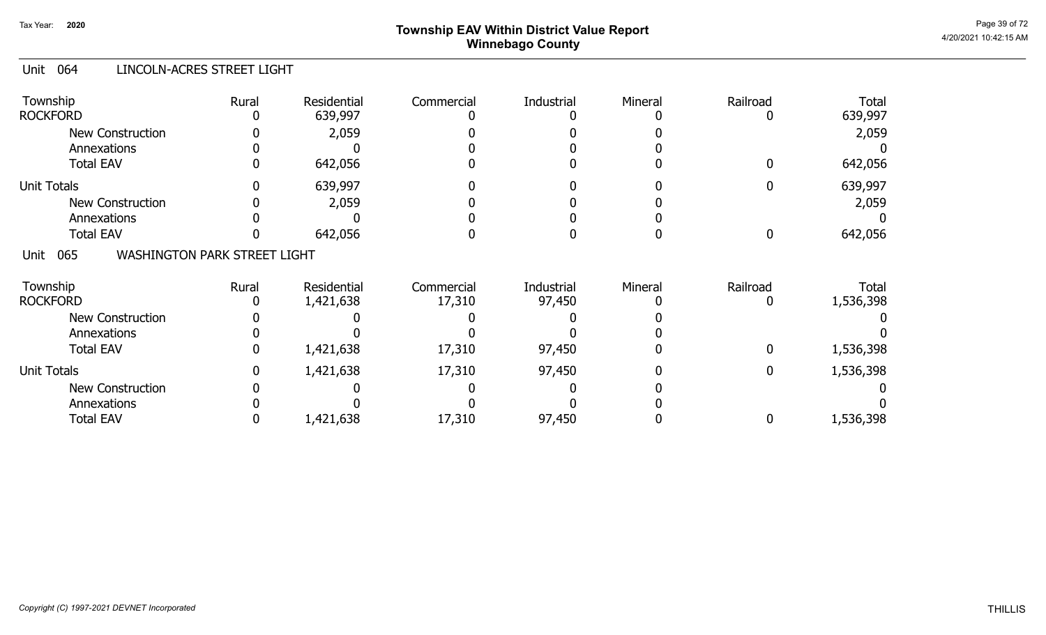# Township EAV Within District Value Report
## Winnebago County

Tax Year: 2020

### Unit 064 LINCOLN-ACRES STREET LIGHT

| Township | Rural | Residential | Commercial | Industrial | Mineral | Railroad | Total |
|---|---|---|---|---|---|---|---|
| ROCKFORD | 0 | 639,997 | 0 | 0 | 0 | 0 | 639,997 |
| New Construction | 0 | 2,059 | 0 | 0 | 0 | | 2,059 |
| Annexations | 0 | 0 | 0 | 0 | 0 | | 0 |
| Total EAV | 0 | 642,056 | 0 | 0 | 0 | 0 | 642,056 |
| Unit Totals | 0 | 639,997 | 0 | 0 | 0 | 0 | 639,997 |
| New Construction | 0 | 2,059 | 0 | 0 | 0 | | 2,059 |
| Annexations | 0 | 0 | 0 | 0 | 0 | | 0 |
| Total EAV | 0 | 642,056 | 0 | 0 | 0 | 0 | 642,056 |

### Unit 065 WASHINGTON PARK STREET LIGHT

| Township | Rural | Residential | Commercial | Industrial | Mineral | Railroad | Total |
|---|---|---|---|---|---|---|---|
| ROCKFORD | 0 | 1,421,638 | 17,310 | 97,450 | 0 | 0 | 1,536,398 |
| New Construction | 0 | 0 | 0 | 0 | 0 | | 0 |
| Annexations | 0 | 0 | 0 | 0 | 0 | | 0 |
| Total EAV | 0 | 1,421,638 | 17,310 | 97,450 | 0 | 0 | 1,536,398 |
| Unit Totals | 0 | 1,421,638 | 17,310 | 97,450 | 0 | 0 | 1,536,398 |
| New Construction | 0 | 0 | 0 | 0 | 0 | | 0 |
| Annexations | 0 | 0 | 0 | 0 | 0 | | 0 |
| Total EAV | 0 | 1,421,638 | 17,310 | 97,450 | 0 | 0 | 1,536,398 |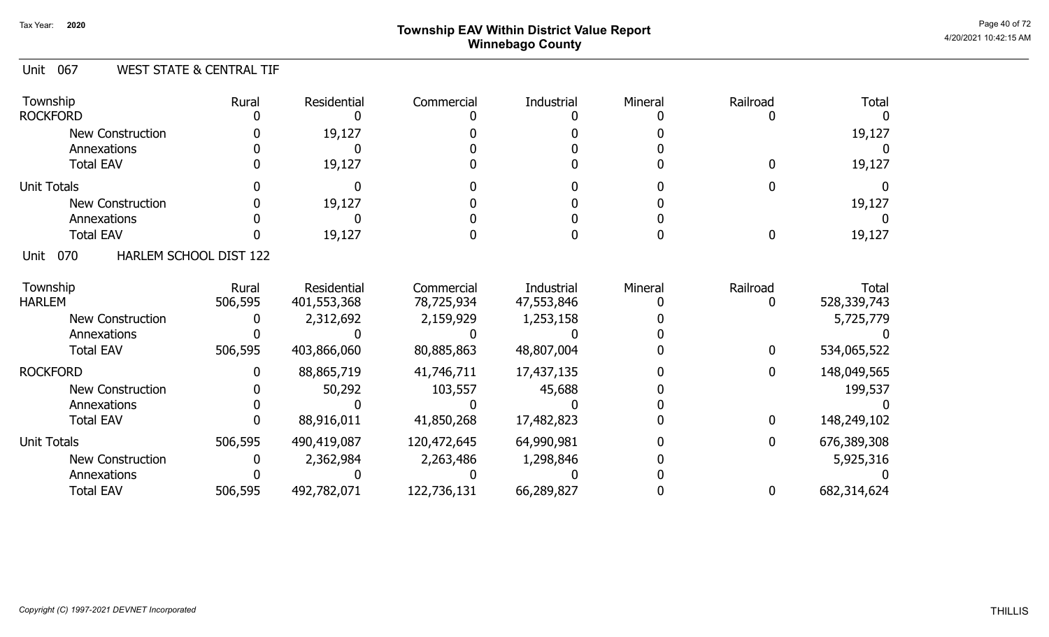# Township EAV Within District Value Report
## Winnebago County

Tax Year: 2020

### Unit 067 WEST STATE & CENTRAL TIF

| Township | Rural | Residential | Commercial | Industrial | Mineral | Railroad | Total |
|---|---|---|---|---|---|---|---|
| ROCKFORD | 0 | 0 | 0 | 0 | 0 | 0 | 0 |
| New Construction | 0 | 19,127 | 0 | 0 | 0 | | 19,127 |
| Annexations | 0 | 0 | 0 | 0 | 0 | | 0 |
| Total EAV | 0 | 19,127 | 0 | 0 | 0 | 0 | 19,127 |
| Unit Totals | 0 | 0 | 0 | 0 | 0 | 0 | 0 |
| New Construction | 0 | 19,127 | 0 | 0 | 0 | | 19,127 |
| Annexations | 0 | 0 | 0 | 0 | 0 | | 0 |
| Total EAV | 0 | 19,127 | 0 | 0 | 0 | 0 | 19,127 |

### Unit 070 HARLEM SCHOOL DIST 122

| Township | Rural | Residential | Commercial | Industrial | Mineral | Railroad | Total |
|---|---|---|---|---|---|---|---|
| HARLEM | 506,595 | 401,553,368 | 78,725,934 | 47,553,846 | 0 | 0 | 528,339,743 |
| New Construction | 0 | 2,312,692 | 2,159,929 | 1,253,158 | 0 | | 5,725,779 |
| Annexations | 0 | 0 | 0 | 0 | 0 | | 0 |
| Total EAV | 506,595 | 403,866,060 | 80,885,863 | 48,807,004 | 0 | 0 | 534,065,522 |
| ROCKFORD | 0 | 88,865,719 | 41,746,711 | 17,437,135 | 0 | 0 | 148,049,565 |
| New Construction | 0 | 50,292 | 103,557 | 45,688 | 0 | | 199,537 |
| Annexations | 0 | 0 | 0 | 0 | 0 | | 0 |
| Total EAV | 0 | 88,916,011 | 41,850,268 | 17,482,823 | 0 | 0 | 148,249,102 |
| Unit Totals | 506,595 | 490,419,087 | 120,472,645 | 64,990,981 | 0 | 0 | 676,389,308 |
| New Construction | 0 | 2,362,984 | 2,263,486 | 1,298,846 | 0 | | 5,925,316 |
| Annexations | 0 | 0 | 0 | 0 | 0 | | 0 |
| Total EAV | 506,595 | 492,782,071 | 122,736,131 | 66,289,827 | 0 | 0 | 682,314,624 |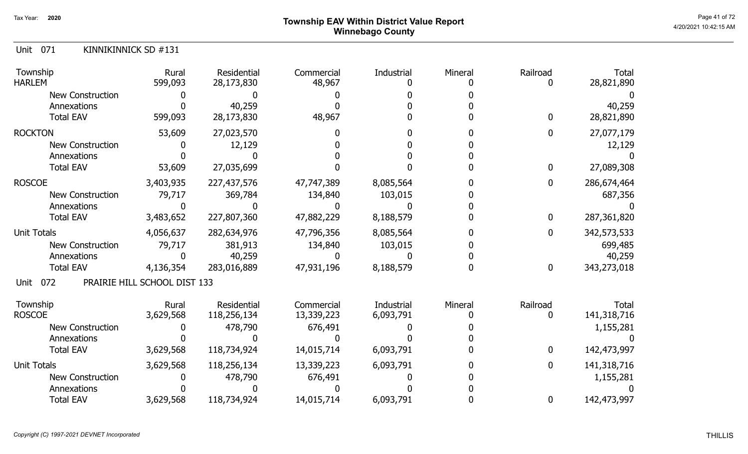# Township EAV Within District Value Report
## Winnebago County

Tax Year: 2020

4/20/2021 10:42:15 AM

### Unit 071 KINNIKINNICK SD #131

| Township | Rural | Residential | Commercial | Industrial | Mineral | Railroad | Total |
|---|---|---|---|---|---|---|---|
| HARLEM | 599,093 | 28,173,830 | 48,967 | 0 | 0 | 0 | 28,821,890 |
| New Construction | 0 | 0 | 0 | 0 | 0 | | 0 |
| Annexations | 0 | 40,259 | 0 | 0 | 0 | | 40,259 |
| Total EAV | 599,093 | 28,173,830 | 48,967 | 0 | 0 | 0 | 28,821,890 |
| ROCKTON | 53,609 | 27,023,570 | 0 | 0 | 0 | 0 | 27,077,179 |
| New Construction | 0 | 12,129 | 0 | 0 | 0 | | 12,129 |
| Annexations | 0 | 0 | 0 | 0 | 0 | | 0 |
| Total EAV | 53,609 | 27,035,699 | 0 | 0 | 0 | 0 | 27,089,308 |
| ROSCOE | 3,403,935 | 227,437,576 | 47,747,389 | 8,085,564 | 0 | 0 | 286,674,464 |
| New Construction | 79,717 | 369,784 | 134,840 | 103,015 | 0 | | 687,356 |
| Annexations | 0 | 0 | 0 | 0 | 0 | | 0 |
| Total EAV | 3,483,652 | 227,807,360 | 47,882,229 | 8,188,579 | 0 | 0 | 287,361,820 |
| Unit Totals | 4,056,637 | 282,634,976 | 47,796,356 | 8,085,564 | 0 | 0 | 342,573,533 |
| New Construction | 79,717 | 381,913 | 134,840 | 103,015 | 0 | | 699,485 |
| Annexations | 0 | 40,259 | 0 | 0 | 0 | | 40,259 |
| Total EAV | 4,136,354 | 283,016,889 | 47,931,196 | 8,188,579 | 0 | 0 | 343,273,018 |

### Unit 072 PRAIRIE HILL SCHOOL DIST 133

| Township | Rural | Residential | Commercial | Industrial | Mineral | Railroad | Total |
|---|---|---|---|---|---|---|---|
| ROSCOE | 3,629,568 | 118,256,134 | 13,339,223 | 6,093,791 | 0 | 0 | 141,318,716 |
| New Construction | 0 | 478,790 | 676,491 | 0 | 0 | | 1,155,281 |
| Annexations | 0 | 0 | 0 | 0 | 0 | | 0 |
| Total EAV | 3,629,568 | 118,734,924 | 14,015,714 | 6,093,791 | 0 | 0 | 142,473,997 |
| Unit Totals | 3,629,568 | 118,256,134 | 13,339,223 | 6,093,791 | 0 | 0 | 141,318,716 |
| New Construction | 0 | 478,790 | 676,491 | 0 | 0 | | 1,155,281 |
| Annexations | 0 | 0 | 0 | 0 | 0 | | 0 |
| Total EAV | 3,629,568 | 118,734,924 | 14,015,714 | 6,093,791 | 0 | 0 | 142,473,997 |

*Copyright (C) 1997-2021 DEVNET Incorporated*

THILLIS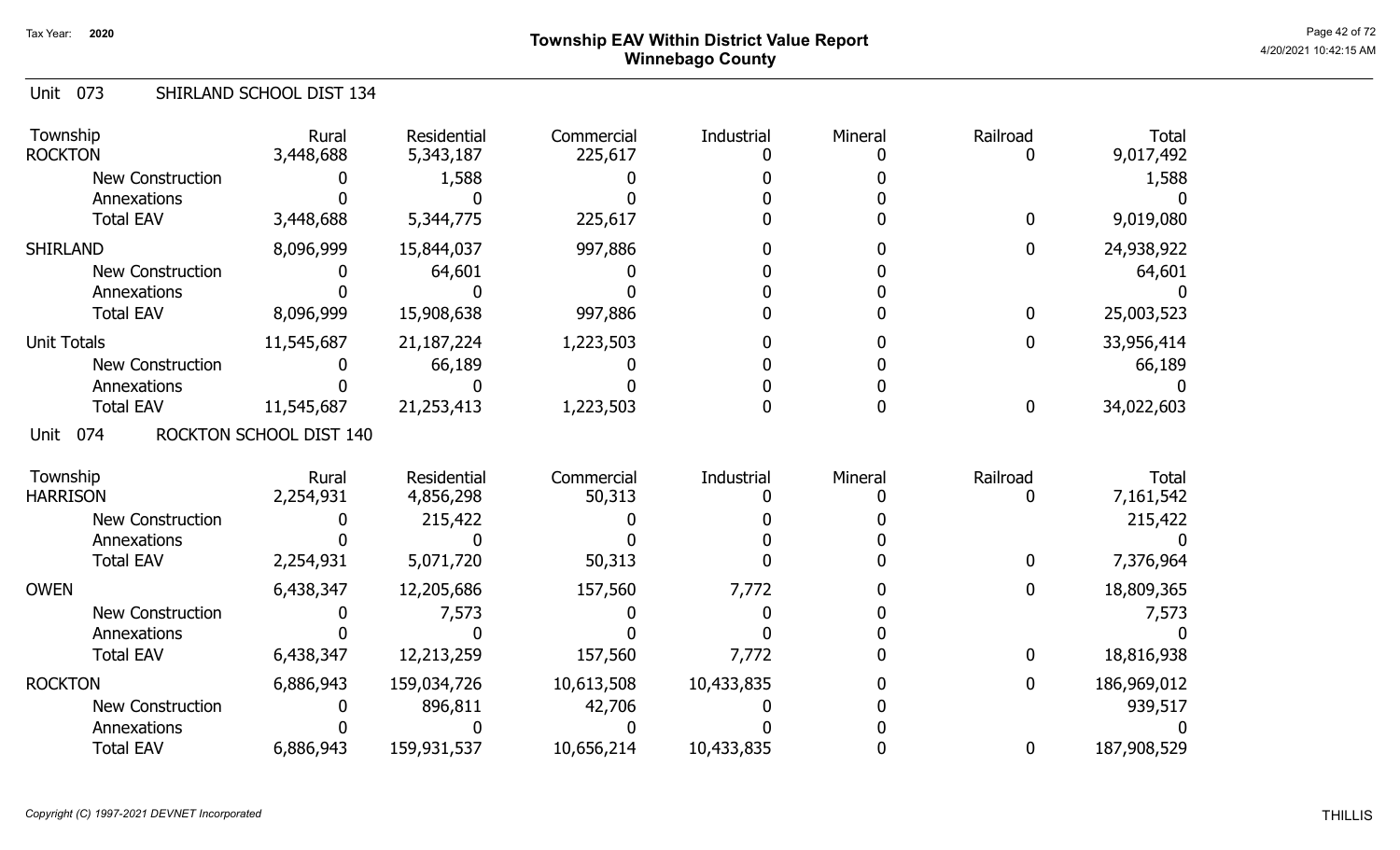## Township EAV Within District Value Report
### Winnebago County

Tax Year: 2020

### Unit 073 SHIRLAND SCHOOL DIST 134

| Township | Rural | Residential | Commercial | Industrial | Mineral | Railroad | Total |
|---|---|---|---|---|---|---|---|
| ROCKTON | 3,448,688 | 5,343,187 | 225,617 | 0 | 0 | 0 | 9,017,492 |
| New Construction | 0 | 1,588 | 0 | 0 | 0 | | 1,588 |
| Annexations | 0 | 0 | 0 | 0 | 0 | | 0 |
| Total EAV | 3,448,688 | 5,344,775 | 225,617 | 0 | 0 | 0 | 9,019,080 |
| SHIRLAND | 8,096,999 | 15,844,037 | 997,886 | 0 | 0 | 0 | 24,938,922 |
| New Construction | 0 | 64,601 | 0 | 0 | 0 | | 64,601 |
| Annexations | 0 | 0 | 0 | 0 | 0 | | 0 |
| Total EAV | 8,096,999 | 15,908,638 | 997,886 | 0 | 0 | 0 | 25,003,523 |
| Unit Totals | 11,545,687 | 21,187,224 | 1,223,503 | 0 | 0 | 0 | 33,956,414 |
| New Construction | 0 | 66,189 | 0 | 0 | 0 | | 66,189 |
| Annexations | 0 | 0 | 0 | 0 | 0 | | 0 |
| Total EAV | 11,545,687 | 21,253,413 | 1,223,503 | 0 | 0 | 0 | 34,022,603 |

### Unit 074 ROCKTON SCHOOL DIST 140

| Township | Rural | Residential | Commercial | Industrial | Mineral | Railroad | Total |
|---|---|---|---|---|---|---|---|
| HARRISON | 2,254,931 | 4,856,298 | 50,313 | 0 | 0 | 0 | 7,161,542 |
| New Construction | 0 | 215,422 | 0 | 0 | 0 | | 215,422 |
| Annexations | 0 | 0 | 0 | 0 | 0 | | 0 |
| Total EAV | 2,254,931 | 5,071,720 | 50,313 | 0 | 0 | 0 | 7,376,964 |
| OWEN | 6,438,347 | 12,205,686 | 157,560 | 7,772 | 0 | 0 | 18,809,365 |
| New Construction | 0 | 7,573 | 0 | 0 | 0 | | 7,573 |
| Annexations | 0 | 0 | 0 | 0 | 0 | | 0 |
| Total EAV | 6,438,347 | 12,213,259 | 157,560 | 7,772 | 0 | 0 | 18,816,938 |
| ROCKTON | 6,886,943 | 159,034,726 | 10,613,508 | 10,433,835 | 0 | 0 | 186,969,012 |
| New Construction | 0 | 896,811 | 42,706 | 0 | 0 | | 939,517 |
| Annexations | 0 | 0 | 0 | 0 | 0 | | 0 |
| Total EAV | 6,886,943 | 159,931,537 | 10,656,214 | 10,433,835 | 0 | 0 | 187,908,529 |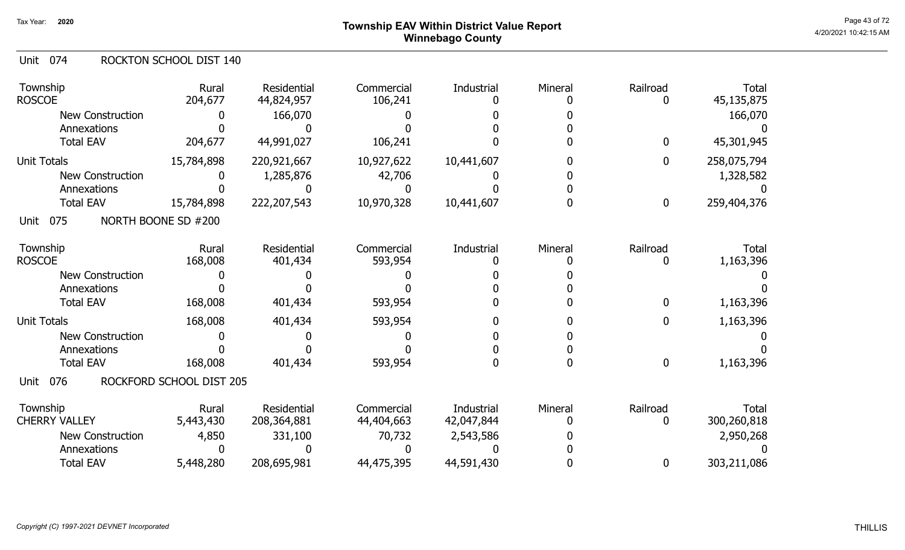# Township EAV Within District Value Report
## Winnebago County

Tax Year: 2020

### Unit 074 ROCKTON SCHOOL DIST 140

| Township | Rural | Residential | Commercial | Industrial | Mineral | Railroad | Total |
|---|---|---|---|---|---|---|---|
| ROSCOE | 204,677 | 44,824,957 | 106,241 | 0 | 0 | 0 | 45,135,875 |
| New Construction | 0 | 166,070 | 0 | 0 | 0 | | 166,070 |
| Annexations | 0 | 0 | 0 | 0 | 0 | | 0 |
| Total EAV | 204,677 | 44,991,027 | 106,241 | 0 | 0 | 0 | 45,301,945 |
| Unit Totals | 15,784,898 | 220,921,667 | 10,927,622 | 10,441,607 | 0 | 0 | 258,075,794 |
| New Construction | 0 | 1,285,876 | 42,706 | 0 | 0 | | 1,328,582 |
| Annexations | 0 | 0 | 0 | 0 | 0 | | 0 |
| Total EAV | 15,784,898 | 222,207,543 | 10,970,328 | 10,441,607 | 0 | 0 | 259,404,376 |

### Unit 075 NORTH BOONE SD #200

| Township | Rural | Residential | Commercial | Industrial | Mineral | Railroad | Total |
|---|---|---|---|---|---|---|---|
| ROSCOE | 168,008 | 401,434 | 593,954 | 0 | 0 | 0 | 1,163,396 |
| New Construction | 0 | 0 | 0 | 0 | 0 | | 0 |
| Annexations | 0 | 0 | 0 | 0 | 0 | | 0 |
| Total EAV | 168,008 | 401,434 | 593,954 | 0 | 0 | 0 | 1,163,396 |
| Unit Totals | 168,008 | 401,434 | 593,954 | 0 | 0 | 0 | 1,163,396 |
| New Construction | 0 | 0 | 0 | 0 | 0 | | 0 |
| Annexations | 0 | 0 | 0 | 0 | 0 | | 0 |
| Total EAV | 168,008 | 401,434 | 593,954 | 0 | 0 | 0 | 1,163,396 |

### Unit 076 ROCKFORD SCHOOL DIST 205

| Township | Rural | Residential | Commercial | Industrial | Mineral | Railroad | Total |
|---|---|---|---|---|---|---|---|
| CHERRY VALLEY | 5,443,430 | 208,364,881 | 44,404,663 | 42,047,844 | 0 | 0 | 300,260,818 |
| New Construction | 4,850 | 331,100 | 70,732 | 2,543,586 | 0 | | 2,950,268 |
| Annexations | 0 | 0 | 0 | 0 | 0 | | 0 |
| Total EAV | 5,448,280 | 208,695,981 | 44,475,395 | 44,591,430 | 0 | 0 | 303,211,086 |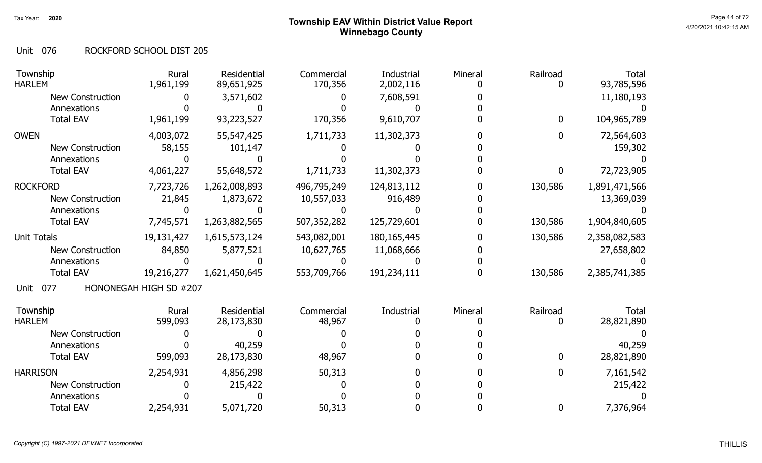## Township EAV Within District Value Report
## Winnebago County

Tax Year: 2020

### Unit 076 ROCKFORD SCHOOL DIST 205

| Township | Rural | Residential | Commercial | Industrial | Mineral | Railroad | Total |
|---|---|---|---|---|---|---|---|
| HARLEM | 1,961,199 | 89,651,925 | 170,356 | 2,002,116 | 0 | 0 | 93,785,596 |
| New Construction | 0 | 3,571,602 | 0 | 7,608,591 | 0 | | 11,180,193 |
| Annexations | 0 | 0 | 0 | 0 | 0 | | 0 |
| Total EAV | 1,961,199 | 93,223,527 | 170,356 | 9,610,707 | 0 | 0 | 104,965,789 |
| OWEN | 4,003,072 | 55,547,425 | 1,711,733 | 11,302,373 | 0 | 0 | 72,564,603 |
| New Construction | 58,155 | 101,147 | 0 | 0 | 0 | | 159,302 |
| Annexations | 0 | 0 | 0 | 0 | 0 | | 0 |
| Total EAV | 4,061,227 | 55,648,572 | 1,711,733 | 11,302,373 | 0 | 0 | 72,723,905 |
| ROCKFORD | 7,723,726 | 1,262,008,893 | 496,795,249 | 124,813,112 | 0 | 130,586 | 1,891,471,566 |
| New Construction | 21,845 | 1,873,672 | 10,557,033 | 916,489 | 0 | | 13,369,039 |
| Annexations | 0 | 0 | 0 | 0 | 0 | | 0 |
| Total EAV | 7,745,571 | 1,263,882,565 | 507,352,282 | 125,729,601 | 0 | 130,586 | 1,904,840,605 |
| Unit Totals | 19,131,427 | 1,615,573,124 | 543,082,001 | 180,165,445 | 0 | 130,586 | 2,358,082,583 |
| New Construction | 84,850 | 5,877,521 | 10,627,765 | 11,068,666 | 0 | | 27,658,802 |
| Annexations | 0 | 0 | 0 | 0 | 0 | | 0 |
| Total EAV | 19,216,277 | 1,621,450,645 | 553,709,766 | 191,234,111 | 0 | 130,586 | 2,385,741,385 |

### Unit 077 HONONEGAH HIGH SD #207

| Township | Rural | Residential | Commercial | Industrial | Mineral | Railroad | Total |
|---|---|---|---|---|---|---|---|
| HARLEM | 599,093 | 28,173,830 | 48,967 | 0 | 0 | 0 | 28,821,890 |
| New Construction | 0 | 0 | 0 | 0 | 0 | | 0 |
| Annexations | 0 | 40,259 | 0 | 0 | 0 | | 40,259 |
| Total EAV | 599,093 | 28,173,830 | 48,967 | 0 | 0 | 0 | 28,821,890 |
| HARRISON | 2,254,931 | 4,856,298 | 50,313 | 0 | 0 | 0 | 7,161,542 |
| New Construction | 0 | 215,422 | 0 | 0 | 0 | | 215,422 |
| Annexations | 0 | 0 | 0 | 0 | 0 | | 0 |
| Total EAV | 2,254,931 | 5,071,720 | 50,313 | 0 | 0 | 0 | 7,376,964 |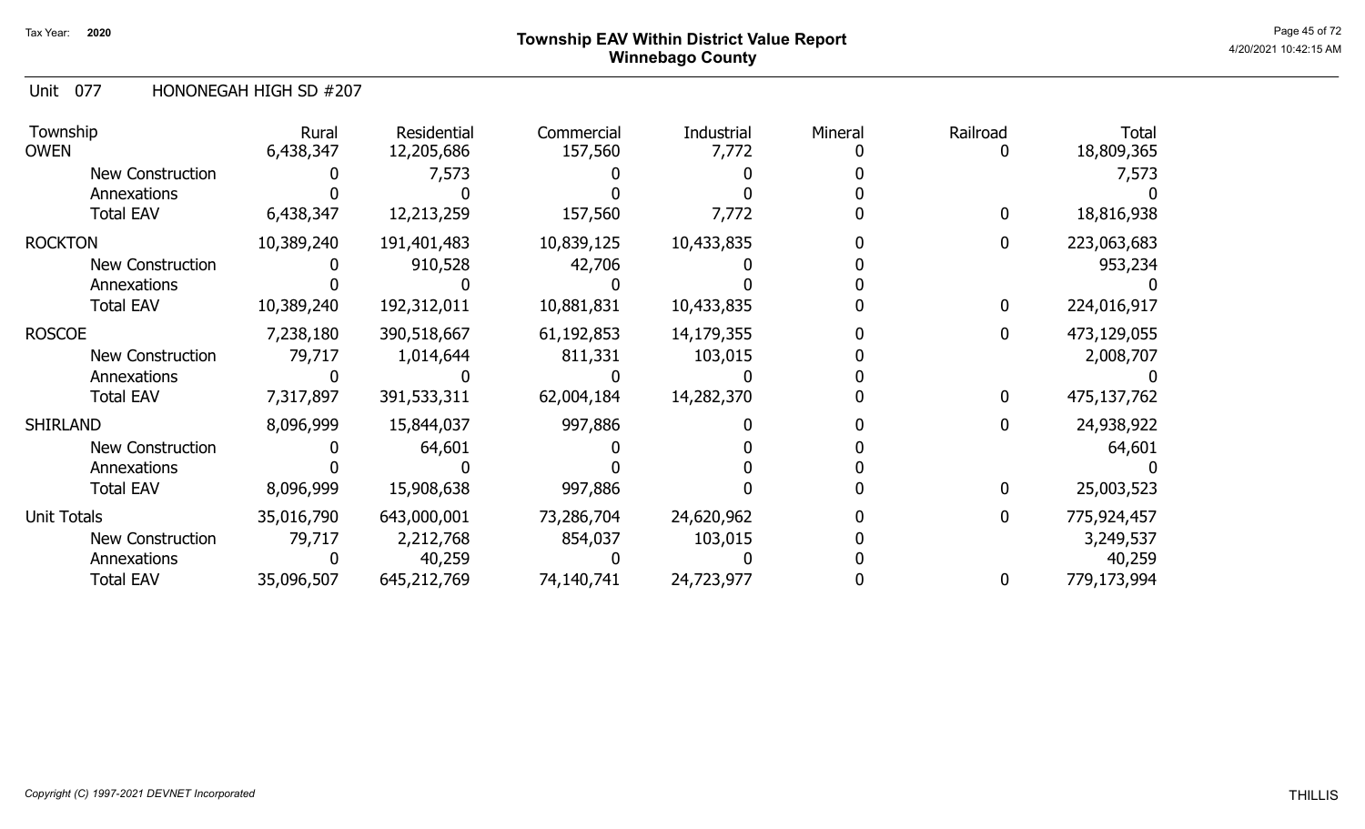Tax Year: 2020

# Township EAV Within District Value Report
## Winnebago County

Unit 077 HONONEGAH HIGH SD #207

| Township | Rural | Residential | Commercial | Industrial | Mineral | Railroad | Total |
|---|---|---|---|---|---|---|---|
| OWEN | 6,438,347 | 12,205,686 | 157,560 | 7,772 | 0 | 0 | 18,809,365 |
| New Construction | 0 | 7,573 | 0 | 0 | 0 | | 7,573 |
| Annexations | 0 | 0 | 0 | 0 | 0 | | 0 |
| Total EAV | 6,438,347 | 12,213,259 | 157,560 | 7,772 | 0 | 0 | 18,816,938 |
| ROCKTON | 10,389,240 | 191,401,483 | 10,839,125 | 10,433,835 | 0 | 0 | 223,063,683 |
| New Construction | 0 | 910,528 | 42,706 | 0 | 0 | | 953,234 |
| Annexations | 0 | 0 | 0 | 0 | 0 | | 0 |
| Total EAV | 10,389,240 | 192,312,011 | 10,881,831 | 10,433,835 | 0 | 0 | 224,016,917 |
| ROSCOE | 7,238,180 | 390,518,667 | 61,192,853 | 14,179,355 | 0 | 0 | 473,129,055 |
| New Construction | 79,717 | 1,014,644 | 811,331 | 103,015 | 0 | | 2,008,707 |
| Annexations | 0 | 0 | 0 | 0 | 0 | | 0 |
| Total EAV | 7,317,897 | 391,533,311 | 62,004,184 | 14,282,370 | 0 | 0 | 475,137,762 |
| SHIRLAND | 8,096,999 | 15,844,037 | 997,886 | 0 | 0 | 0 | 24,938,922 |
| New Construction | 0 | 64,601 | 0 | 0 | 0 | | 64,601 |
| Annexations | 0 | 0 | 0 | 0 | 0 | | 0 |
| Total EAV | 8,096,999 | 15,908,638 | 997,886 | 0 | 0 | 0 | 25,003,523 |
| Unit Totals | 35,016,790 | 643,000,001 | 73,286,704 | 24,620,962 | 0 | 0 | 775,924,457 |
| New Construction | 79,717 | 2,212,768 | 854,037 | 103,015 | 0 | | 3,249,537 |
| Annexations | 0 | 40,259 | 0 | 0 | 0 | | 40,259 |
| Total EAV | 35,096,507 | 645,212,769 | 74,140,741 | 24,723,977 | 0 | 0 | 779,173,994 |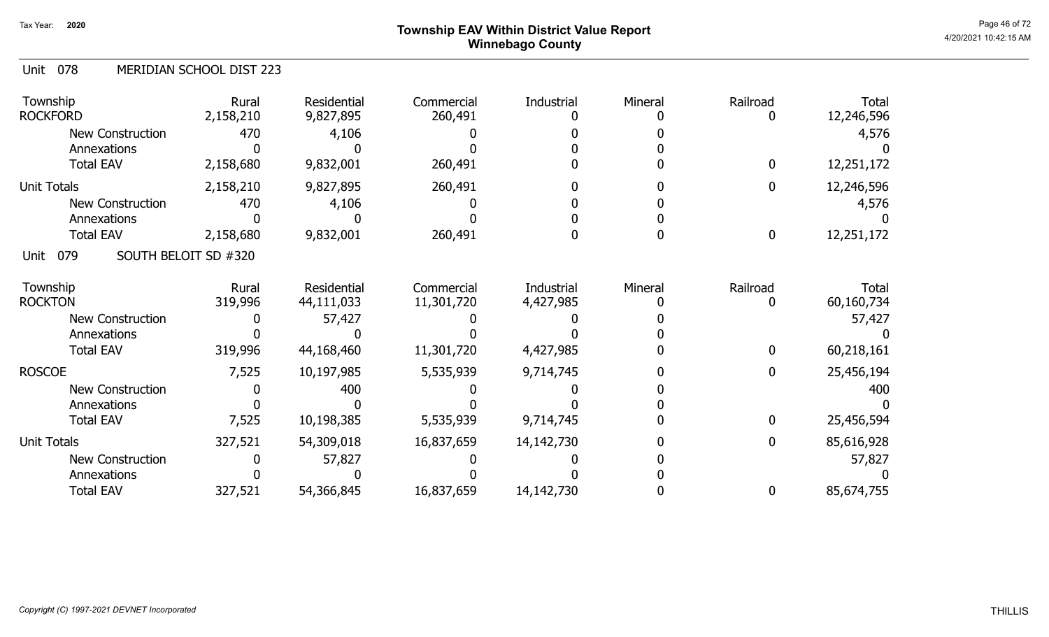# Township EAV Within District Value Report
## Winnebago County

Tax Year: 2020

### Unit 078 MERIDIAN SCHOOL DIST 223

| Township | Rural | Residential | Commercial | Industrial | Mineral | Railroad | Total |
|---|---|---|---|---|---|---|---|
| ROCKFORD | 2,158,210 | 9,827,895 | 260,491 | 0 | 0 | 0 | 12,246,596 |
| New Construction | 470 | 4,106 | 0 | 0 | 0 | | 4,576 |
| Annexations | 0 | 0 | 0 | 0 | 0 | | 0 |
| Total EAV | 2,158,680 | 9,832,001 | 260,491 | 0 | 0 | 0 | 12,251,172 |
| Unit Totals | 2,158,210 | 9,827,895 | 260,491 | 0 | 0 | 0 | 12,246,596 |
| New Construction | 470 | 4,106 | 0 | 0 | 0 | | 4,576 |
| Annexations | 0 | 0 | 0 | 0 | 0 | | 0 |
| Total EAV | 2,158,680 | 9,832,001 | 260,491 | 0 | 0 | 0 | 12,251,172 |

### Unit 079 SOUTH BELOIT SD #320

| Township | Rural | Residential | Commercial | Industrial | Mineral | Railroad | Total |
|---|---|---|---|---|---|---|---|
| ROCKTON | 319,996 | 44,111,033 | 11,301,720 | 4,427,985 | 0 | 0 | 60,160,734 |
| New Construction | 0 | 57,427 | 0 | 0 | 0 | | 57,427 |
| Annexations | 0 | 0 | 0 | 0 | 0 | | 0 |
| Total EAV | 319,996 | 44,168,460 | 11,301,720 | 4,427,985 | 0 | 0 | 60,218,161 |
| ROSCOE | 7,525 | 10,197,985 | 5,535,939 | 9,714,745 | 0 | 0 | 25,456,194 |
| New Construction | 0 | 400 | 0 | 0 | 0 | | 400 |
| Annexations | 0 | 0 | 0 | 0 | 0 | | 0 |
| Total EAV | 7,525 | 10,198,385 | 5,535,939 | 9,714,745 | 0 | 0 | 25,456,594 |
| Unit Totals | 327,521 | 54,309,018 | 16,837,659 | 14,142,730 | 0 | 0 | 85,616,928 |
| New Construction | 0 | 57,827 | 0 | 0 | 0 | | 57,827 |
| Annexations | 0 | 0 | 0 | 0 | 0 | | 0 |
| Total EAV | 327,521 | 54,366,845 | 16,837,659 | 14,142,730 | 0 | 0 | 85,674,755 |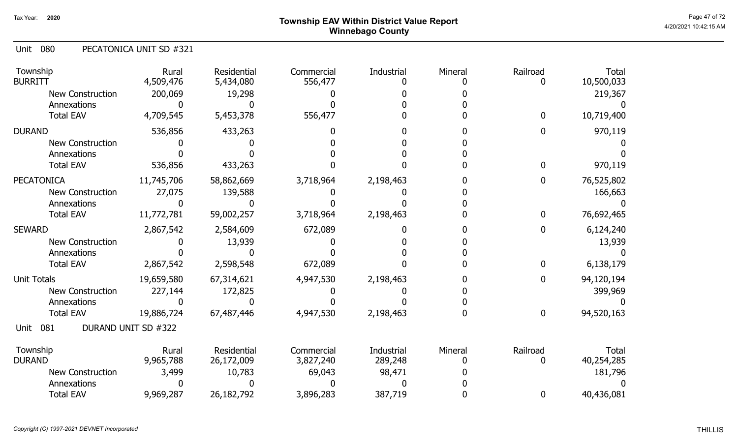# Township EAV Within District Value Report
## Winnebago County

Tax Year: 2020

Unit 080 PECATONICA UNIT SD #321

| Township | Rural | Residential | Commercial | Industrial | Mineral | Railroad | Total |
|---|---|---|---|---|---|---|---|
| BURRITT | 4,509,476 | 5,434,080 | 556,477 | 0 | 0 | 0 | 10,500,033 |
| New Construction | 200,069 | 19,298 | 0 | 0 | 0 | | 219,367 |
| Annexations | 0 | 0 | 0 | 0 | 0 | | 0 |
| Total EAV | 4,709,545 | 5,453,378 | 556,477 | 0 | 0 | 0 | 10,719,400 |
| DURAND | 536,856 | 433,263 | 0 | 0 | 0 | 0 | 970,119 |
| New Construction | 0 | 0 | 0 | 0 | 0 | | 0 |
| Annexations | 0 | 0 | 0 | 0 | 0 | | 0 |
| Total EAV | 536,856 | 433,263 | 0 | 0 | 0 | 0 | 970,119 |
| PECATONICA | 11,745,706 | 58,862,669 | 3,718,964 | 2,198,463 | 0 | 0 | 76,525,802 |
| New Construction | 27,075 | 139,588 | 0 | 0 | 0 | | 166,663 |
| Annexations | 0 | 0 | 0 | 0 | 0 | | 0 |
| Total EAV | 11,772,781 | 59,002,257 | 3,718,964 | 2,198,463 | 0 | 0 | 76,692,465 |
| SEWARD | 2,867,542 | 2,584,609 | 672,089 | 0 | 0 | 0 | 6,124,240 |
| New Construction | 0 | 13,939 | 0 | 0 | 0 | | 13,939 |
| Annexations | 0 | 0 | 0 | 0 | 0 | | 0 |
| Total EAV | 2,867,542 | 2,598,548 | 672,089 | 0 | 0 | 0 | 6,138,179 |
| Unit Totals | 19,659,580 | 67,314,621 | 4,947,530 | 2,198,463 | 0 | 0 | 94,120,194 |
| New Construction | 227,144 | 172,825 | 0 | 0 | 0 | | 399,969 |
| Annexations | 0 | 0 | 0 | 0 | 0 | | 0 |
| Total EAV | 19,886,724 | 67,487,446 | 4,947,530 | 2,198,463 | 0 | 0 | 94,520,163 |

Unit 081 DURAND UNIT SD #322

| Township | Rural | Residential | Commercial | Industrial | Mineral | Railroad | Total |
|---|---|---|---|---|---|---|---|
| DURAND | 9,965,788 | 26,172,009 | 3,827,240 | 289,248 | 0 | 0 | 40,254,285 |
| New Construction | 3,499 | 10,783 | 69,043 | 98,471 | 0 | | 181,796 |
| Annexations | 0 | 0 | 0 | 0 | 0 | | 0 |
| Total EAV | 9,969,287 | 26,182,792 | 3,896,283 | 387,719 | 0 | 0 | 40,436,081 |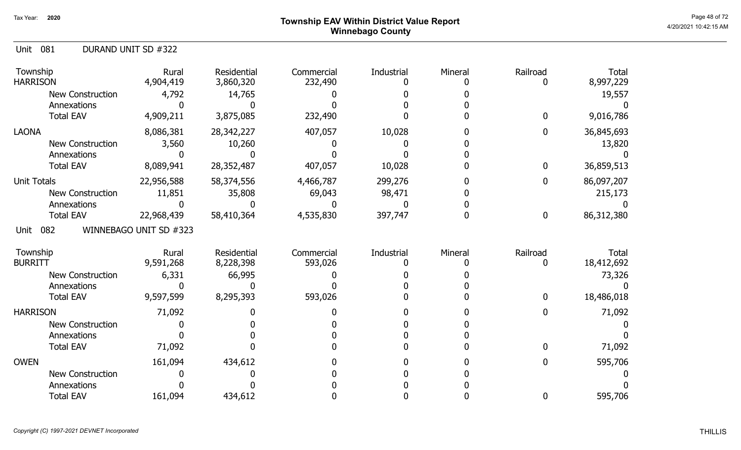# Township EAV Within District Value Report
## Winnebago County

Tax Year: 2020

### Unit 081 DURAND UNIT SD #322

| Township | Rural | Residential | Commercial | Industrial | Mineral | Railroad | Total |
|---|---|---|---|---|---|---|---|
| HARRISON | 4,904,419 | 3,860,320 | 232,490 | 0 | 0 | 0 | 8,997,229 |
| New Construction | 4,792 | 14,765 | 0 | 0 | 0 | | 19,557 |
| Annexations | 0 | 0 | 0 | 0 | 0 | | 0 |
| Total EAV | 4,909,211 | 3,875,085 | 232,490 | 0 | 0 | 0 | 9,016,786 |
| LAONA | 8,086,381 | 28,342,227 | 407,057 | 10,028 | 0 | 0 | 36,845,693 |
| New Construction | 3,560 | 10,260 | 0 | 0 | 0 | | 13,820 |
| Annexations | 0 | 0 | 0 | 0 | 0 | | 0 |
| Total EAV | 8,089,941 | 28,352,487 | 407,057 | 10,028 | 0 | 0 | 36,859,513 |
| Unit Totals | 22,956,588 | 58,374,556 | 4,466,787 | 299,276 | 0 | 0 | 86,097,207 |
| New Construction | 11,851 | 35,808 | 69,043 | 98,471 | 0 | | 215,173 |
| Annexations | 0 | 0 | 0 | 0 | 0 | | 0 |
| Total EAV | 22,968,439 | 58,410,364 | 4,535,830 | 397,747 | 0 | 0 | 86,312,380 |

### Unit 082 WINNEBAGO UNIT SD #323

| Township | Rural | Residential | Commercial | Industrial | Mineral | Railroad | Total |
|---|---|---|---|---|---|---|---|
| BURRITT | 9,591,268 | 8,228,398 | 593,026 | 0 | 0 | 0 | 18,412,692 |
| New Construction | 6,331 | 66,995 | 0 | 0 | 0 | | 73,326 |
| Annexations | 0 | 0 | 0 | 0 | 0 | | 0 |
| Total EAV | 9,597,599 | 8,295,393 | 593,026 | 0 | 0 | 0 | 18,486,018 |
| HARRISON | 71,092 | 0 | 0 | 0 | 0 | 0 | 71,092 |
| New Construction | 0 | 0 | 0 | 0 | 0 | | 0 |
| Annexations | 0 | 0 | 0 | 0 | 0 | | 0 |
| Total EAV | 71,092 | 0 | 0 | 0 | 0 | 0 | 71,092 |
| OWEN | 161,094 | 434,612 | 0 | 0 | 0 | 0 | 595,706 |
| New Construction | 0 | 0 | 0 | 0 | 0 | | 0 |
| Annexations | 0 | 0 | 0 | 0 | 0 | | 0 |
| Total EAV | 161,094 | 434,612 | 0 | 0 | 0 | 0 | 595,706 |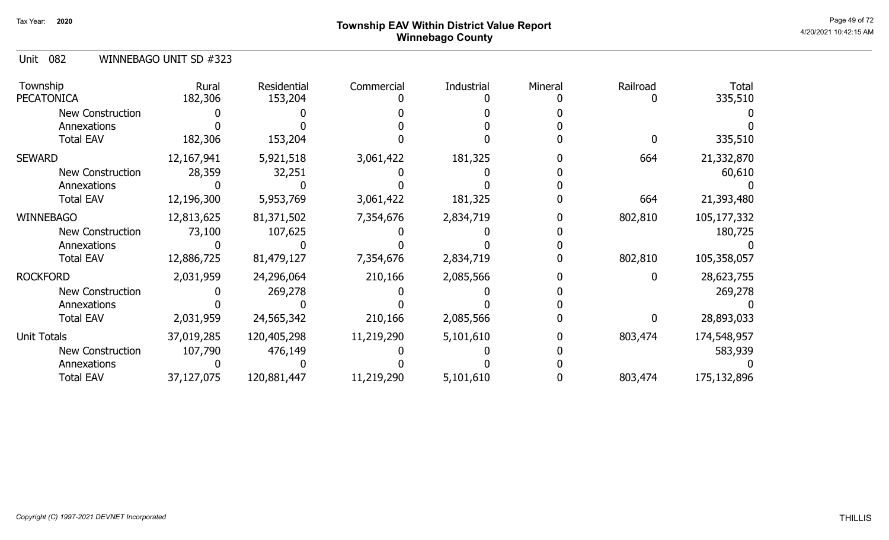# Township EAV Within District Value Report
## Winnebago County

Tax Year: 2020

Unit 082 WINNEBAGO UNIT SD #323

| Township | Rural | Residential | Commercial | Industrial | Mineral | Railroad | Total |
|---|---|---|---|---|---|---|---|
| PECATONICA | 182,306 | 153,204 | 0 | 0 | 0 | 0 | 335,510 |
| New Construction | 0 | 0 | 0 | 0 | 0 | | 0 |
| Annexations | 0 | 0 | 0 | 0 | 0 | | 0 |
| Total EAV | 182,306 | 153,204 | 0 | 0 | 0 | 0 | 335,510 |
| SEWARD | 12,167,941 | 5,921,518 | 3,061,422 | 181,325 | 0 | 664 | 21,332,870 |
| New Construction | 28,359 | 32,251 | 0 | 0 | 0 | | 60,610 |
| Annexations | 0 | 0 | 0 | 0 | 0 | | 0 |
| Total EAV | 12,196,300 | 5,953,769 | 3,061,422 | 181,325 | 0 | 664 | 21,393,480 |
| WINNEBAGO | 12,813,625 | 81,371,502 | 7,354,676 | 2,834,719 | 0 | 802,810 | 105,177,332 |
| New Construction | 73,100 | 107,625 | 0 | 0 | 0 | | 180,725 |
| Annexations | 0 | 0 | 0 | 0 | 0 | | 0 |
| Total EAV | 12,886,725 | 81,479,127 | 7,354,676 | 2,834,719 | 0 | 802,810 | 105,358,057 |
| ROCKFORD | 2,031,959 | 24,296,064 | 210,166 | 2,085,566 | 0 | 0 | 28,623,755 |
| New Construction | 0 | 269,278 | 0 | 0 | 0 | | 269,278 |
| Annexations | 0 | 0 | 0 | 0 | 0 | | 0 |
| Total EAV | 2,031,959 | 24,565,342 | 210,166 | 2,085,566 | 0 | 0 | 28,893,033 |
| Unit Totals | 37,019,285 | 120,405,298 | 11,219,290 | 5,101,610 | 0 | 803,474 | 174,548,957 |
| New Construction | 107,790 | 476,149 | 0 | 0 | 0 | | 583,939 |
| Annexations | 0 | 0 | 0 | 0 | 0 | | 0 |
| Total EAV | 37,127,075 | 120,881,447 | 11,219,290 | 5,101,610 | 0 | 803,474 | 175,132,896 |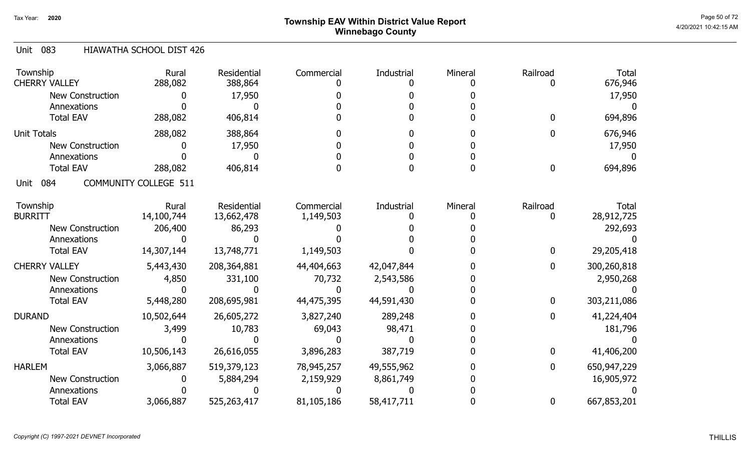# Township EAV Within District Value Report
## Winnebago County

Tax Year: 2020

4/20/2021 10:42:15 AM

### Unit 083 HIAWATHA SCHOOL DIST 426

| Township | Rural | Residential | Commercial | Industrial | Mineral | Railroad | Total |
|---|---|---|---|---|---|---|---|
| CHERRY VALLEY | 288,082 | 388,864 | 0 | 0 | 0 | 0 | 676,946 |
| New Construction | 0 | 17,950 | 0 | 0 | 0 | | 17,950 |
| Annexations | 0 | 0 | 0 | 0 | 0 | | 0 |
| Total EAV | 288,082 | 406,814 | 0 | 0 | 0 | 0 | 694,896 |
| Unit Totals | 288,082 | 388,864 | 0 | 0 | 0 | 0 | 676,946 |
| New Construction | 0 | 17,950 | 0 | 0 | 0 | | 17,950 |
| Annexations | 0 | 0 | 0 | 0 | 0 | | 0 |
| Total EAV | 288,082 | 406,814 | 0 | 0 | 0 | 0 | 694,896 |

### Unit 084 COMMUNITY COLLEGE 511

| Township | Rural | Residential | Commercial | Industrial | Mineral | Railroad | Total |
|---|---|---|---|---|---|---|---|
| BURRITT | 14,100,744 | 13,662,478 | 1,149,503 | 0 | 0 | 0 | 28,912,725 |
| New Construction | 206,400 | 86,293 | 0 | 0 | 0 | | 292,693 |
| Annexations | 0 | 0 | 0 | 0 | 0 | | 0 |
| Total EAV | 14,307,144 | 13,748,771 | 1,149,503 | 0 | 0 | 0 | 29,205,418 |
| CHERRY VALLEY | 5,443,430 | 208,364,881 | 44,404,663 | 42,047,844 | 0 | 0 | 300,260,818 |
| New Construction | 4,850 | 331,100 | 70,732 | 2,543,586 | 0 | | 2,950,268 |
| Annexations | 0 | 0 | 0 | 0 | 0 | | 0 |
| Total EAV | 5,448,280 | 208,695,981 | 44,475,395 | 44,591,430 | 0 | 0 | 303,211,086 |
| DURAND | 10,502,644 | 26,605,272 | 3,827,240 | 289,248 | 0 | 0 | 41,224,404 |
| New Construction | 3,499 | 10,783 | 69,043 | 98,471 | 0 | | 181,796 |
| Annexations | 0 | 0 | 0 | 0 | 0 | | 0 |
| Total EAV | 10,506,143 | 26,616,055 | 3,896,283 | 387,719 | 0 | 0 | 41,406,200 |
| HARLEM | 3,066,887 | 519,379,123 | 78,945,257 | 49,555,962 | 0 | 0 | 650,947,229 |
| New Construction | 0 | 5,884,294 | 2,159,929 | 8,861,749 | 0 | | 16,905,972 |
| Annexations | 0 | 0 | 0 | 0 | 0 | | 0 |
| Total EAV | 3,066,887 | 525,263,417 | 81,105,186 | 58,417,711 | 0 | 0 | 667,853,201 |

*Copyright (C) 1997-2021 DEVNET Incorporated*

THILLIS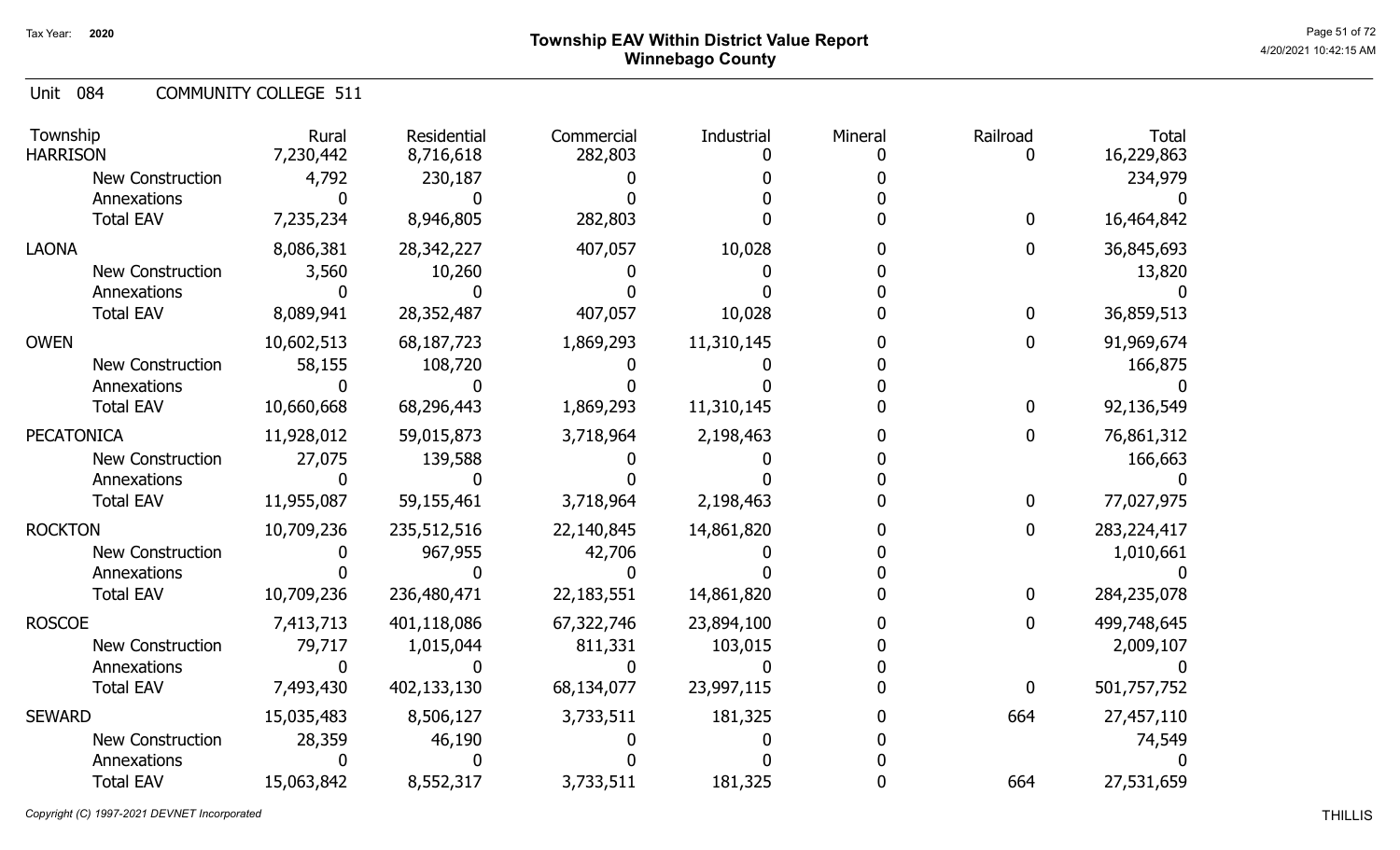# Township EAV Within District Value Report
## Winnebago County

Tax Year: 2020

Unit 084 COMMUNITY COLLEGE 511

| Township | Rural | Residential | Commercial | Industrial | Mineral | Railroad | Total |
|---|---|---|---|---|---|---|---|
| HARRISON | 7,230,442 | 8,716,618 | 282,803 | 0 | 0 | 0 | 16,229,863 |
| New Construction | 4,792 | 230,187 | 0 | 0 | 0 | | 234,979 |
| Annexations | 0 | 0 | 0 | 0 | 0 | | 0 |
| Total EAV | 7,235,234 | 8,946,805 | 282,803 | 0 | 0 | 0 | 16,464,842 |
| LAONA | 8,086,381 | 28,342,227 | 407,057 | 10,028 | 0 | 0 | 36,845,693 |
| New Construction | 3,560 | 10,260 | 0 | 0 | 0 | | 13,820 |
| Annexations | 0 | 0 | 0 | 0 | 0 | | 0 |
| Total EAV | 8,089,941 | 28,352,487 | 407,057 | 10,028 | 0 | 0 | 36,859,513 |
| OWEN | 10,602,513 | 68,187,723 | 1,869,293 | 11,310,145 | 0 | 0 | 91,969,674 |
| New Construction | 58,155 | 108,720 | 0 | 0 | 0 | | 166,875 |
| Annexations | 0 | 0 | 0 | 0 | 0 | | 0 |
| Total EAV | 10,660,668 | 68,296,443 | 1,869,293 | 11,310,145 | 0 | 0 | 92,136,549 |
| PECATONICA | 11,928,012 | 59,015,873 | 3,718,964 | 2,198,463 | 0 | 0 | 76,861,312 |
| New Construction | 27,075 | 139,588 | 0 | 0 | 0 | | 166,663 |
| Annexations | 0 | 0 | 0 | 0 | 0 | | 0 |
| Total EAV | 11,955,087 | 59,155,461 | 3,718,964 | 2,198,463 | 0 | 0 | 77,027,975 |
| ROCKTON | 10,709,236 | 235,512,516 | 22,140,845 | 14,861,820 | 0 | 0 | 283,224,417 |
| New Construction | 0 | 967,955 | 42,706 | 0 | 0 | | 1,010,661 |
| Annexations | 0 | 0 | 0 | 0 | 0 | | 0 |
| Total EAV | 10,709,236 | 236,480,471 | 22,183,551 | 14,861,820 | 0 | 0 | 284,235,078 |
| ROSCOE | 7,413,713 | 401,118,086 | 67,322,746 | 23,894,100 | 0 | 0 | 499,748,645 |
| New Construction | 79,717 | 1,015,044 | 811,331 | 103,015 | 0 | | 2,009,107 |
| Annexations | 0 | 0 | 0 | 0 | 0 | | 0 |
| Total EAV | 7,493,430 | 402,133,130 | 68,134,077 | 23,997,115 | 0 | 0 | 501,757,752 |
| SEWARD | 15,035,483 | 8,506,127 | 3,733,511 | 181,325 | 0 | 664 | 27,457,110 |
| New Construction | 28,359 | 46,190 | 0 | 0 | 0 | | 74,549 |
| Annexations | 0 | 0 | 0 | 0 | 0 | | 0 |
| Total EAV | 15,063,842 | 8,552,317 | 3,733,511 | 181,325 | 0 | 664 | 27,531,659 |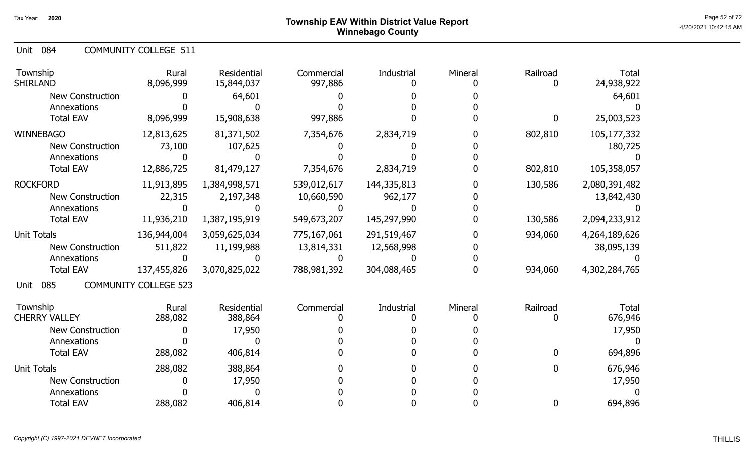# Township EAV Within District Value Report
## Winnebago County

Tax Year: 2020

4/20/2021 10:42:15 AM

### Unit 084 COMMUNITY COLLEGE 511

| Township | Rural | Residential | Commercial | Industrial | Mineral | Railroad | Total |
|---|---|---|---|---|---|---|---|
| SHIRLAND | 8,096,999 | 15,844,037 | 997,886 | 0 | 0 | 0 | 24,938,922 |
| New Construction | 0 | 64,601 | 0 | 0 | 0 | | 64,601 |
| Annexations | 0 | 0 | 0 | 0 | 0 | | 0 |
| Total EAV | 8,096,999 | 15,908,638 | 997,886 | 0 | 0 | 0 | 25,003,523 |
| WINNEBAGO | 12,813,625 | 81,371,502 | 7,354,676 | 2,834,719 | 0 | 802,810 | 105,177,332 |
| New Construction | 73,100 | 107,625 | 0 | 0 | 0 | | 180,725 |
| Annexations | 0 | 0 | 0 | 0 | 0 | | 0 |
| Total EAV | 12,886,725 | 81,479,127 | 7,354,676 | 2,834,719 | 0 | 802,810 | 105,358,057 |
| ROCKFORD | 11,913,895 | 1,384,998,571 | 539,012,617 | 144,335,813 | 0 | 130,586 | 2,080,391,482 |
| New Construction | 22,315 | 2,197,348 | 10,660,590 | 962,177 | 0 | | 13,842,430 |
| Annexations | 0 | 0 | 0 | 0 | 0 | | 0 |
| Total EAV | 11,936,210 | 1,387,195,919 | 549,673,207 | 145,297,990 | 0 | 130,586 | 2,094,233,912 |
| Unit Totals | 136,944,004 | 3,059,625,034 | 775,167,061 | 291,519,467 | 0 | 934,060 | 4,264,189,626 |
| New Construction | 511,822 | 11,199,988 | 13,814,331 | 12,568,998 | 0 | | 38,095,139 |
| Annexations | 0 | 0 | 0 | 0 | 0 | | 0 |
| Total EAV | 137,455,826 | 3,070,825,022 | 788,981,392 | 304,088,465 | 0 | 934,060 | 4,302,284,765 |

### Unit 085 COMMUNITY COLLEGE 523

| Township | Rural | Residential | Commercial | Industrial | Mineral | Railroad | Total |
|---|---|---|---|---|---|---|---|
| CHERRY VALLEY | 288,082 | 388,864 | 0 | 0 | 0 | 0 | 676,946 |
| New Construction | 0 | 17,950 | 0 | 0 | 0 | | 17,950 |
| Annexations | 0 | 0 | 0 | 0 | 0 | | 0 |
| Total EAV | 288,082 | 406,814 | 0 | 0 | 0 | 0 | 694,896 |
| Unit Totals | 288,082 | 388,864 | 0 | 0 | 0 | 0 | 676,946 |
| New Construction | 0 | 17,950 | 0 | 0 | 0 | | 17,950 |
| Annexations | 0 | 0 | 0 | 0 | 0 | | 0 |
| Total EAV | 288,082 | 406,814 | 0 | 0 | 0 | 0 | 694,896 |

*Copyright (C) 1997-2021 DEVNET Incorporated*

THILLIS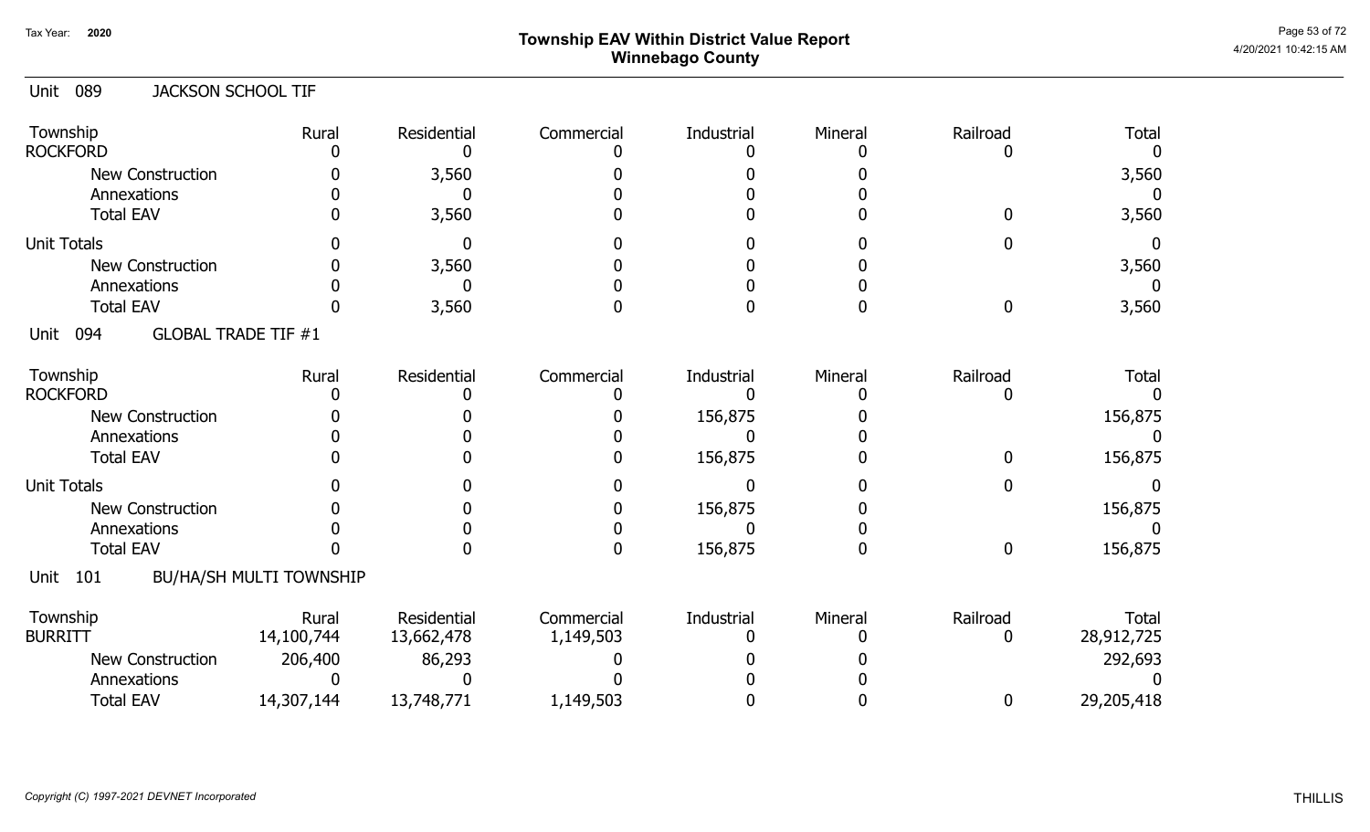## Unit 089 JACKSON SCHOOL TIF

| Township | Rural | Residential | Commercial | Industrial | Mineral | Railroad | Total |
|---|---|---|---|---|---|---|---|
| ROCKFORD | 0 | 0 | 0 | 0 | 0 | 0 | 0 |
| New Construction | 0 | 3,560 | 0 | 0 | 0 | | 3,560 |
| Annexations | 0 | 0 | 0 | 0 | 0 | | 0 |
| Total EAV | 0 | 3,560 | 0 | 0 | 0 | 0 | 3,560 |
| Unit Totals | 0 | 0 | 0 | 0 | 0 | 0 | 0 |
| New Construction | 0 | 3,560 | 0 | 0 | 0 | | 3,560 |
| Annexations | 0 | 0 | 0 | 0 | 0 | | 0 |
| Total EAV | 0 | 3,560 | 0 | 0 | 0 | 0 | 3,560 |

## Unit 094 GLOBAL TRADE TIF #1

| Township | Rural | Residential | Commercial | Industrial | Mineral | Railroad | Total |
|---|---|---|---|---|---|---|---|
| ROCKFORD | 0 | 0 | 0 | 0 | 0 | 0 | 0 |
| New Construction | 0 | 0 | 0 | 156,875 | 0 | | 156,875 |
| Annexations | 0 | 0 | 0 | 0 | 0 | | 0 |
| Total EAV | 0 | 0 | 0 | 156,875 | 0 | 0 | 156,875 |
| Unit Totals | 0 | 0 | 0 | 0 | 0 | 0 | 0 |
| New Construction | 0 | 0 | 0 | 156,875 | 0 | | 156,875 |
| Annexations | 0 | 0 | 0 | 0 | 0 | | 0 |
| Total EAV | 0 | 0 | 0 | 156,875 | 0 | 0 | 156,875 |

## Unit 101 BU/HA/SH MULTI TOWNSHIP

| Township | Rural | Residential | Commercial | Industrial | Mineral | Railroad | Total |
|---|---|---|---|---|---|---|---|
| BURRITT | 14,100,744 | 13,662,478 | 1,149,503 | 0 | 0 | 0 | 28,912,725 |
| New Construction | 206,400 | 86,293 | 0 | 0 | 0 | | 292,693 |
| Annexations | 0 | 0 | 0 | 0 | 0 | | 0 |
| Total EAV | 14,307,144 | 13,748,771 | 1,149,503 | 0 | 0 | 0 | 29,205,418 |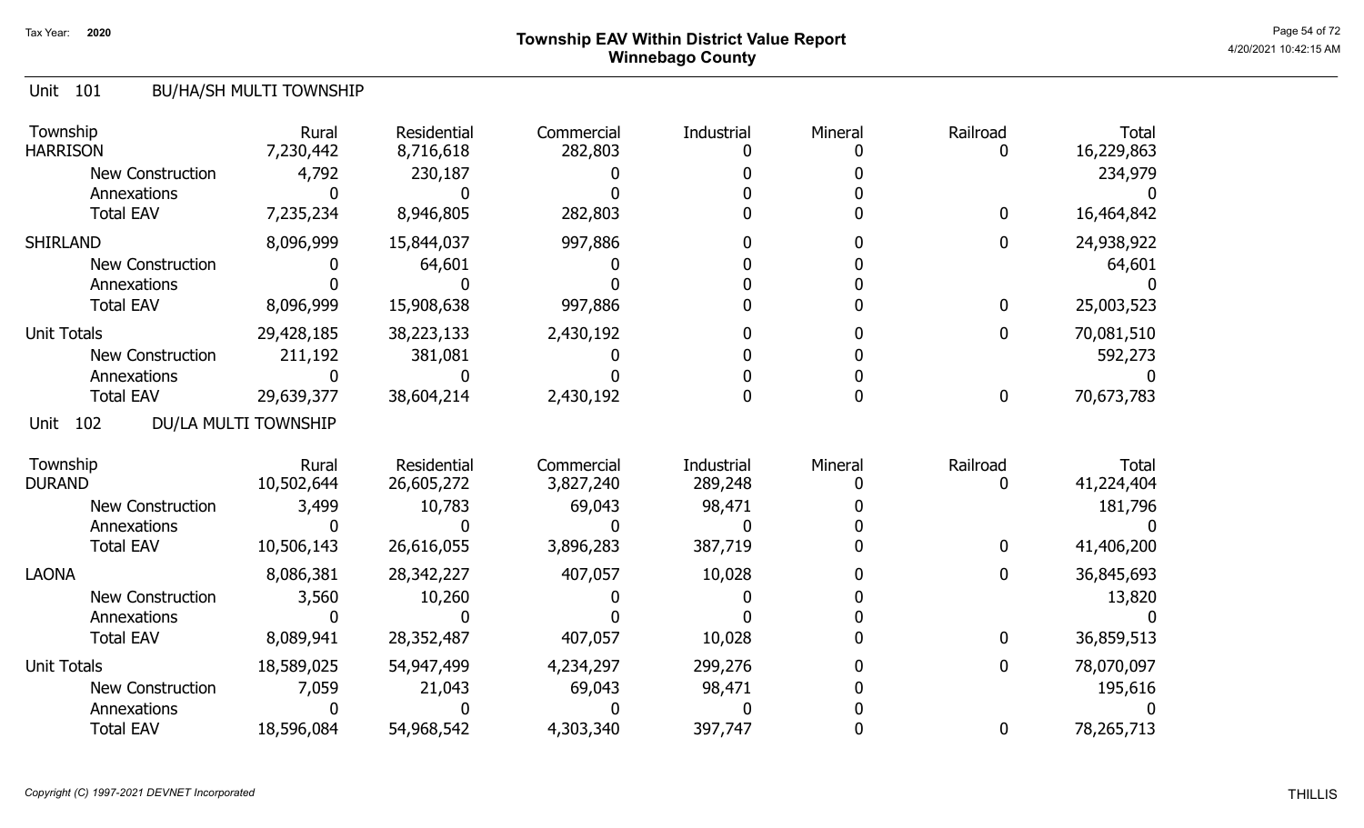# Township EAV Within District Value Report
## Winnebago County

Tax Year: 2020

### Unit 101 BU/HA/SH MULTI TOWNSHIP

| Township | Rural | Residential | Commercial | Industrial | Mineral | Railroad | Total |
|---|---|---|---|---|---|---|---|
| HARRISON | 7,230,442 | 8,716,618 | 282,803 | 0 | 0 | 0 | 16,229,863 |
| New Construction | 4,792 | 230,187 | 0 | 0 | 0 | | 234,979 |
| Annexations | 0 | 0 | 0 | 0 | 0 | | 0 |
| Total EAV | 7,235,234 | 8,946,805 | 282,803 | 0 | 0 | 0 | 16,464,842 |
| SHIRLAND | 8,096,999 | 15,844,037 | 997,886 | 0 | 0 | 0 | 24,938,922 |
| New Construction | 0 | 64,601 | 0 | 0 | 0 | | 64,601 |
| Annexations | 0 | 0 | 0 | 0 | 0 | | 0 |
| Total EAV | 8,096,999 | 15,908,638 | 997,886 | 0 | 0 | 0 | 25,003,523 |
| Unit Totals | 29,428,185 | 38,223,133 | 2,430,192 | 0 | 0 | 0 | 70,081,510 |
| New Construction | 211,192 | 381,081 | 0 | 0 | 0 | | 592,273 |
| Annexations | 0 | 0 | 0 | 0 | 0 | | 0 |
| Total EAV | 29,639,377 | 38,604,214 | 2,430,192 | 0 | 0 | 0 | 70,673,783 |

### Unit 102 DU/LA MULTI TOWNSHIP

| Township | Rural | Residential | Commercial | Industrial | Mineral | Railroad | Total |
|---|---|---|---|---|---|---|---|
| DURAND | 10,502,644 | 26,605,272 | 3,827,240 | 289,248 | 0 | 0 | 41,224,404 |
| New Construction | 3,499 | 10,783 | 69,043 | 98,471 | 0 | | 181,796 |
| Annexations | 0 | 0 | 0 | 0 | 0 | | 0 |
| Total EAV | 10,506,143 | 26,616,055 | 3,896,283 | 387,719 | 0 | 0 | 41,406,200 |
| LAONA | 8,086,381 | 28,342,227 | 407,057 | 10,028 | 0 | 0 | 36,845,693 |
| New Construction | 3,560 | 10,260 | 0 | 0 | 0 | | 13,820 |
| Annexations | 0 | 0 | 0 | 0 | 0 | | 0 |
| Total EAV | 8,089,941 | 28,352,487 | 407,057 | 10,028 | 0 | 0 | 36,859,513 |
| Unit Totals | 18,589,025 | 54,947,499 | 4,234,297 | 299,276 | 0 | 0 | 78,070,097 |
| New Construction | 7,059 | 21,043 | 69,043 | 98,471 | 0 | | 195,616 |
| Annexations | 0 | 0 | 0 | 0 | 0 | | 0 |
| Total EAV | 18,596,084 | 54,968,542 | 4,303,340 | 397,747 | 0 | 0 | 78,265,713 |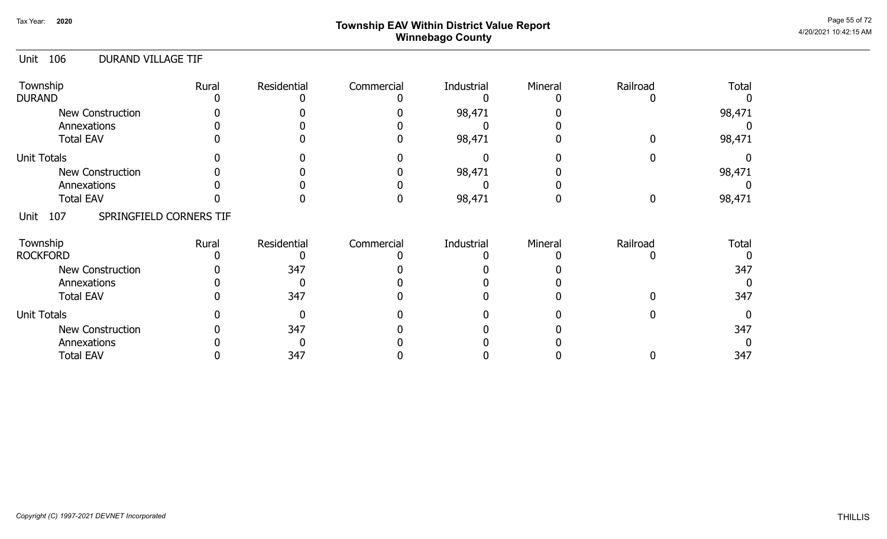# Township EAV Within District Value Report
## Winnebago County

Tax Year: 2020

### Unit 106 DURAND VILLAGE TIF

| Township | Rural | Residential | Commercial | Industrial | Mineral | Railroad | Total |
|---|---|---|---|---|---|---|---|
| DURAND | 0 | 0 | 0 | 0 | 0 | 0 | 0 |
| New Construction | 0 | 0 | 0 | 98,471 | 0 | | 98,471 |
| Annexations | 0 | 0 | 0 | 0 | 0 | | 0 |
| Total EAV | 0 | 0 | 0 | 98,471 | 0 | 0 | 98,471 |
| Unit Totals | 0 | 0 | 0 | 0 | 0 | 0 | 0 |
| New Construction | 0 | 0 | 0 | 98,471 | 0 | | 98,471 |
| Annexations | 0 | 0 | 0 | 0 | 0 | | 0 |
| Total EAV | 0 | 0 | 0 | 98,471 | 0 | 0 | 98,471 |

### Unit 107 SPRINGFIELD CORNERS TIF

| Township | Rural | Residential | Commercial | Industrial | Mineral | Railroad | Total |
|---|---|---|---|---|---|---|---|
| ROCKFORD | 0 | 0 | 0 | 0 | 0 | 0 | 0 |
| New Construction | 0 | 347 | 0 | 0 | 0 | | 347 |
| Annexations | 0 | 0 | 0 | 0 | 0 | | 0 |
| Total EAV | 0 | 347 | 0 | 0 | 0 | 0 | 347 |
| Unit Totals | 0 | 0 | 0 | 0 | 0 | 0 | 0 |
| New Construction | 0 | 347 | 0 | 0 | 0 | | 347 |
| Annexations | 0 | 0 | 0 | 0 | 0 | | 0 |
| Total EAV | 0 | 347 | 0 | 0 | 0 | 0 | 347 |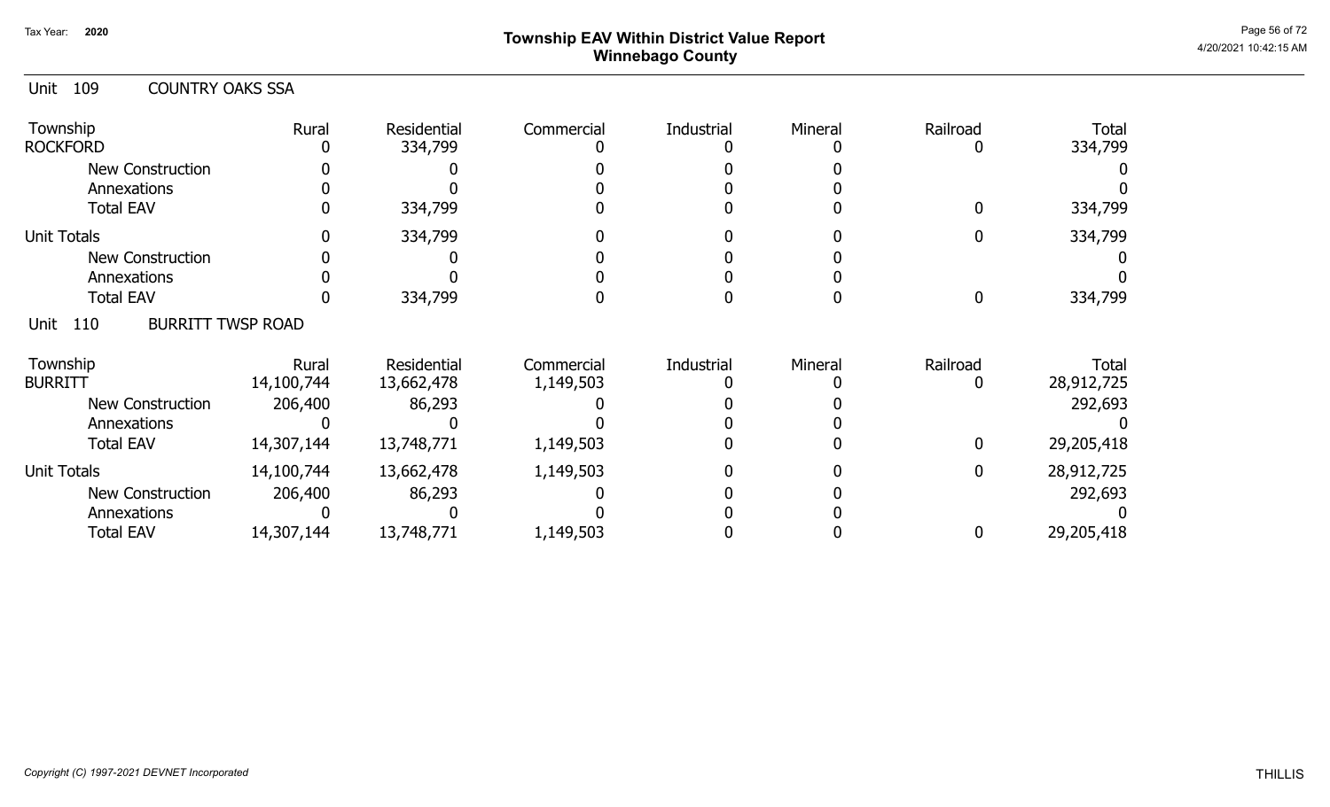Tax Year: 2020

# Township EAV Within District Value Report
## Winnebago County

Unit 109 COUNTRY OAKS SSA

| Township | Rural | Residential | Commercial | Industrial | Mineral | Railroad | Total |
|---|---|---|---|---|---|---|---|
| ROCKFORD | 0 | 334,799 | 0 | 0 | 0 | 0 | 334,799 |
| New Construction | 0 | 0 | 0 | 0 | 0 | | 0 |
| Annexations | 0 | 0 | 0 | 0 | 0 | | 0 |
| Total EAV | 0 | 334,799 | 0 | 0 | 0 | 0 | 334,799 |
| Unit Totals | 0 | 334,799 | 0 | 0 | 0 | 0 | 334,799 |
| New Construction | 0 | 0 | 0 | 0 | 0 | | 0 |
| Annexations | 0 | 0 | 0 | 0 | 0 | | 0 |
| Total EAV | 0 | 334,799 | 0 | 0 | 0 | 0 | 334,799 |

Unit 110 BURRITT TWSP ROAD

| Township | Rural | Residential | Commercial | Industrial | Mineral | Railroad | Total |
|---|---|---|---|---|---|---|---|
| BURRITT | 14,100,744 | 13,662,478 | 1,149,503 | 0 | 0 | 0 | 28,912,725 |
| New Construction | 206,400 | 86,293 | 0 | 0 | 0 | | 292,693 |
| Annexations | 0 | 0 | 0 | 0 | 0 | | 0 |
| Total EAV | 14,307,144 | 13,748,771 | 1,149,503 | 0 | 0 | 0 | 29,205,418 |
| Unit Totals | 14,100,744 | 13,662,478 | 1,149,503 | 0 | 0 | 0 | 28,912,725 |
| New Construction | 206,400 | 86,293 | 0 | 0 | 0 | | 292,693 |
| Annexations | 0 | 0 | 0 | 0 | 0 | | 0 |
| Total EAV | 14,307,144 | 13,748,771 | 1,149,503 | 0 | 0 | 0 | 29,205,418 |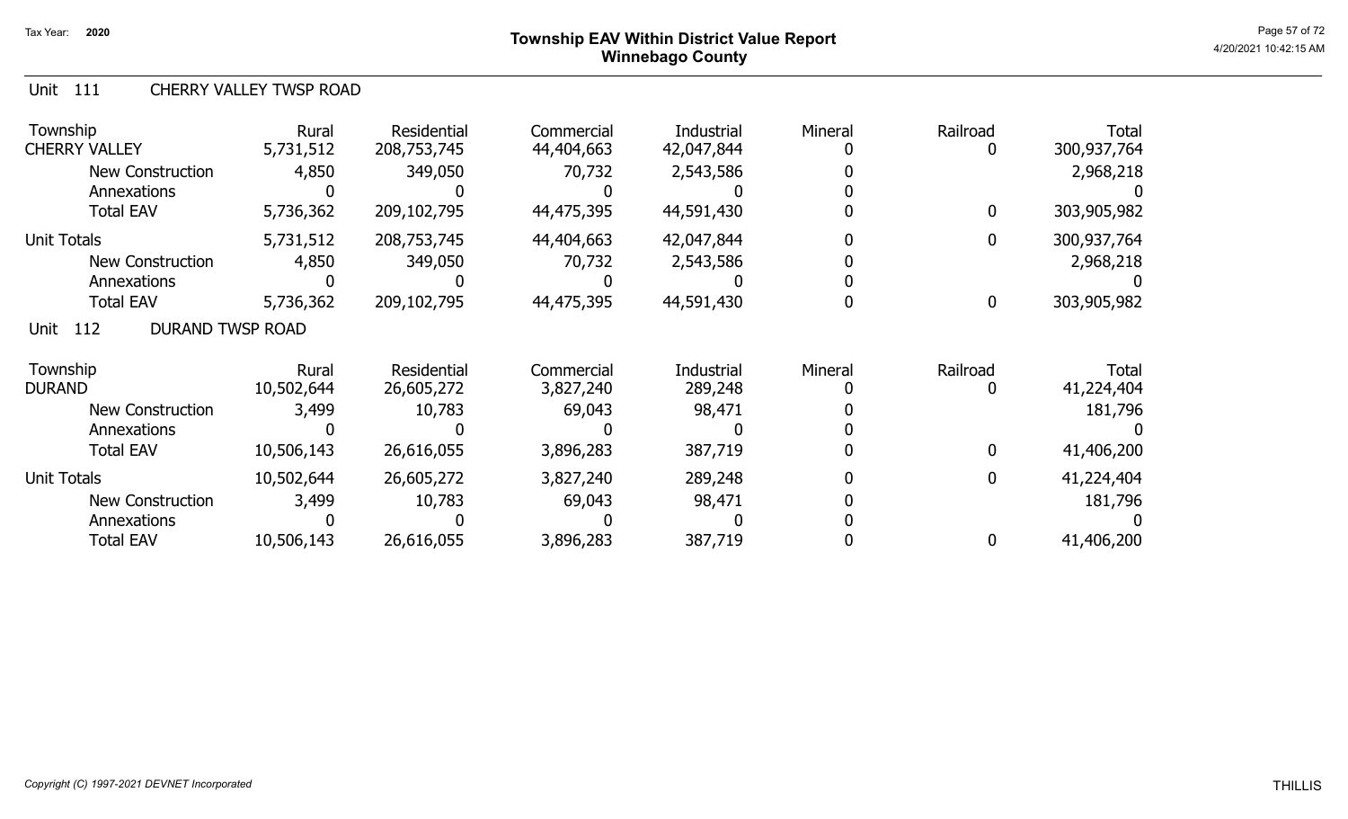# Township EAV Within District Value Report
## Winnebago County

Tax Year: 2020

### Unit 111 CHERRY VALLEY TWSP ROAD

| Township | Rural | Residential | Commercial | Industrial | Mineral | Railroad | Total |
|---|---|---|---|---|---|---|---|
| CHERRY VALLEY | 5,731,512 | 208,753,745 | 44,404,663 | 42,047,844 | 0 | 0 | 300,937,764 |
| New Construction | 4,850 | 349,050 | 70,732 | 2,543,586 | 0 | | 2,968,218 |
| Annexations | 0 | 0 | 0 | 0 | 0 | | 0 |
| Total EAV | 5,736,362 | 209,102,795 | 44,475,395 | 44,591,430 | 0 | 0 | 303,905,982 |
| Unit Totals | 5,731,512 | 208,753,745 | 44,404,663 | 42,047,844 | 0 | 0 | 300,937,764 |
| New Construction | 4,850 | 349,050 | 70,732 | 2,543,586 | 0 | | 2,968,218 |
| Annexations | 0 | 0 | 0 | 0 | 0 | | 0 |
| Total EAV | 5,736,362 | 209,102,795 | 44,475,395 | 44,591,430 | 0 | 0 | 303,905,982 |

### Unit 112 DURAND TWSP ROAD

| Township | Rural | Residential | Commercial | Industrial | Mineral | Railroad | Total |
|---|---|---|---|---|---|---|---|
| DURAND | 10,502,644 | 26,605,272 | 3,827,240 | 289,248 | 0 | 0 | 41,224,404 |
| New Construction | 3,499 | 10,783 | 69,043 | 98,471 | 0 | | 181,796 |
| Annexations | 0 | 0 | 0 | 0 | 0 | | 0 |
| Total EAV | 10,506,143 | 26,616,055 | 3,896,283 | 387,719 | 0 | 0 | 41,406,200 |
| Unit Totals | 10,502,644 | 26,605,272 | 3,827,240 | 289,248 | 0 | 0 | 41,224,404 |
| New Construction | 3,499 | 10,783 | 69,043 | 98,471 | 0 | | 181,796 |
| Annexations | 0 | 0 | 0 | 0 | 0 | | 0 |
| Total EAV | 10,506,143 | 26,616,055 | 3,896,283 | 387,719 | 0 | 0 | 41,406,200 |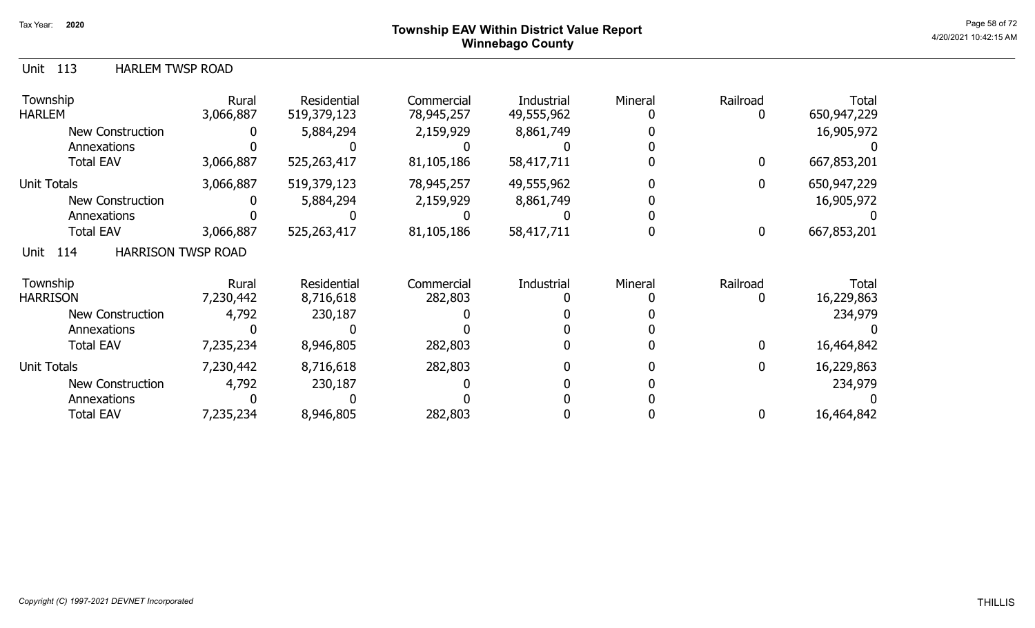# Township EAV Within District Value Report
## Winnebago County

Tax Year: 2020

### Unit 113 HARLEM TWSP ROAD

| Township | Rural | Residential | Commercial | Industrial | Mineral | Railroad | Total |
|---|---|---|---|---|---|---|---|
| HARLEM | 3,066,887 | 519,379,123 | 78,945,257 | 49,555,962 | 0 | 0 | 650,947,229 |
| New Construction | 0 | 5,884,294 | 2,159,929 | 8,861,749 | 0 | | 16,905,972 |
| Annexations | 0 | 0 | 0 | 0 | 0 | | 0 |
| Total EAV | 3,066,887 | 525,263,417 | 81,105,186 | 58,417,711 | 0 | 0 | 667,853,201 |
| Unit Totals | 3,066,887 | 519,379,123 | 78,945,257 | 49,555,962 | 0 | 0 | 650,947,229 |
| New Construction | 0 | 5,884,294 | 2,159,929 | 8,861,749 | 0 | | 16,905,972 |
| Annexations | 0 | 0 | 0 | 0 | 0 | | 0 |
| Total EAV | 3,066,887 | 525,263,417 | 81,105,186 | 58,417,711 | 0 | 0 | 667,853,201 |

### Unit 114 HARRISON TWSP ROAD

| Township | Rural | Residential | Commercial | Industrial | Mineral | Railroad | Total |
|---|---|---|---|---|---|---|---|
| HARRISON | 7,230,442 | 8,716,618 | 282,803 | 0 | 0 | 0 | 16,229,863 |
| New Construction | 4,792 | 230,187 | 0 | 0 | 0 | | 234,979 |
| Annexations | 0 | 0 | 0 | 0 | 0 | | 0 |
| Total EAV | 7,235,234 | 8,946,805 | 282,803 | 0 | 0 | 0 | 16,464,842 |
| Unit Totals | 7,230,442 | 8,716,618 | 282,803 | 0 | 0 | 0 | 16,229,863 |
| New Construction | 4,792 | 230,187 | 0 | 0 | 0 | | 234,979 |
| Annexations | 0 | 0 | 0 | 0 | 0 | | 0 |
| Total EAV | 7,235,234 | 8,946,805 | 282,803 | 0 | 0 | 0 | 16,464,842 |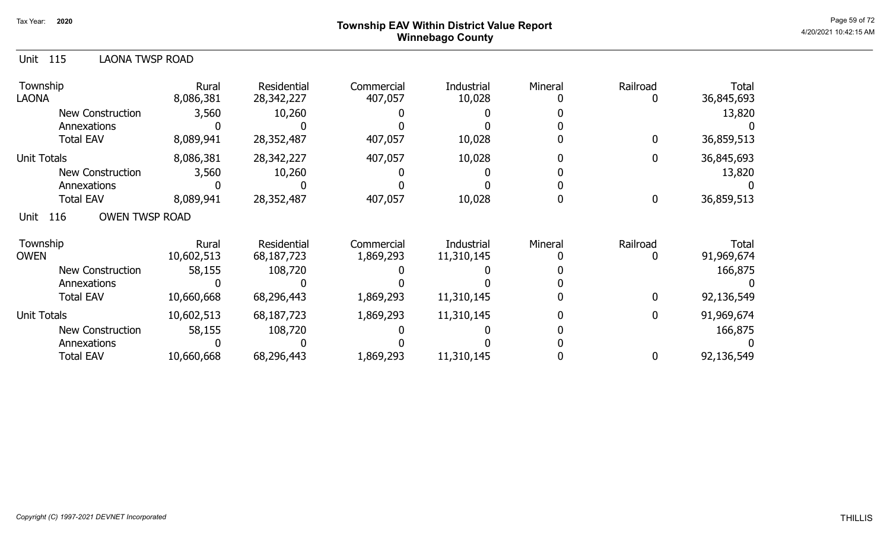# Township EAV Within District Value Report
## Winnebago County

Tax Year: 2020

4/20/2021 10:42:15 AM

### Unit 115 LAONA TWSP ROAD

| Township | Rural | Residential | Commercial | Industrial | Mineral | Railroad | Total |
|---|---|---|---|---|---|---|---|
| LAONA | 8,086,381 | 28,342,227 | 407,057 | 10,028 | 0 | 0 | 36,845,693 |
| New Construction | 3,560 | 10,260 | 0 | 0 | 0 | | 13,820 |
| Annexations | 0 | 0 | 0 | 0 | 0 | | 0 |
| Total EAV | 8,089,941 | 28,352,487 | 407,057 | 10,028 | 0 | 0 | 36,859,513 |
| Unit Totals | 8,086,381 | 28,342,227 | 407,057 | 10,028 | 0 | 0 | 36,845,693 |
| New Construction | 3,560 | 10,260 | 0 | 0 | 0 | | 13,820 |
| Annexations | 0 | 0 | 0 | 0 | 0 | | 0 |
| Total EAV | 8,089,941 | 28,352,487 | 407,057 | 10,028 | 0 | 0 | 36,859,513 |

### Unit 116 OWEN TWSP ROAD

| Township | Rural | Residential | Commercial | Industrial | Mineral | Railroad | Total |
|---|---|---|---|---|---|---|---|
| OWEN | 10,602,513 | 68,187,723 | 1,869,293 | 11,310,145 | 0 | 0 | 91,969,674 |
| New Construction | 58,155 | 108,720 | 0 | 0 | 0 | | 166,875 |
| Annexations | 0 | 0 | 0 | 0 | 0 | | 0 |
| Total EAV | 10,660,668 | 68,296,443 | 1,869,293 | 11,310,145 | 0 | 0 | 92,136,549 |
| Unit Totals | 10,602,513 | 68,187,723 | 1,869,293 | 11,310,145 | 0 | 0 | 91,969,674 |
| New Construction | 58,155 | 108,720 | 0 | 0 | 0 | | 166,875 |
| Annexations | 0 | 0 | 0 | 0 | 0 | | 0 |
| Total EAV | 10,660,668 | 68,296,443 | 1,869,293 | 11,310,145 | 0 | 0 | 92,136,549 |

*Copyright (C) 1997-2021 DEVNET Incorporated*

THILLIS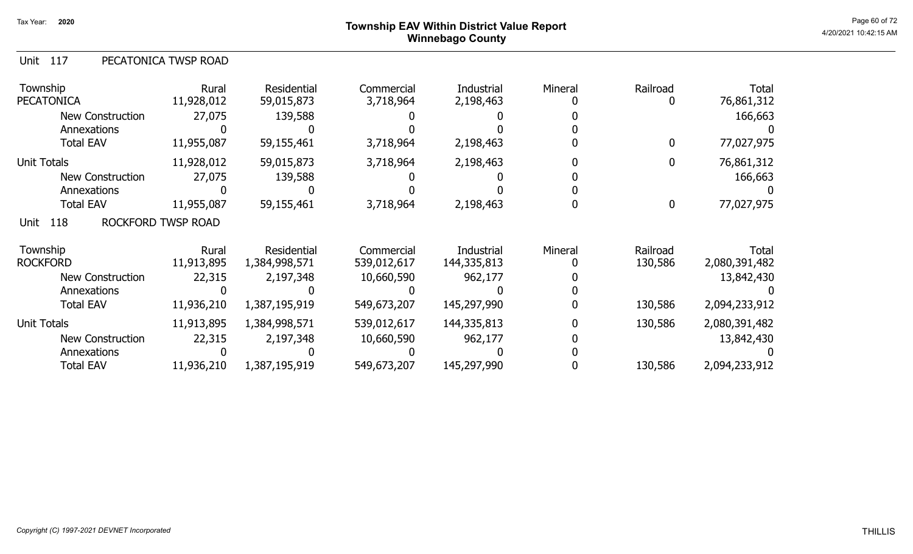# Township EAV Within District Value Report
## Winnebago County

Tax Year: 2020

### Unit 117 PECATONICA TWSP ROAD

| Township | Rural | Residential | Commercial | Industrial | Mineral | Railroad | Total |
|---|---|---|---|---|---|---|---|
| PECATONICA | 11,928,012 | 59,015,873 | 3,718,964 | 2,198,463 | 0 | 0 | 76,861,312 |
| New Construction | 27,075 | 139,588 | 0 | 0 | 0 | | 166,663 |
| Annexations | 0 | 0 | 0 | 0 | 0 | | 0 |
| Total EAV | 11,955,087 | 59,155,461 | 3,718,964 | 2,198,463 | 0 | 0 | 77,027,975 |
| Unit Totals | 11,928,012 | 59,015,873 | 3,718,964 | 2,198,463 | 0 | 0 | 76,861,312 |
| New Construction | 27,075 | 139,588 | 0 | 0 | 0 | | 166,663 |
| Annexations | 0 | 0 | 0 | 0 | 0 | | 0 |
| Total EAV | 11,955,087 | 59,155,461 | 3,718,964 | 2,198,463 | 0 | 0 | 77,027,975 |

### Unit 118 ROCKFORD TWSP ROAD

| Township | Rural | Residential | Commercial | Industrial | Mineral | Railroad | Total |
|---|---|---|---|---|---|---|---|
| ROCKFORD | 11,913,895 | 1,384,998,571 | 539,012,617 | 144,335,813 | 0 | 130,586 | 2,080,391,482 |
| New Construction | 22,315 | 2,197,348 | 10,660,590 | 962,177 | 0 | | 13,842,430 |
| Annexations | 0 | 0 | 0 | 0 | 0 | | 0 |
| Total EAV | 11,936,210 | 1,387,195,919 | 549,673,207 | 145,297,990 | 0 | 130,586 | 2,094,233,912 |
| Unit Totals | 11,913,895 | 1,384,998,571 | 539,012,617 | 144,335,813 | 0 | 130,586 | 2,080,391,482 |
| New Construction | 22,315 | 2,197,348 | 10,660,590 | 962,177 | 0 | | 13,842,430 |
| Annexations | 0 | 0 | 0 | 0 | 0 | | 0 |
| Total EAV | 11,936,210 | 1,387,195,919 | 549,673,207 | 145,297,990 | 0 | 130,586 | 2,094,233,912 |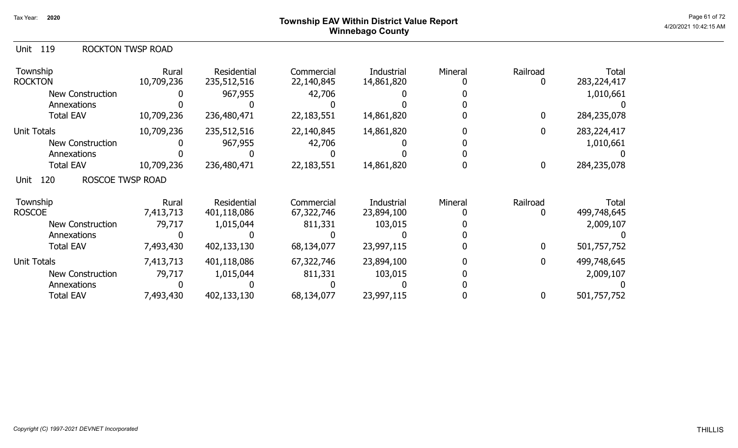# Township EAV Within District Value Report
## Winnebago County

Tax Year: 2020

### Unit 119 ROCKTON TWSP ROAD

| Township | Rural | Residential | Commercial | Industrial | Mineral | Railroad | Total |
|---|---|---|---|---|---|---|---|
| ROCKTON | 10,709,236 | 235,512,516 | 22,140,845 | 14,861,820 | 0 | 0 | 283,224,417 |
| New Construction | 0 | 967,955 | 42,706 | 0 | 0 | | 1,010,661 |
| Annexations | 0 | 0 | 0 | 0 | 0 | | 0 |
| Total EAV | 10,709,236 | 236,480,471 | 22,183,551 | 14,861,820 | 0 | 0 | 284,235,078 |
| Unit Totals | 10,709,236 | 235,512,516 | 22,140,845 | 14,861,820 | 0 | 0 | 283,224,417 |
| New Construction | 0 | 967,955 | 42,706 | 0 | 0 | | 1,010,661 |
| Annexations | 0 | 0 | 0 | 0 | 0 | | 0 |
| Total EAV | 10,709,236 | 236,480,471 | 22,183,551 | 14,861,820 | 0 | 0 | 284,235,078 |

### Unit 120 ROSCOE TWSP ROAD

| Township | Rural | Residential | Commercial | Industrial | Mineral | Railroad | Total |
|---|---|---|---|---|---|---|---|
| ROSCOE | 7,413,713 | 401,118,086 | 67,322,746 | 23,894,100 | 0 | 0 | 499,748,645 |
| New Construction | 79,717 | 1,015,044 | 811,331 | 103,015 | 0 | | 2,009,107 |
| Annexations | 0 | 0 | 0 | 0 | 0 | | 0 |
| Total EAV | 7,493,430 | 402,133,130 | 68,134,077 | 23,997,115 | 0 | 0 | 501,757,752 |
| Unit Totals | 7,413,713 | 401,118,086 | 67,322,746 | 23,894,100 | 0 | 0 | 499,748,645 |
| New Construction | 79,717 | 1,015,044 | 811,331 | 103,015 | 0 | | 2,009,107 |
| Annexations | 0 | 0 | 0 | 0 | 0 | | 0 |
| Total EAV | 7,493,430 | 402,133,130 | 68,134,077 | 23,997,115 | 0 | 0 | 501,757,752 |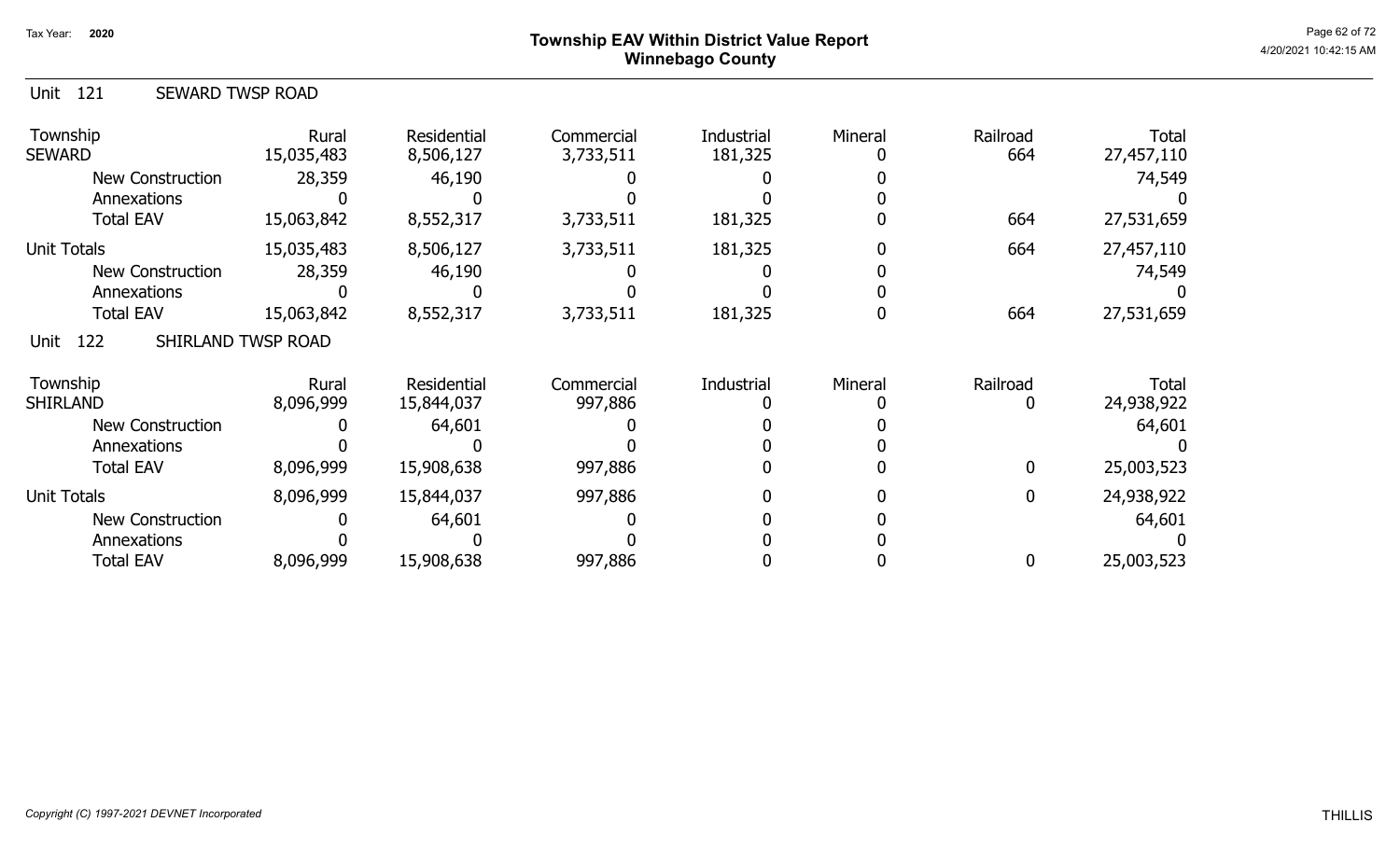# Township EAV Within District Value Report
## Winnebago County

Tax Year: 2020

### Unit 121 SEWARD TWSP ROAD

| Township | Rural | Residential | Commercial | Industrial | Mineral | Railroad | Total |
|---|---|---|---|---|---|---|---|
| SEWARD | 15,035,483 | 8,506,127 | 3,733,511 | 181,325 | 0 | 664 | 27,457,110 |
| New Construction | 28,359 | 46,190 | 0 | 0 | 0 | | 74,549 |
| Annexations | 0 | 0 | 0 | 0 | 0 | | 0 |
| Total EAV | 15,063,842 | 8,552,317 | 3,733,511 | 181,325 | 0 | 664 | 27,531,659 |
| Unit Totals | 15,035,483 | 8,506,127 | 3,733,511 | 181,325 | 0 | 664 | 27,457,110 |
| New Construction | 28,359 | 46,190 | 0 | 0 | 0 | | 74,549 |
| Annexations | 0 | 0 | 0 | 0 | 0 | | 0 |
| Total EAV | 15,063,842 | 8,552,317 | 3,733,511 | 181,325 | 0 | 664 | 27,531,659 |

### Unit 122 SHIRLAND TWSP ROAD

| Township | Rural | Residential | Commercial | Industrial | Mineral | Railroad | Total |
|---|---|---|---|---|---|---|---|
| SHIRLAND | 8,096,999 | 15,844,037 | 997,886 | 0 | 0 | 0 | 24,938,922 |
| New Construction | 0 | 64,601 | 0 | 0 | 0 | | 64,601 |
| Annexations | 0 | 0 | 0 | 0 | 0 | | 0 |
| Total EAV | 8,096,999 | 15,908,638 | 997,886 | 0 | 0 | 0 | 25,003,523 |
| Unit Totals | 8,096,999 | 15,844,037 | 997,886 | 0 | 0 | 0 | 24,938,922 |
| New Construction | 0 | 64,601 | 0 | 0 | 0 | | 64,601 |
| Annexations | 0 | 0 | 0 | 0 | 0 | | 0 |
| Total EAV | 8,096,999 | 15,908,638 | 997,886 | 0 | 0 | 0 | 25,003,523 |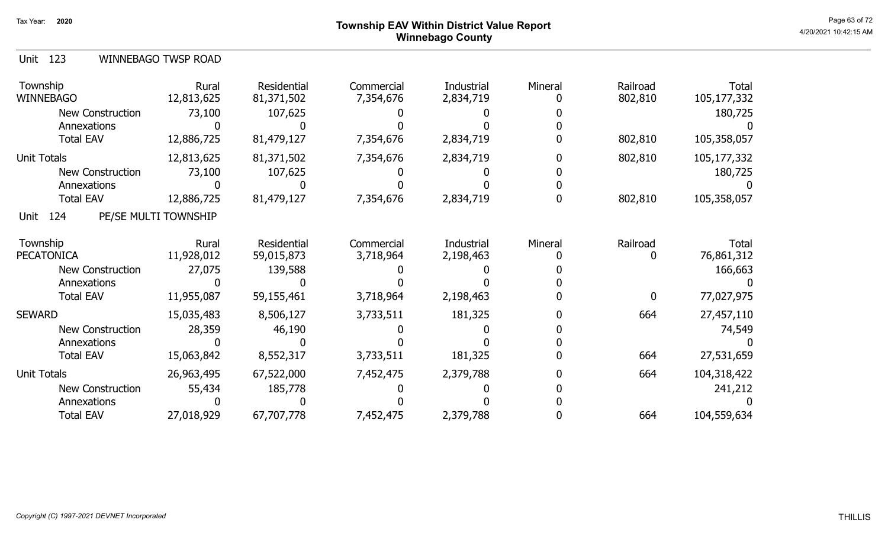# Township EAV Within District Value Report
## Winnebago County

Tax Year: 2020

### Unit 123 WINNEBAGO TWSP ROAD

| Township | Rural | Residential | Commercial | Industrial | Mineral | Railroad | Total |
|---|---|---|---|---|---|---|---|
| WINNEBAGO | 12,813,625 | 81,371,502 | 7,354,676 | 2,834,719 | 0 | 802,810 | 105,177,332 |
| New Construction | 73,100 | 107,625 | 0 | 0 | 0 | | 180,725 |
| Annexations | 0 | 0 | 0 | 0 | 0 | | 0 |
| Total EAV | 12,886,725 | 81,479,127 | 7,354,676 | 2,834,719 | 0 | 802,810 | 105,358,057 |
| Unit Totals | 12,813,625 | 81,371,502 | 7,354,676 | 2,834,719 | 0 | 802,810 | 105,177,332 |
| New Construction | 73,100 | 107,625 | 0 | 0 | 0 | | 180,725 |
| Annexations | 0 | 0 | 0 | 0 | 0 | | 0 |
| Total EAV | 12,886,725 | 81,479,127 | 7,354,676 | 2,834,719 | 0 | 802,810 | 105,358,057 |

### Unit 124 PE/SE MULTI TOWNSHIP

| Township | Rural | Residential | Commercial | Industrial | Mineral | Railroad | Total |
|---|---|---|---|---|---|---|---|
| PECATONICA | 11,928,012 | 59,015,873 | 3,718,964 | 2,198,463 | 0 | 0 | 76,861,312 |
| New Construction | 27,075 | 139,588 | 0 | 0 | 0 | | 166,663 |
| Annexations | 0 | 0 | 0 | 0 | 0 | | 0 |
| Total EAV | 11,955,087 | 59,155,461 | 3,718,964 | 2,198,463 | 0 | 0 | 77,027,975 |
| SEWARD | 15,035,483 | 8,506,127 | 3,733,511 | 181,325 | 0 | 664 | 27,457,110 |
| New Construction | 28,359 | 46,190 | 0 | 0 | 0 | | 74,549 |
| Annexations | 0 | 0 | 0 | 0 | 0 | | 0 |
| Total EAV | 15,063,842 | 8,552,317 | 3,733,511 | 181,325 | 0 | 664 | 27,531,659 |
| Unit Totals | 26,963,495 | 67,522,000 | 7,452,475 | 2,379,788 | 0 | 664 | 104,318,422 |
| New Construction | 55,434 | 185,778 | 0 | 0 | 0 | | 241,212 |
| Annexations | 0 | 0 | 0 | 0 | 0 | | 0 |
| Total EAV | 27,018,929 | 67,707,778 | 7,452,475 | 2,379,788 | 0 | 664 | 104,559,634 |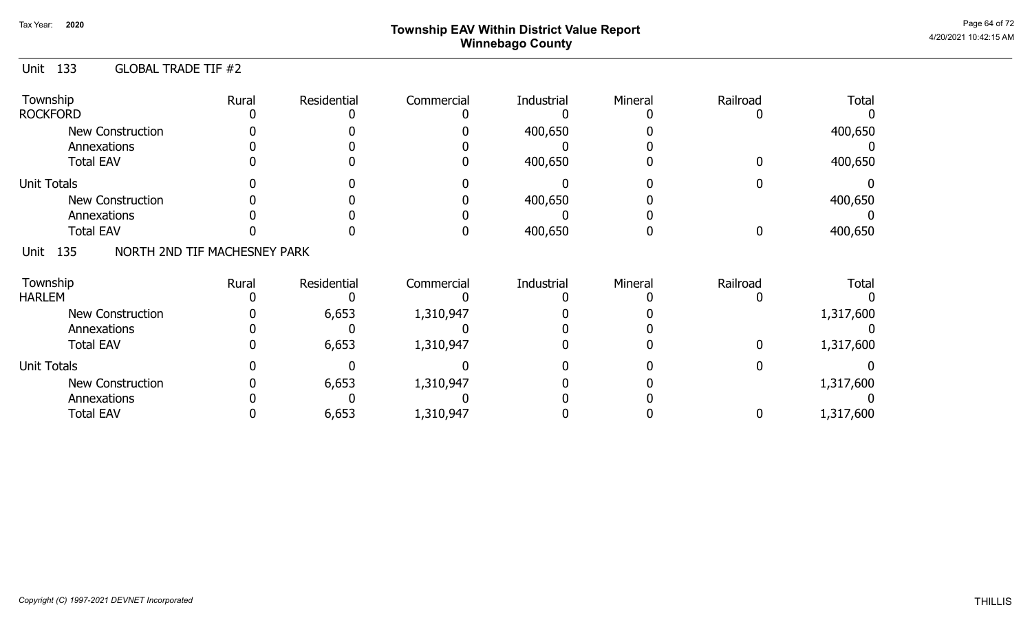Tax Year: 2020

# Township EAV Within District Value Report
## Winnebago County

Unit 133 GLOBAL TRADE TIF #2

| Township | Rural | Residential | Commercial | Industrial | Mineral | Railroad | Total |
|---|---|---|---|---|---|---|---|
| ROCKFORD | 0 | 0 | 0 | 0 | 0 | 0 | 0 |
| New Construction | 0 | 0 | 0 | 400,650 | 0 | | 400,650 |
| Annexations | 0 | 0 | 0 | 0 | 0 | | 0 |
| Total EAV | 0 | 0 | 0 | 400,650 | 0 | 0 | 400,650 |
| Unit Totals | 0 | 0 | 0 | 0 | 0 | 0 | 0 |
| New Construction | 0 | 0 | 0 | 400,650 | 0 | | 400,650 |
| Annexations | 0 | 0 | 0 | 0 | 0 | | 0 |
| Total EAV | 0 | 0 | 0 | 400,650 | 0 | 0 | 400,650 |

Unit 135 NORTH 2ND TIF MACHESNEY PARK

| Township | Rural | Residential | Commercial | Industrial | Mineral | Railroad | Total |
|---|---|---|---|---|---|---|---|
| HARLEM | 0 | 0 | 0 | 0 | 0 | 0 | 0 |
| New Construction | 0 | 6,653 | 1,310,947 | 0 | 0 | | 1,317,600 |
| Annexations | 0 | 0 | 0 | 0 | 0 | | 0 |
| Total EAV | 0 | 6,653 | 1,310,947 | 0 | 0 | 0 | 1,317,600 |
| Unit Totals | 0 | 0 | 0 | 0 | 0 | 0 | 0 |
| New Construction | 0 | 6,653 | 1,310,947 | 0 | 0 | | 1,317,600 |
| Annexations | 0 | 0 | 0 | 0 | 0 | | 0 |
| Total EAV | 0 | 6,653 | 1,310,947 | 0 | 0 | 0 | 1,317,600 |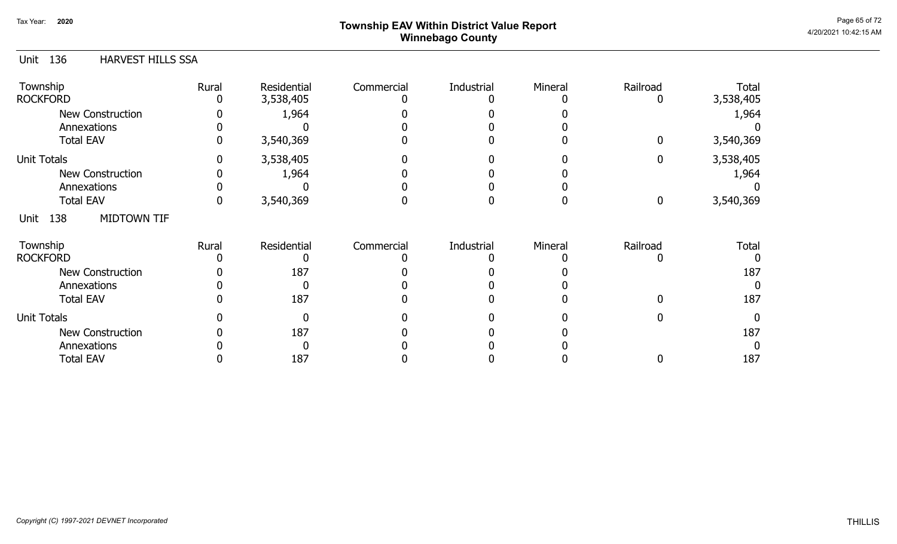# Township EAV Within District Value Report
## Winnebago County

Tax Year: 2020

## Unit 136 HARVEST HILLS SSA

| Township | Rural | Residential | Commercial | Industrial | Mineral | Railroad | Total |
|---|---|---|---|---|---|---|---|
| ROCKFORD | 0 | 3,538,405 | 0 | 0 | 0 | 0 | 3,538,405 |
| New Construction | 0 | 1,964 | 0 | 0 | 0 | | 1,964 |
| Annexations | 0 | 0 | 0 | 0 | 0 | | 0 |
| Total EAV | 0 | 3,540,369 | 0 | 0 | 0 | 0 | 3,540,369 |
| Unit Totals | 0 | 3,538,405 | 0 | 0 | 0 | 0 | 3,538,405 |
| New Construction | 0 | 1,964 | 0 | 0 | 0 | | 1,964 |
| Annexations | 0 | 0 | 0 | 0 | 0 | | 0 |
| Total EAV | 0 | 3,540,369 | 0 | 0 | 0 | 0 | 3,540,369 |

## Unit 138 MIDTOWN TIF

| Township | Rural | Residential | Commercial | Industrial | Mineral | Railroad | Total |
|---|---|---|---|---|---|---|---|
| ROCKFORD | 0 | 0 | 0 | 0 | 0 | 0 | 0 |
| New Construction | 0 | 187 | 0 | 0 | 0 | | 187 |
| Annexations | 0 | 0 | 0 | 0 | 0 | | 0 |
| Total EAV | 0 | 187 | 0 | 0 | 0 | 0 | 187 |
| Unit Totals | 0 | 0 | 0 | 0 | 0 | 0 | 0 |
| New Construction | 0 | 187 | 0 | 0 | 0 | | 187 |
| Annexations | 0 | 0 | 0 | 0 | 0 | | 0 |
| Total EAV | 0 | 187 | 0 | 0 | 0 | 0 | 187 |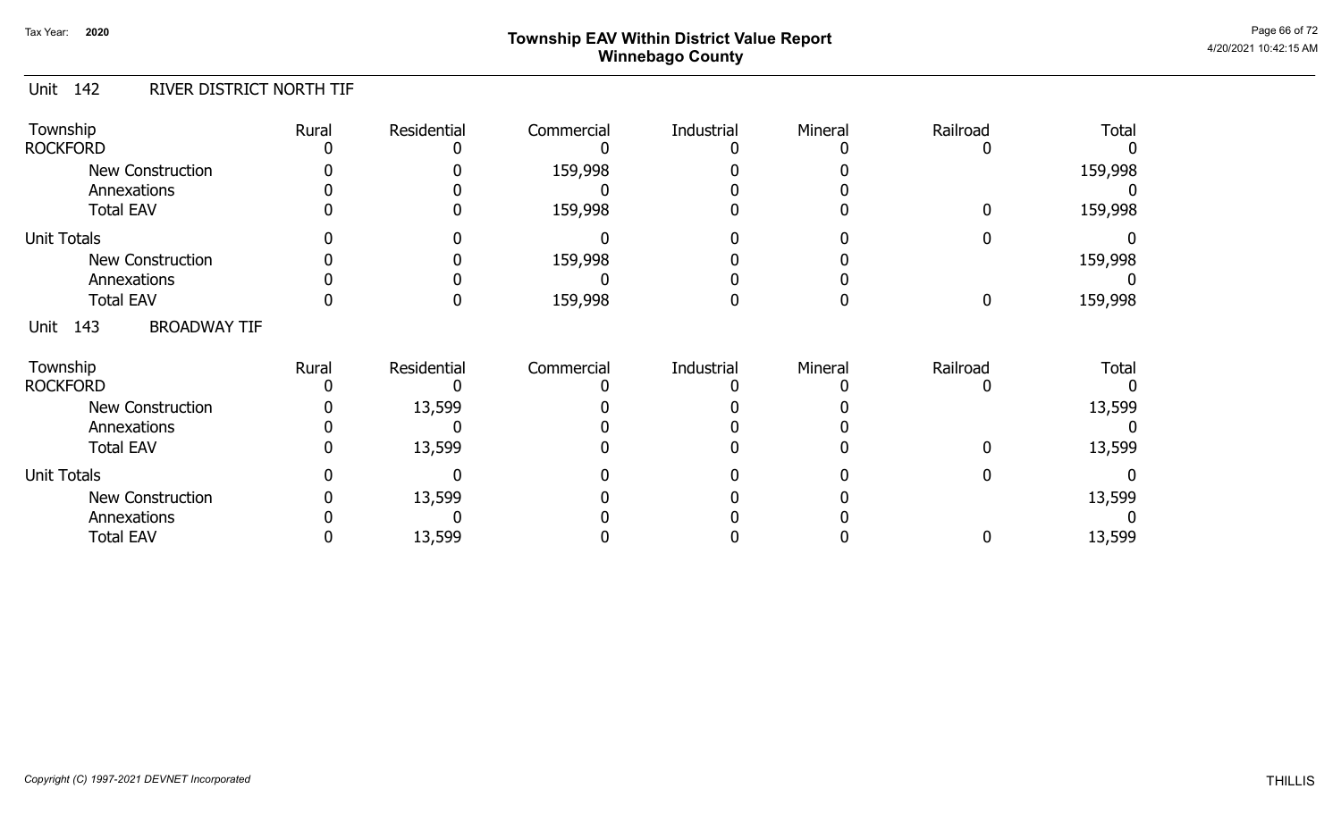## Township EAV Within District Value Report
## Winnebago County

Tax Year: 2020

### Unit 142 RIVER DISTRICT NORTH TIF

| Township | Rural | Residential | Commercial | Industrial | Mineral | Railroad | Total |
|---|---|---|---|---|---|---|---|
| ROCKFORD | 0 | 0 | 0 | 0 | 0 | 0 | 0 |
| New Construction | 0 | 0 | 159,998 | 0 | 0 | | 159,998 |
| Annexations | 0 | 0 | 0 | 0 | 0 | | 0 |
| Total EAV | 0 | 0 | 159,998 | 0 | 0 | 0 | 159,998 |
| Unit Totals | 0 | 0 | 0 | 0 | 0 | 0 | 0 |
| New Construction | 0 | 0 | 159,998 | 0 | 0 | | 159,998 |
| Annexations | 0 | 0 | 0 | 0 | 0 | | 0 |
| Total EAV | 0 | 0 | 159,998 | 0 | 0 | 0 | 159,998 |

### Unit 143 BROADWAY TIF

| Township | Rural | Residential | Commercial | Industrial | Mineral | Railroad | Total |
|---|---|---|---|---|---|---|---|
| ROCKFORD | 0 | 0 | 0 | 0 | 0 | 0 | 0 |
| New Construction | 0 | 13,599 | 0 | 0 | 0 | | 13,599 |
| Annexations | 0 | 0 | 0 | 0 | 0 | | 0 |
| Total EAV | 0 | 13,599 | 0 | 0 | 0 | 0 | 13,599 |
| Unit Totals | 0 | 0 | 0 | 0 | 0 | 0 | 0 |
| New Construction | 0 | 13,599 | 0 | 0 | 0 | | 13,599 |
| Annexations | 0 | 0 | 0 | 0 | 0 | | 0 |
| Total EAV | 0 | 13,599 | 0 | 0 | 0 | 0 | 13,599 |

*Copyright (C) 1997-2021 DEVNET Incorporated*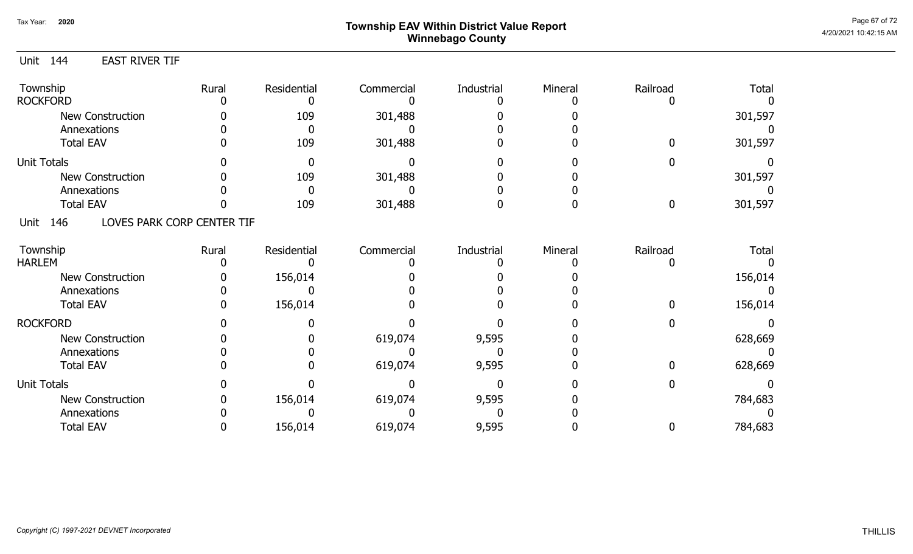# Township EAV Within District Value Report
## Winnebago County

Tax Year: 2020

### Unit 144 EAST RIVER TIF

| Township | Rural | Residential | Commercial | Industrial | Mineral | Railroad | Total |
|---|---|---|---|---|---|---|---|
| ROCKFORD | 0 | 0 | 0 | 0 | 0 | 0 | 0 |
| New Construction | 0 | 109 | 301,488 | 0 | 0 | | 301,597 |
| Annexations | 0 | 0 | 0 | 0 | 0 | | 0 |
| Total EAV | 0 | 109 | 301,488 | 0 | 0 | 0 | 301,597 |
| Unit Totals | 0 | 0 | 0 | 0 | 0 | 0 | 0 |
| New Construction | 0 | 109 | 301,488 | 0 | 0 | | 301,597 |
| Annexations | 0 | 0 | 0 | 0 | 0 | | 0 |
| Total EAV | 0 | 109 | 301,488 | 0 | 0 | 0 | 301,597 |

### Unit 146 LOVES PARK CORP CENTER TIF

| Township | Rural | Residential | Commercial | Industrial | Mineral | Railroad | Total |
|---|---|---|---|---|---|---|---|
| HARLEM | 0 | 0 | 0 | 0 | 0 | 0 | 0 |
| New Construction | 0 | 156,014 | 0 | 0 | 0 | | 156,014 |
| Annexations | 0 | 0 | 0 | 0 | 0 | | 0 |
| Total EAV | 0 | 156,014 | 0 | 0 | 0 | 0 | 156,014 |
| ROCKFORD | 0 | 0 | 0 | 0 | 0 | 0 | 0 |
| New Construction | 0 | 0 | 619,074 | 9,595 | 0 | | 628,669 |
| Annexations | 0 | 0 | 0 | 0 | 0 | | 0 |
| Total EAV | 0 | 0 | 619,074 | 9,595 | 0 | 0 | 628,669 |
| Unit Totals | 0 | 0 | 0 | 0 | 0 | 0 | 0 |
| New Construction | 0 | 156,014 | 619,074 | 9,595 | 0 | | 784,683 |
| Annexations | 0 | 0 | 0 | 0 | 0 | | 0 |
| Total EAV | 0 | 156,014 | 619,074 | 9,595 | 0 | 0 | 784,683 |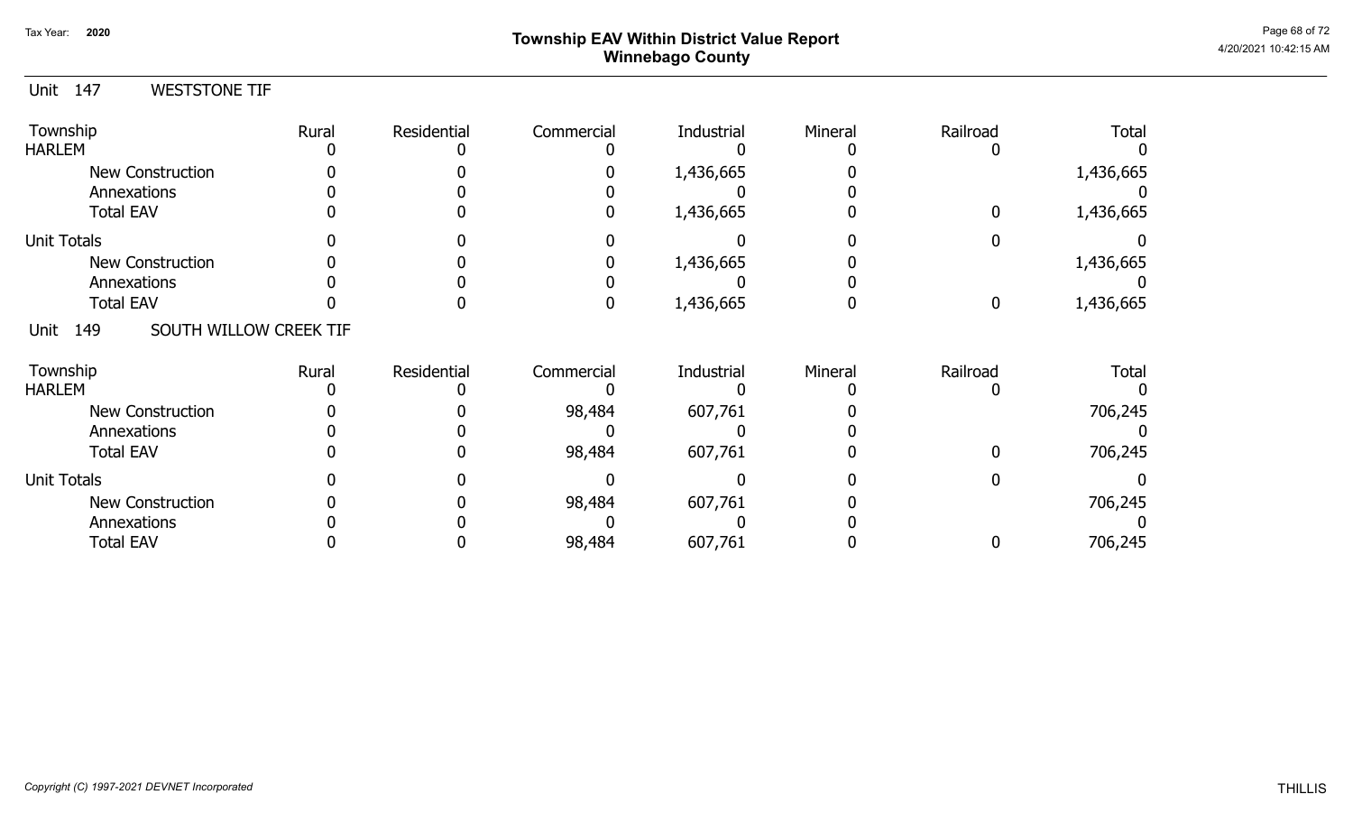# Township EAV Within District Value Report
## Winnebago County

Tax Year: 2020

### Unit 147 WESTSTONE TIF

| Township | Rural | Residential | Commercial | Industrial | Mineral | Railroad | Total |
|---|---|---|---|---|---|---|---|
| HARLEM | 0 | 0 | 0 | 0 | 0 | 0 | 0 |
| New Construction | 0 | 0 | 0 | 1,436,665 | 0 | | 1,436,665 |
| Annexations | 0 | 0 | 0 | 0 | 0 | | 0 |
| Total EAV | 0 | 0 | 0 | 1,436,665 | 0 | 0 | 1,436,665 |
| Unit Totals | 0 | 0 | 0 | 0 | 0 | 0 | 0 |
| New Construction | 0 | 0 | 0 | 1,436,665 | 0 | | 1,436,665 |
| Annexations | 0 | 0 | 0 | 0 | 0 | | 0 |
| Total EAV | 0 | 0 | 0 | 1,436,665 | 0 | 0 | 1,436,665 |

### Unit 149 SOUTH WILLOW CREEK TIF

| Township | Rural | Residential | Commercial | Industrial | Mineral | Railroad | Total |
|---|---|---|---|---|---|---|---|
| HARLEM | 0 | 0 | 0 | 0 | 0 | 0 | 0 |
| New Construction | 0 | 0 | 98,484 | 607,761 | 0 | | 706,245 |
| Annexations | 0 | 0 | 0 | 0 | 0 | | 0 |
| Total EAV | 0 | 0 | 98,484 | 607,761 | 0 | 0 | 706,245 |
| Unit Totals | 0 | 0 | 0 | 0 | 0 | 0 | 0 |
| New Construction | 0 | 0 | 98,484 | 607,761 | 0 | | 706,245 |
| Annexations | 0 | 0 | 0 | 0 | 0 | | 0 |
| Total EAV | 0 | 0 | 98,484 | 607,761 | 0 | 0 | 706,245 |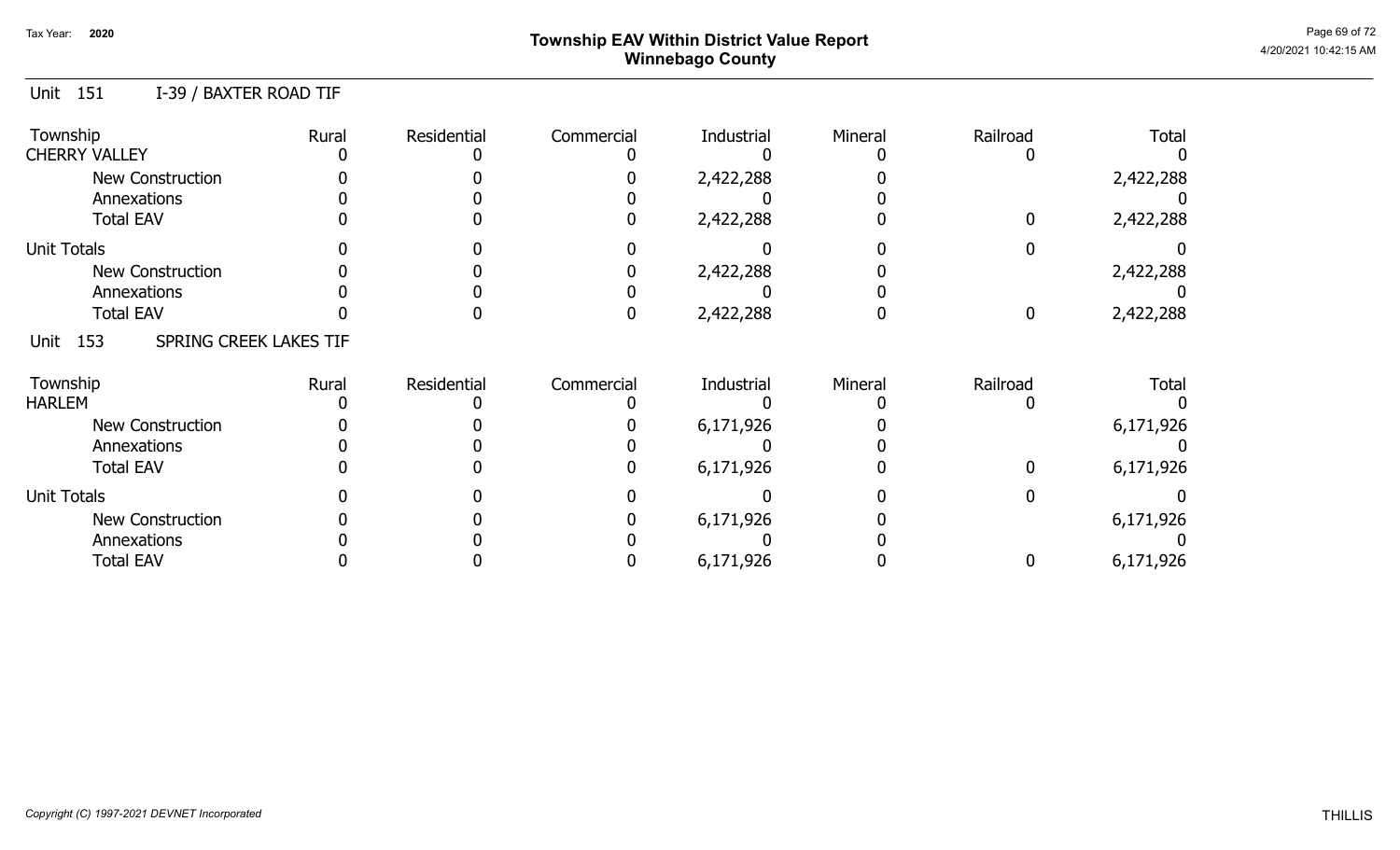# Township EAV Within District Value Report
## Winnebago County

Tax Year: 2020

### Unit 151 I-39 / BAXTER ROAD TIF

| Township | Rural | Residential | Commercial | Industrial | Mineral | Railroad | Total |
|---|---|---|---|---|---|---|---|
| CHERRY VALLEY | 0 | 0 | 0 | 0 | 0 | 0 | 0 |
| New Construction | 0 | 0 | 0 | 2,422,288 | 0 | | 2,422,288 |
| Annexations | 0 | 0 | 0 | 0 | 0 | | 0 |
| Total EAV | 0 | 0 | 0 | 2,422,288 | 0 | 0 | 2,422,288 |
| Unit Totals | 0 | 0 | 0 | 0 | 0 | 0 | 0 |
| New Construction | 0 | 0 | 0 | 2,422,288 | 0 | | 2,422,288 |
| Annexations | 0 | 0 | 0 | 0 | 0 | | 0 |
| Total EAV | 0 | 0 | 0 | 2,422,288 | 0 | 0 | 2,422,288 |

### Unit 153 SPRING CREEK LAKES TIF

| Township | Rural | Residential | Commercial | Industrial | Mineral | Railroad | Total |
|---|---|---|---|---|---|---|---|
| HARLEM | 0 | 0 | 0 | 0 | 0 | 0 | 0 |
| New Construction | 0 | 0 | 0 | 6,171,926 | 0 | | 6,171,926 |
| Annexations | 0 | 0 | 0 | 0 | 0 | | 0 |
| Total EAV | 0 | 0 | 0 | 6,171,926 | 0 | 0 | 6,171,926 |
| Unit Totals | 0 | 0 | 0 | 0 | 0 | 0 | 0 |
| New Construction | 0 | 0 | 0 | 6,171,926 | 0 | | 6,171,926 |
| Annexations | 0 | 0 | 0 | 0 | 0 | | 0 |
| Total EAV | 0 | 0 | 0 | 6,171,926 | 0 | 0 | 6,171,926 |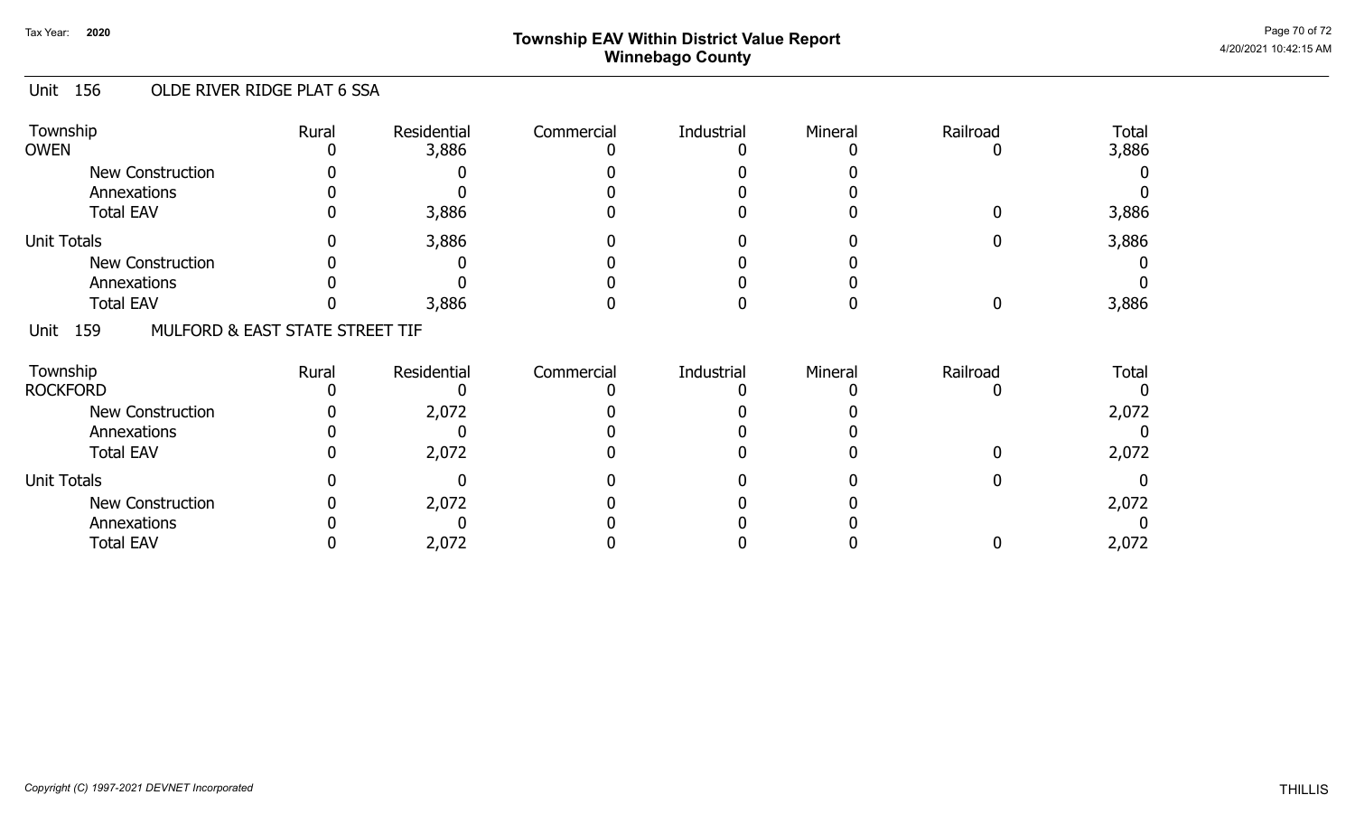# Township EAV Within District Value Report
## Winnebago County

Tax Year: 2020

### Unit 156 OLDE RIVER RIDGE PLAT 6 SSA

| Township | Rural | Residential | Commercial | Industrial | Mineral | Railroad | Total |
|---|---|---|---|---|---|---|---|
| OWEN | 0 | 3,886 | 0 | 0 | 0 | 0 | 3,886 |
| New Construction | 0 | 0 | 0 | 0 | 0 | | 0 |
| Annexations | 0 | 0 | 0 | 0 | 0 | | 0 |
| Total EAV | 0 | 3,886 | 0 | 0 | 0 | 0 | 3,886 |
| Unit Totals | 0 | 3,886 | 0 | 0 | 0 | 0 | 3,886 |
| New Construction | 0 | 0 | 0 | 0 | 0 | | 0 |
| Annexations | 0 | 0 | 0 | 0 | 0 | | 0 |
| Total EAV | 0 | 3,886 | 0 | 0 | 0 | 0 | 3,886 |

### Unit 159 MULFORD & EAST STATE STREET TIF

| Township | Rural | Residential | Commercial | Industrial | Mineral | Railroad | Total |
|---|---|---|---|---|---|---|---|
| ROCKFORD | 0 | 0 | 0 | 0 | 0 | 0 | 0 |
| New Construction | 0 | 2,072 | 0 | 0 | 0 | | 2,072 |
| Annexations | 0 | 0 | 0 | 0 | 0 | | 0 |
| Total EAV | 0 | 2,072 | 0 | 0 | 0 | 0 | 2,072 |
| Unit Totals | 0 | 0 | 0 | 0 | 0 | 0 | 0 |
| New Construction | 0 | 2,072 | 0 | 0 | 0 | | 2,072 |
| Annexations | 0 | 0 | 0 | 0 | 0 | | 0 |
| Total EAV | 0 | 2,072 | 0 | 0 | 0 | 0 | 2,072 |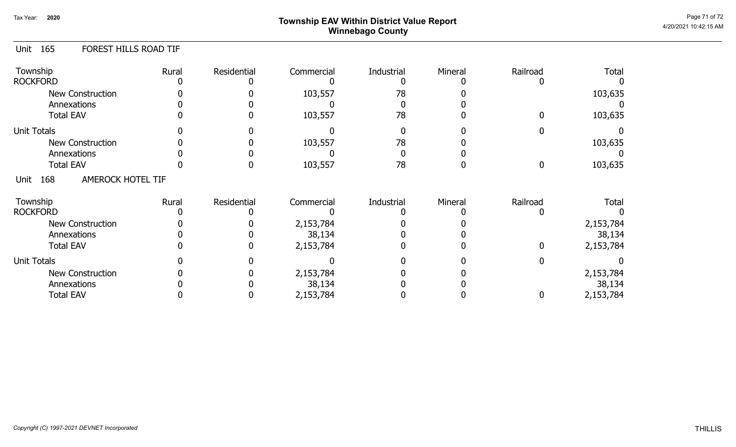## Unit 165 FOREST HILLS ROAD TIF

| Township | Rural | Residential | Commercial | Industrial | Mineral | Railroad | Total |
|---|---|---|---|---|---|---|---|
| ROCKFORD | 0 | 0 | 0 | 0 | 0 | 0 | 0 |
| New Construction | 0 | 0 | 103,557 | 78 | 0 | | 103,635 |
| Annexations | 0 | 0 | 0 | 0 | 0 | | 0 |
| Total EAV | 0 | 0 | 103,557 | 78 | 0 | 0 | 103,635 |
| Unit Totals | 0 | 0 | 0 | 0 | 0 | 0 | 0 |
| New Construction | 0 | 0 | 103,557 | 78 | 0 | | 103,635 |
| Annexations | 0 | 0 | 0 | 0 | 0 | | 0 |
| Total EAV | 0 | 0 | 103,557 | 78 | 0 | 0 | 103,635 |

## Unit 168 AMEROCK HOTEL TIF

| Township | Rural | Residential | Commercial | Industrial | Mineral | Railroad | Total |
|---|---|---|---|---|---|---|---|
| ROCKFORD | 0 | 0 | 0 | 0 | 0 | 0 | 0 |
| New Construction | 0 | 0 | 2,153,784 | 0 | 0 | | 2,153,784 |
| Annexations | 0 | 0 | 38,134 | 0 | 0 | | 38,134 |
| Total EAV | 0 | 0 | 2,153,784 | 0 | 0 | 0 | 2,153,784 |
| Unit Totals | 0 | 0 | 0 | 0 | 0 | 0 | 0 |
| New Construction | 0 | 0 | 2,153,784 | 0 | 0 | | 2,153,784 |
| Annexations | 0 | 0 | 38,134 | 0 | 0 | | 38,134 |
| Total EAV | 0 | 0 | 2,153,784 | 0 | 0 | 0 | 2,153,784 |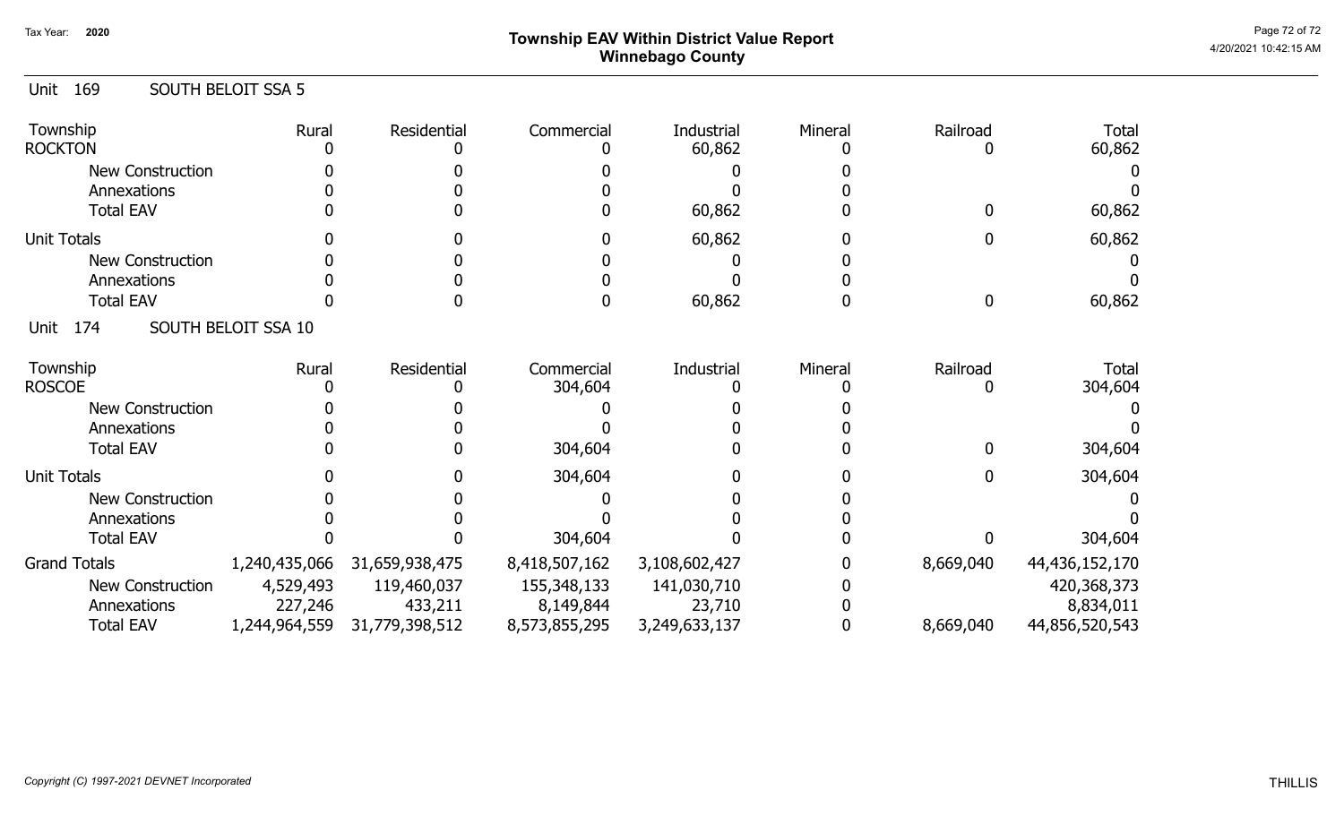## Unit 169 SOUTH BELOIT SSA 5

| Township | Rural | Residential | Commercial | Industrial | Mineral | Railroad | Total |
|---|---|---|---|---|---|---|---|
| ROCKTON | 0 | 0 | 0 | 60,862 | 0 | 0 | 60,862 |
| New Construction | 0 | 0 | 0 | 0 | 0 | | 0 |
| Annexations | 0 | 0 | 0 | 0 | 0 | | 0 |
| Total EAV | 0 | 0 | 0 | 60,862 | 0 | 0 | 60,862 |
| Unit Totals | 0 | 0 | 0 | 60,862 | 0 | 0 | 60,862 |
| New Construction | 0 | 0 | 0 | 0 | 0 | | 0 |
| Annexations | 0 | 0 | 0 | 0 | 0 | | 0 |
| Total EAV | 0 | 0 | 0 | 60,862 | 0 | 0 | 60,862 |

## Unit 174 SOUTH BELOIT SSA 10

| Township | Rural | Residential | Commercial | Industrial | Mineral | Railroad | Total |
|---|---|---|---|---|---|---|---|
| ROSCOE | 0 | 0 | 304,604 | 0 | 0 | 0 | 304,604 |
| New Construction | 0 | 0 | 0 | 0 | 0 | | 0 |
| Annexations | 0 | 0 | 0 | 0 | 0 | | 0 |
| Total EAV | 0 | 0 | 304,604 | 0 | 0 | 0 | 304,604 |
| Unit Totals | 0 | 0 | 304,604 | 0 | 0 | 0 | 304,604 |
| New Construction | 0 | 0 | 0 | 0 | 0 | | 0 |
| Annexations | 0 | 0 | 0 | 0 | 0 | | 0 |
| Total EAV | 0 | 0 | 304,604 | 0 | 0 | 0 | 304,604 |
| Grand Totals | 1,240,435,066 | 31,659,938,475 | 8,418,507,162 | 3,108,602,427 | 0 | 8,669,040 | 44,436,152,170 |
| New Construction | 4,529,493 | 119,460,037 | 155,348,133 | 141,030,710 | 0 | | 420,368,373 |
| Annexations | 227,246 | 433,211 | 8,149,844 | 23,710 | 0 | | 8,834,011 |
| Total EAV | 1,244,964,559 | 31,779,398,512 | 8,573,855,295 | 3,249,633,137 | 0 | 8,669,040 | 44,856,520,543 |